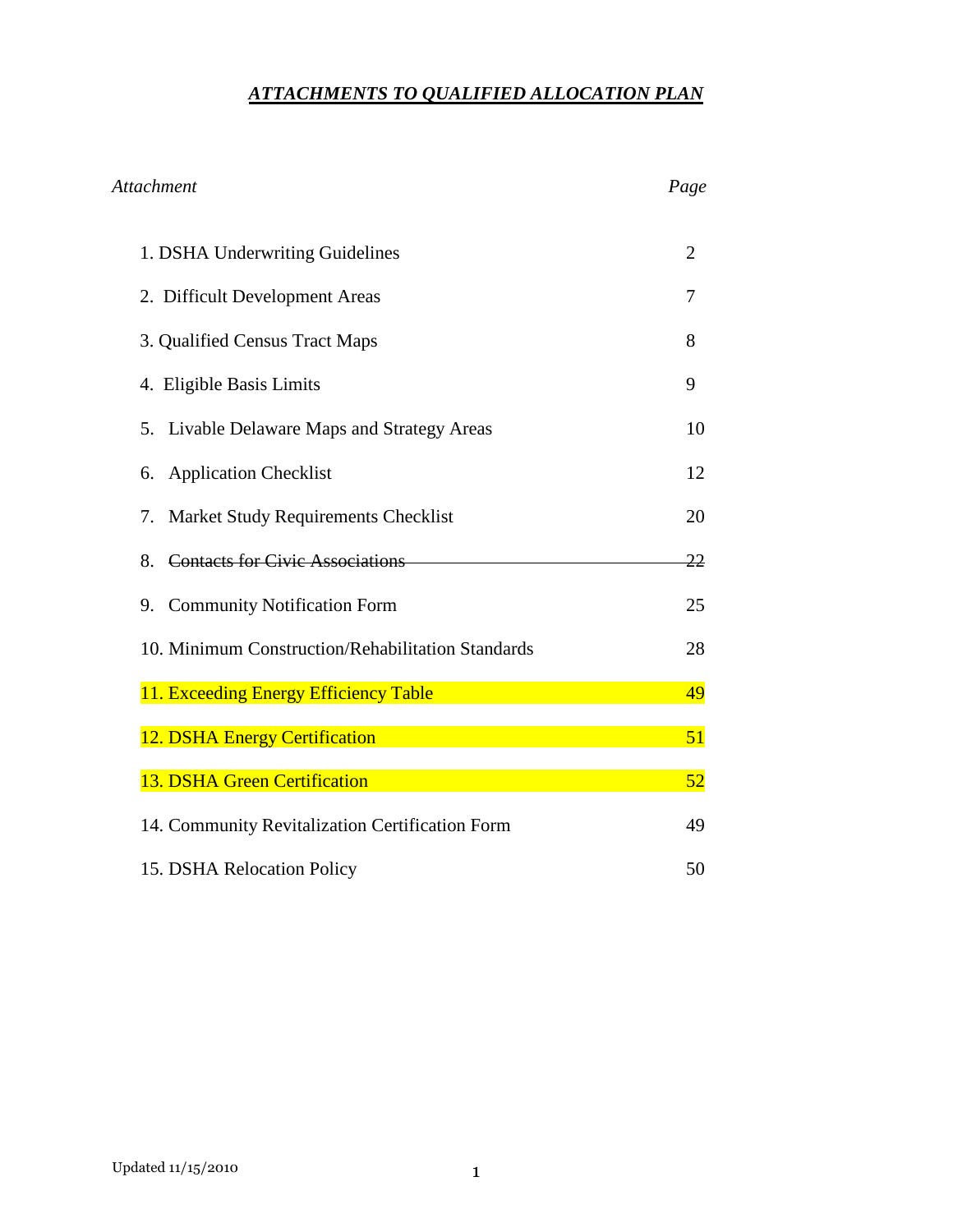# ***ATTACHMENTS TO QUALIFIED ALLOCATION PLAN***

| *Attachment* | *Page* |
|---|---|
| 1. DSHA Underwriting Guidelines | 2 |
| 2. Difficult Development Areas | 7 |
| 3. Qualified Census Tract Maps | 8 |
| 4. Eligible Basis Limits | 9 |
| 5. Livable Delaware Maps and Strategy Areas | 10 |
| 6. Application Checklist | 12 |
| 7. Market Study Requirements Checklist | 20 |
| 8. ~~Contacts for Civic Associations~~ | ~~22~~ |
| 9. Community Notification Form | 25 |
| 10. Minimum Construction/Rehabilitation Standards | 28 |
| 11. Exceeding Energy Efficiency Table | 49 |
| 12. DSHA Energy Certification | 51 |
| 13. DSHA Green Certification | 52 |
| 14. Community Revitalization Certification Form | 49 |
| 15. DSHA Relocation Policy | 50 |

Updated 11/15/2010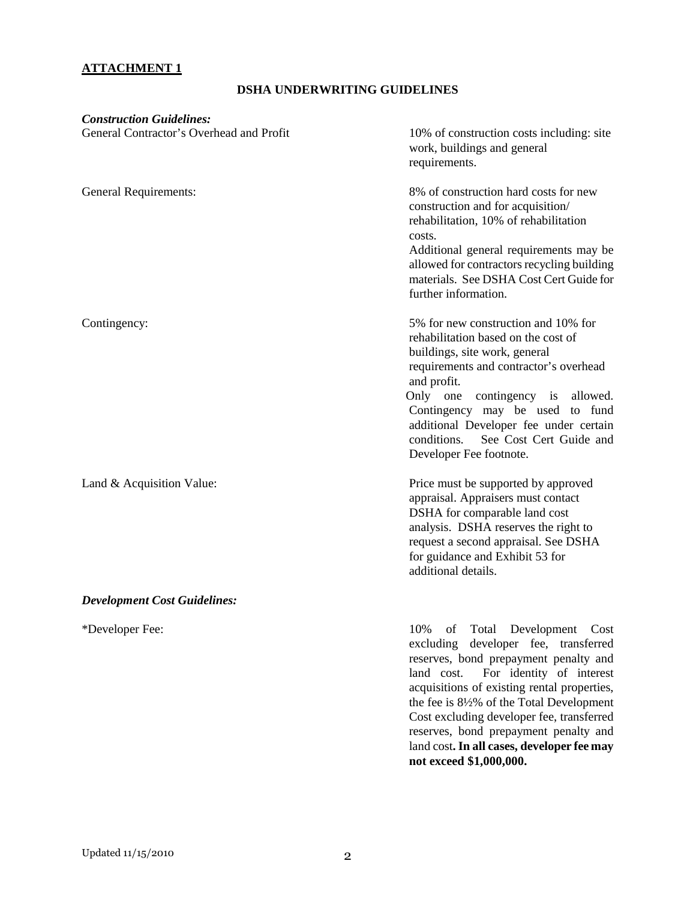**ATTACHMENT 1**

**DSHA UNDERWRITING GUIDELINES**

***Construction Guidelines:***

| | |
|---|---|
| General Contractor's Overhead and Profit | 10% of construction costs including: site work, buildings and general requirements. |
| General Requirements: | 8% of construction hard costs for new construction and for acquisition/ rehabilitation, 10% of rehabilitation costs. Additional general requirements may be allowed for contractors recycling building materials. See DSHA Cost Cert Guide for further information. |
| Contingency: | 5% for new construction and 10% for rehabilitation based on the cost of buildings, site work, general requirements and contractor's overhead and profit. Only one contingency is allowed. Contingency may be used to fund additional Developer fee under certain conditions. See Cost Cert Guide and Developer Fee footnote. |
| Land & Acquisition Value: | Price must be supported by approved appraisal. Appraisers must contact DSHA for comparable land cost analysis. DSHA reserves the right to request a second appraisal. See DSHA for guidance and Exhibit 53 for additional details. |

***Development Cost Guidelines:***

| | |
|---|---|
| *Developer Fee: | 10% of Total Development Cost excluding developer fee, transferred reserves, bond prepayment penalty and land cost. For identity of interest acquisitions of existing rental properties, the fee is 8½% of the Total Development Cost excluding developer fee, transferred reserves, bond prepayment penalty and land cost**. In all cases, developer fee may not exceed $1,000,000.** |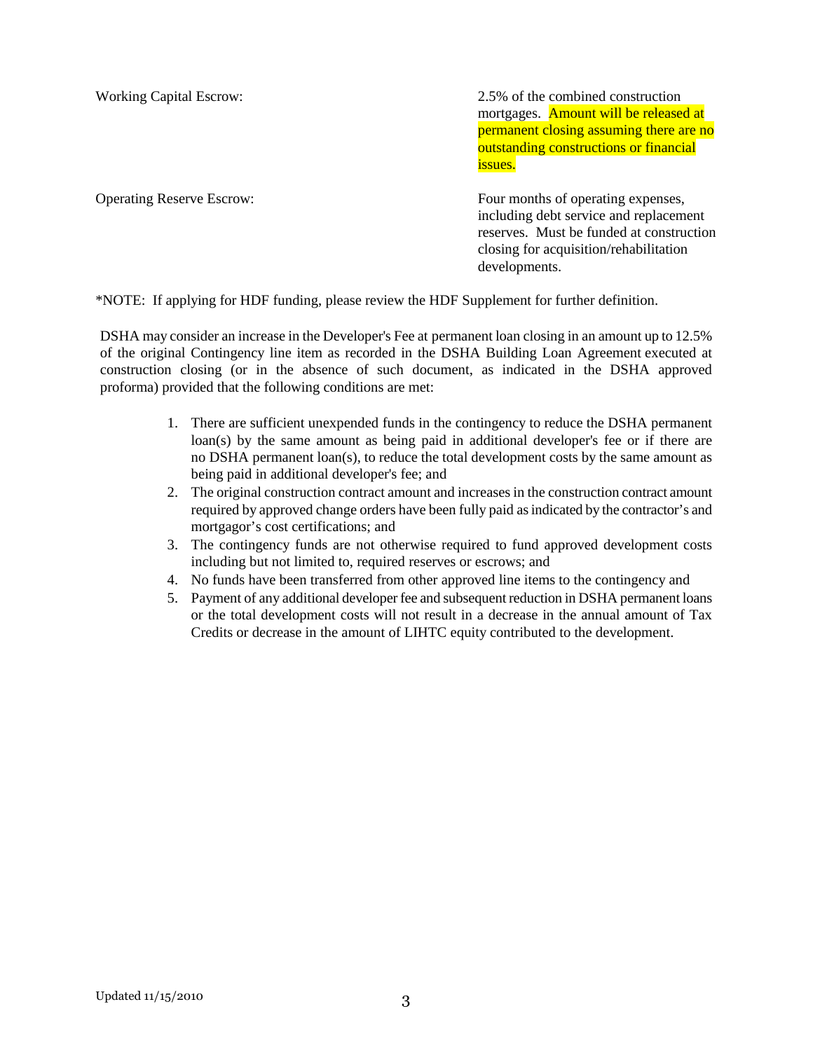| | |
|---|---|
| Working Capital Escrow: | 2.5% of the combined construction mortgages. Amount will be released at permanent closing assuming there are no outstanding constructions or financial issues. |
| Operating Reserve Escrow: | Four months of operating expenses, including debt service and replacement reserves. Must be funded at construction closing for acquisition/rehabilitation developments. |

*NOTE: If applying for HDF funding, please review the HDF Supplement for further definition.

DSHA may consider an increase in the Developer's Fee at permanent loan closing in an amount up to 12.5% of the original Contingency line item as recorded in the DSHA Building Loan Agreement executed at construction closing (or in the absence of such document, as indicated in the DSHA approved proforma) provided that the following conditions are met:

1. There are sufficient unexpended funds in the contingency to reduce the DSHA permanent loan(s) by the same amount as being paid in additional developer's fee or if there are no DSHA permanent loan(s), to reduce the total development costs by the same amount as being paid in additional developer's fee; and
2. The original construction contract amount and increases in the construction contract amount required by approved change orders have been fully paid as indicated by the contractor's and mortgagor's cost certifications; and
3. The contingency funds are not otherwise required to fund approved development costs including but not limited to, required reserves or escrows; and
4. No funds have been transferred from other approved line items to the contingency and
5. Payment of any additional developer fee and subsequent reduction in DSHA permanent loans or the total development costs will not result in a decrease in the annual amount of Tax Credits or decrease in the amount of LIHTC equity contributed to the development.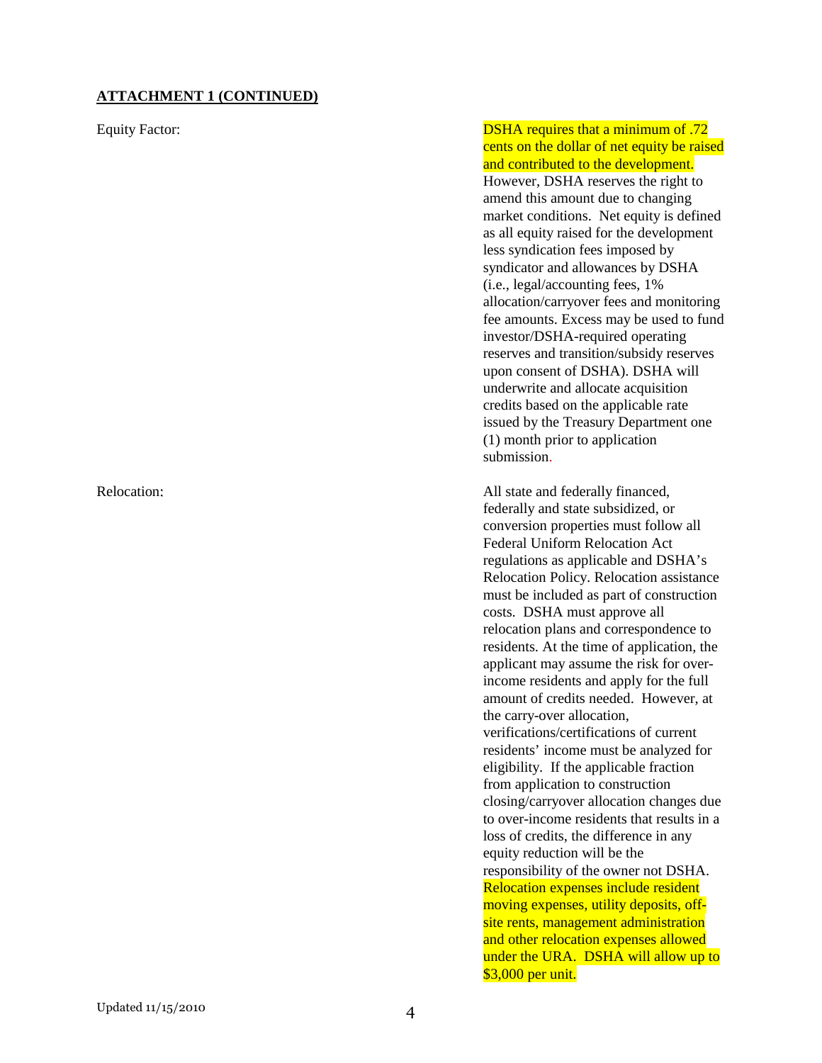**ATTACHMENT 1 (CONTINUED)**

Equity Factor:

DSHA requires that a minimum of .72 cents on the dollar of net equity be raised and contributed to the development. However, DSHA reserves the right to amend this amount due to changing market conditions. Net equity is defined as all equity raised for the development less syndication fees imposed by syndicator and allowances by DSHA (i.e., legal/accounting fees, 1% allocation/carryover fees and monitoring fee amounts. Excess may be used to fund investor/DSHA-required operating reserves and transition/subsidy reserves upon consent of DSHA). DSHA will underwrite and allocate acquisition credits based on the applicable rate issued by the Treasury Department one (1) month prior to application submission.

Relocation:

All state and federally financed, federally and state subsidized, or conversion properties must follow all Federal Uniform Relocation Act regulations as applicable and DSHA's Relocation Policy. Relocation assistance must be included as part of construction costs. DSHA must approve all relocation plans and correspondence to residents. At the time of application, the applicant may assume the risk for over-income residents and apply for the full amount of credits needed. However, at the carry-over allocation, verifications/certifications of current residents' income must be analyzed for eligibility. If the applicable fraction from application to construction closing/carryover allocation changes due to over-income residents that results in a loss of credits, the difference in any equity reduction will be the responsibility of the owner not DSHA. Relocation expenses include resident moving expenses, utility deposits, off-site rents, management administration and other relocation expenses allowed under the URA. DSHA will allow up to $3,000 per unit.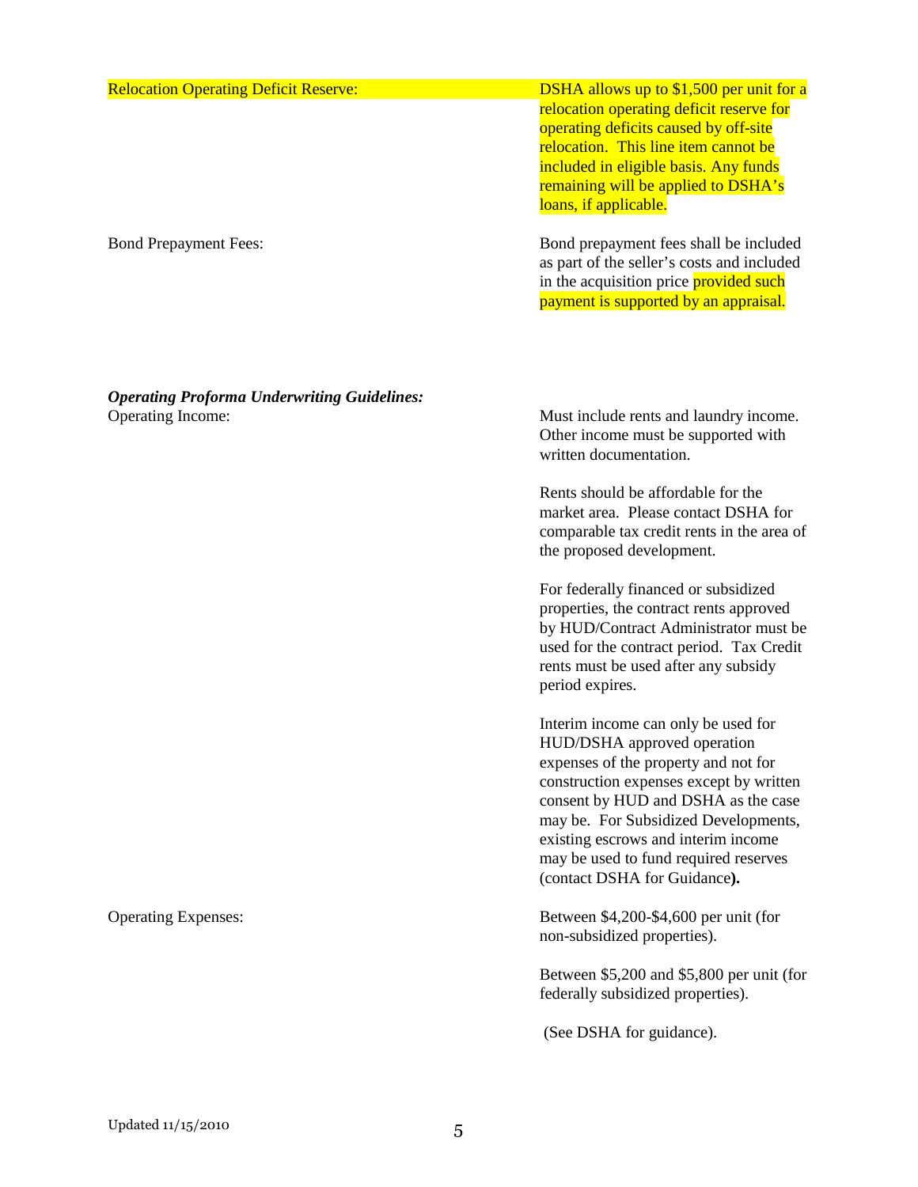Relocation Operating Deficit Reserve:

DSHA allows up to $1,500 per unit for a relocation operating deficit reserve for operating deficits caused by off-site relocation. This line item cannot be included in eligible basis. Any funds remaining will be applied to DSHA's loans, if applicable.

Bond Prepayment Fees:

Bond prepayment fees shall be included as part of the seller's costs and included in the acquisition price provided such payment is supported by an appraisal.

***Operating Proforma Underwriting Guidelines:***

Operating Income:

Must include rents and laundry income. Other income must be supported with written documentation.

Rents should be affordable for the market area. Please contact DSHA for comparable tax credit rents in the area of the proposed development.

For federally financed or subsidized properties, the contract rents approved by HUD/Contract Administrator must be used for the contract period. Tax Credit rents must be used after any subsidy period expires.

Interim income can only be used for HUD/DSHA approved operation expenses of the property and not for construction expenses except by written consent by HUD and DSHA as the case may be. For Subsidized Developments, existing escrows and interim income may be used to fund required reserves (contact DSHA for Guidance**).**

Operating Expenses:

Between $4,200-$4,600 per unit (for non-subsidized properties).

Between $5,200 and $5,800 per unit (for federally subsidized properties).

(See DSHA for guidance).

Updated 11/15/2010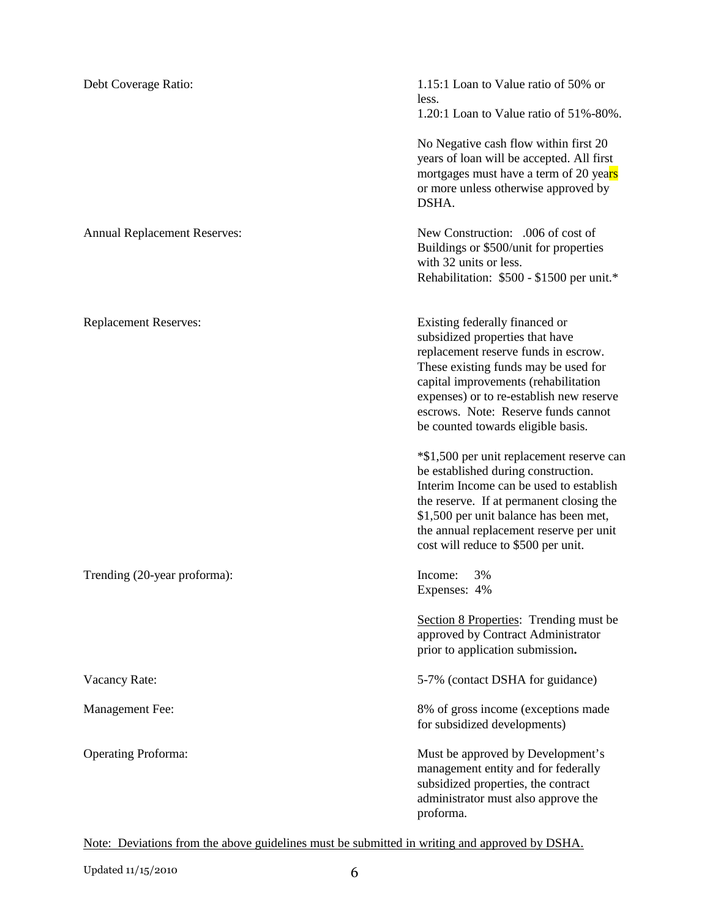| | |
|---|---|
| Debt Coverage Ratio: | 1.15:1 Loan to Value ratio of 50% or less.<br>1.20:1 Loan to Value ratio of 51%-80%.<br><br>No Negative cash flow within first 20 years of loan will be accepted. All first mortgages must have a term of 20 years or more unless otherwise approved by DSHA. |
| Annual Replacement Reserves: | New Construction: .006 of cost of Buildings or $500/unit for properties with 32 units or less.<br>Rehabilitation: $500 - $1500 per unit.* |
| Replacement Reserves: | Existing federally financed or subsidized properties that have replacement reserve funds in escrow. These existing funds may be used for capital improvements (rehabilitation expenses) or to re-establish new reserve escrows. Note: Reserve funds cannot be counted towards eligible basis.<br><br>*$1,500 per unit replacement reserve can be established during construction. Interim Income can be used to establish the reserve. If at permanent closing the $1,500 per unit balance has been met, the annual replacement reserve per unit cost will reduce to $500 per unit. |
| Trending (20-year proforma): | Income: 3%<br>Expenses: 4%<br><br><u>Section 8 Properties</u>: Trending must be approved by Contract Administrator prior to application submission**.** |
| Vacancy Rate: | 5-7% (contact DSHA for guidance) |
| Management Fee: | 8% of gross income (exceptions made for subsidized developments) |
| Operating Proforma: | Must be approved by Development's management entity and for federally subsidized properties, the contract administrator must also approve the proforma. |

<u>Note: Deviations from the above guidelines must be submitted in writing and approved by DSHA.</u>

Updated 11/15/2010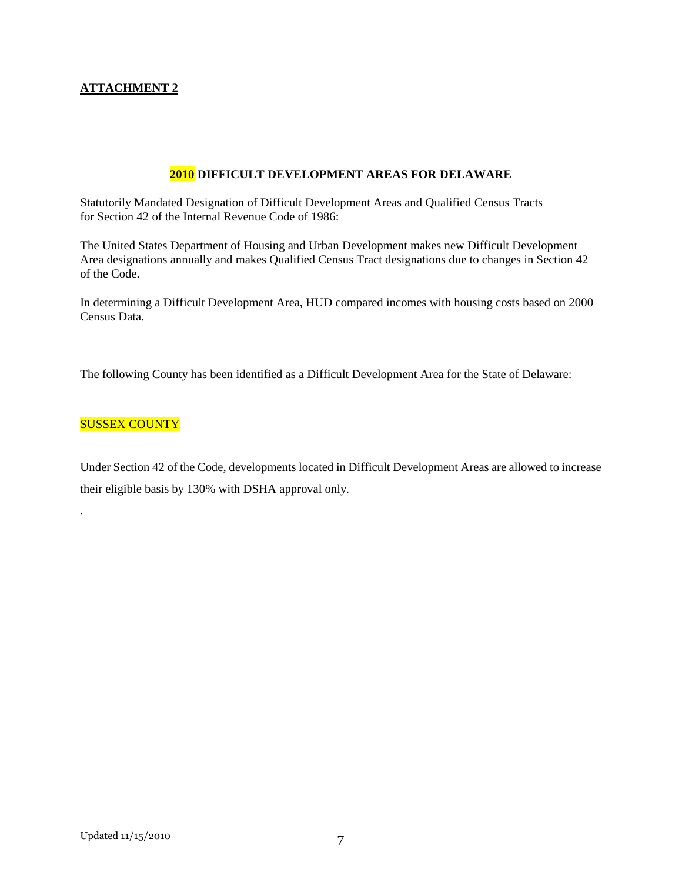**ATTACHMENT 2**

## 2010 DIFFICULT DEVELOPMENT AREAS FOR DELAWARE

Statutorily Mandated Designation of Difficult Development Areas and Qualified Census Tracts for Section 42 of the Internal Revenue Code of 1986:

The United States Department of Housing and Urban Development makes new Difficult Development Area designations annually and makes Qualified Census Tract designations due to changes in Section 42 of the Code.

In determining a Difficult Development Area, HUD compared incomes with housing costs based on 2000 Census Data.

The following County has been identified as a Difficult Development Area for the State of Delaware:

SUSSEX COUNTY

Under Section 42 of the Code, developments located in Difficult Development Areas are allowed to increase their eligible basis by 130% with DSHA approval only.

.

Updated 11/15/2010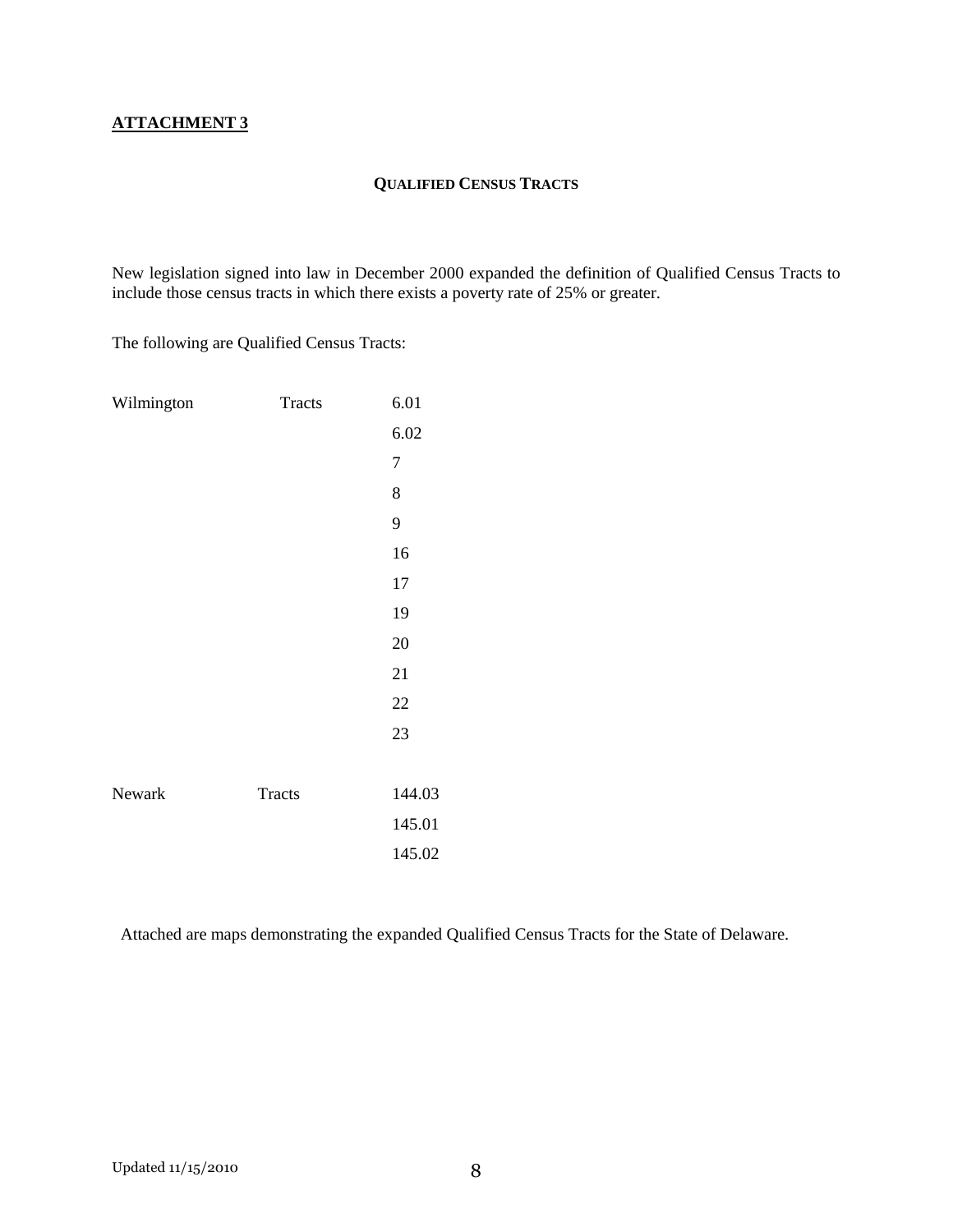**ATTACHMENT 3**

**QUALIFIED CENSUS TRACTS**

New legislation signed into law in December 2000 expanded the definition of Qualified Census Tracts to include those census tracts in which there exists a poverty rate of 25% or greater.

The following are Qualified Census Tracts:

| | | |
|---|---|---|
| Wilmington | Tracts | 6.01 |
| | | 6.02 |
| | | 7 |
| | | 8 |
| | | 9 |
| | | 16 |
| | | 17 |
| | | 19 |
| | | 20 |
| | | 21 |
| | | 22 |
| | | 23 |
| Newark | Tracts | 144.03 |
| | | 145.01 |
| | | 145.02 |

Attached are maps demonstrating the expanded Qualified Census Tracts for the State of Delaware.

Updated 11/15/2010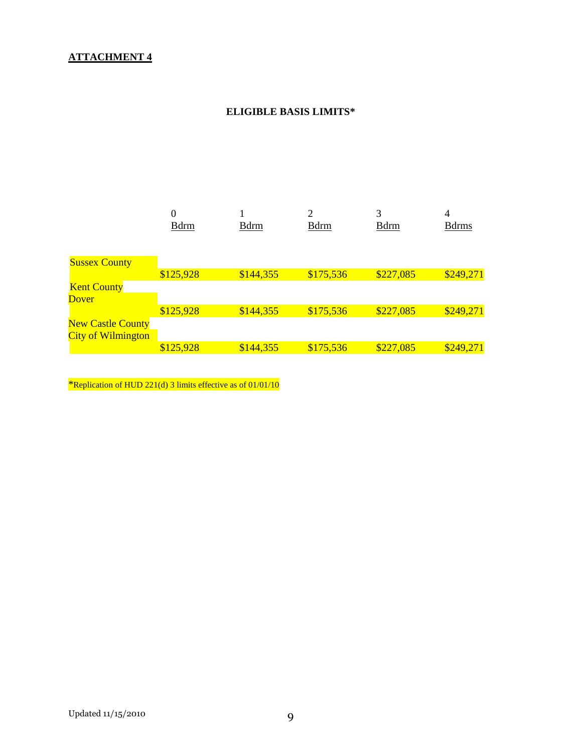**ATTACHMENT 4**

**ELIGIBLE BASIS LIMITS***

| | 0 Bdrm | 1 Bdrm | 2 Bdrm | 3 Bdrm | 4 Bdrms |
|---|---|---|---|---|---|
| Sussex County | $125,928 | $144,355 | $175,536 | $227,085 | $249,271 |
| Kent County Dover | $125,928 | $144,355 | $175,536 | $227,085 | $249,271 |
| New Castle County City of Wilmington | $125,928 | $144,355 | $175,536 | $227,085 | $249,271 |

*Replication of HUD 221(d) 3 limits effective as of 01/01/10

Updated 11/15/2010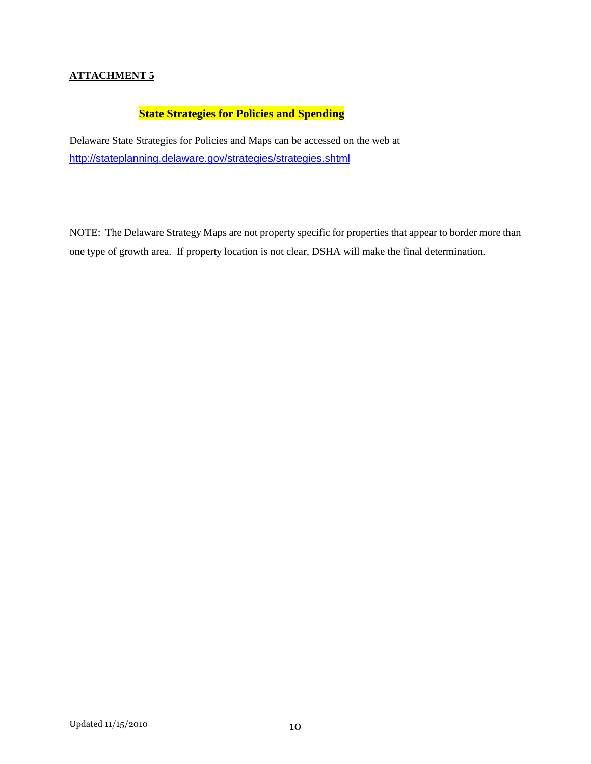**ATTACHMENT 5**

## State Strategies for Policies and Spending

Delaware State Strategies for Policies and Maps can be accessed on the web at
http://stateplanning.delaware.gov/strategies/strategies.shtml

NOTE: The Delaware Strategy Maps are not property specific for properties that appear to border more than one type of growth area. If property location is not clear, DSHA will make the final determination.

Updated 11/15/2010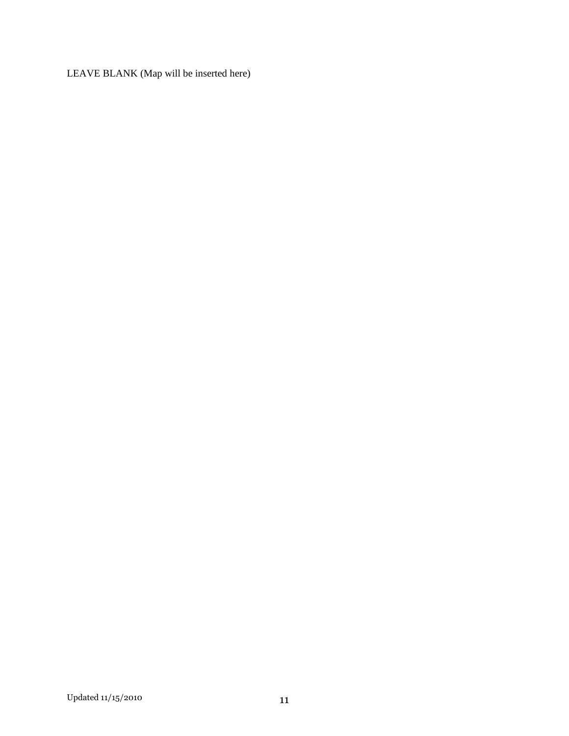LEAVE BLANK (Map will be inserted here)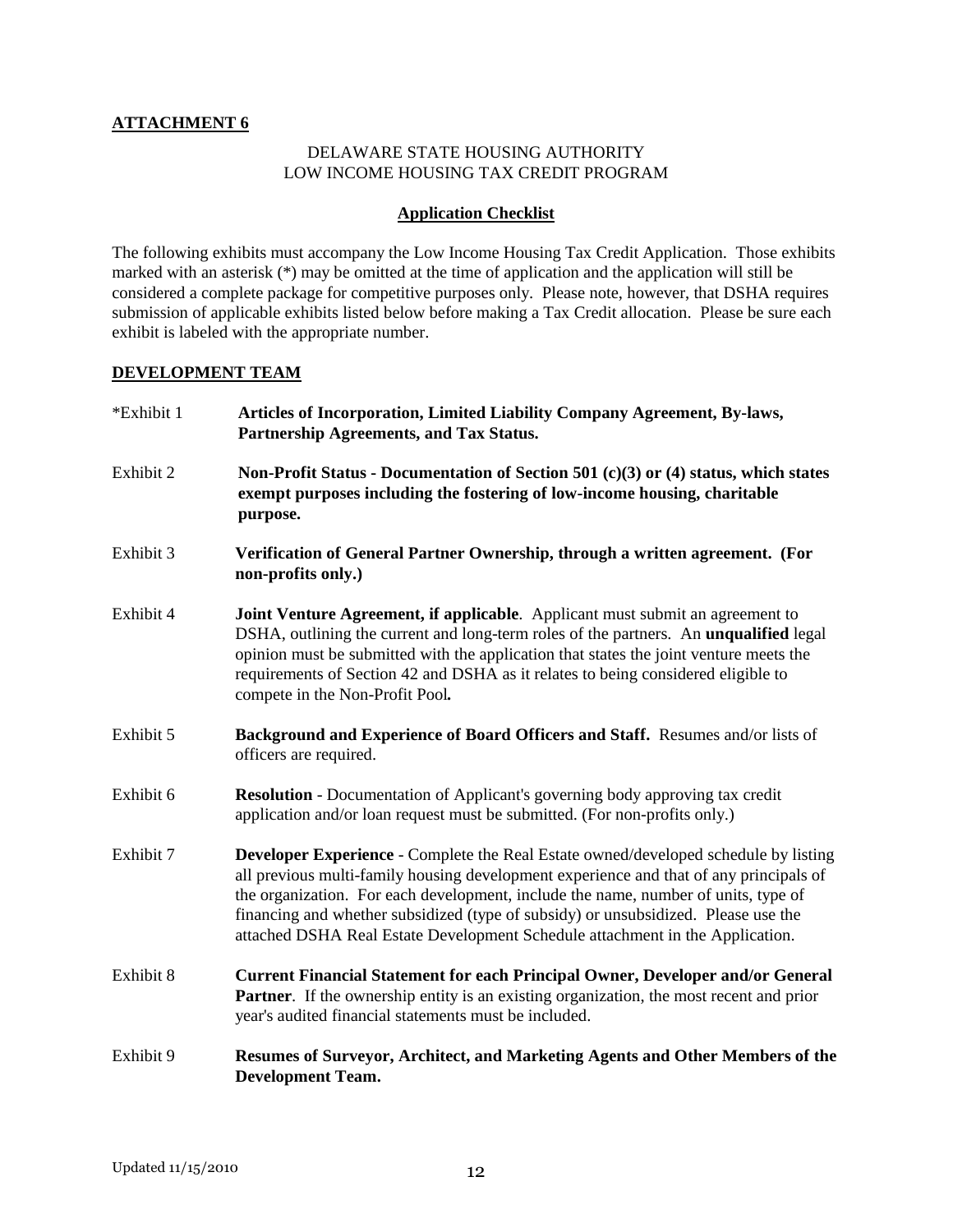**ATTACHMENT 6**

DELAWARE STATE HOUSING AUTHORITY
LOW INCOME HOUSING TAX CREDIT PROGRAM

**Application Checklist**

The following exhibits must accompany the Low Income Housing Tax Credit Application. Those exhibits marked with an asterisk (*) may be omitted at the time of application and the application will still be considered a complete package for competitive purposes only. Please note, however, that DSHA requires submission of applicable exhibits listed below before making a Tax Credit allocation. Please be sure each exhibit is labeled with the appropriate number.

**DEVELOPMENT TEAM**

*Exhibit 1 — **Articles of Incorporation, Limited Liability Company Agreement, By-laws, Partnership Agreements, and Tax Status.**

Exhibit 2 — **Non-Profit Status - Documentation of Section 501 (c)(3) or (4) status, which states exempt purposes including the fostering of low-income housing, charitable purpose.**

Exhibit 3 — **Verification of General Partner Ownership, through a written agreement. (For non-profits only.)**

Exhibit 4 — **Joint Venture Agreement, if applicable**. Applicant must submit an agreement to DSHA, outlining the current and long-term roles of the partners. An **unqualified** legal opinion must be submitted with the application that states the joint venture meets the requirements of Section 42 and DSHA as it relates to being considered eligible to compete in the Non-Profit Pool*.*

Exhibit 5 — **Background and Experience of Board Officers and Staff.** Resumes and/or lists of officers are required.

Exhibit 6 — **Resolution** - Documentation of Applicant's governing body approving tax credit application and/or loan request must be submitted. (For non-profits only.)

Exhibit 7 — **Developer Experience** - Complete the Real Estate owned/developed schedule by listing all previous multi-family housing development experience and that of any principals of the organization. For each development, include the name, number of units, type of financing and whether subsidized (type of subsidy) or unsubsidized. Please use the attached DSHA Real Estate Development Schedule attachment in the Application.

Exhibit 8 — **Current Financial Statement for each Principal Owner, Developer and/or General Partner**. If the ownership entity is an existing organization, the most recent and prior year's audited financial statements must be included.

Exhibit 9 — **Resumes of Surveyor, Architect, and Marketing Agents and Other Members of the Development Team.**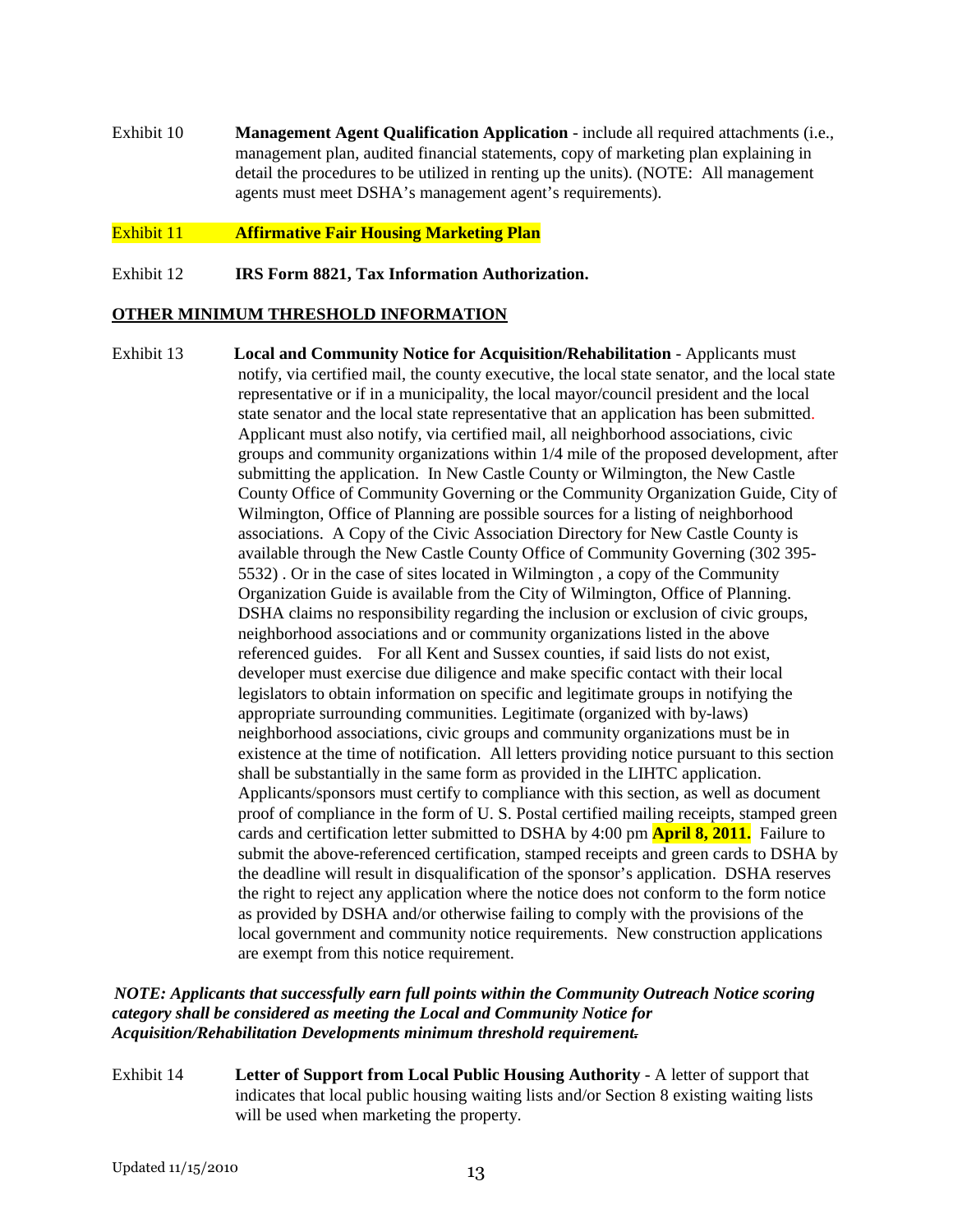Exhibit 10 **Management Agent Qualification Application** - include all required attachments (i.e., management plan, audited financial statements, copy of marketing plan explaining in detail the procedures to be utilized in renting up the units). (NOTE: All management agents must meet DSHA's management agent's requirements).

Exhibit 11 **Affirmative Fair Housing Marketing Plan**

Exhibit 12 **IRS Form 8821, Tax Information Authorization.**

**OTHER MINIMUM THRESHOLD INFORMATION**

Exhibit 13 **Local and Community Notice for Acquisition/Rehabilitation** - Applicants must notify, via certified mail, the county executive, the local state senator, and the local state representative or if in a municipality, the local mayor/council president and the local state senator and the local state representative that an application has been submitted. Applicant must also notify, via certified mail, all neighborhood associations, civic groups and community organizations within 1/4 mile of the proposed development, after submitting the application. In New Castle County or Wilmington, the New Castle County Office of Community Governing or the Community Organization Guide, City of Wilmington, Office of Planning are possible sources for a listing of neighborhood associations. A Copy of the Civic Association Directory for New Castle County is available through the New Castle County Office of Community Governing (302 395-5532) . Or in the case of sites located in Wilmington , a copy of the Community Organization Guide is available from the City of Wilmington, Office of Planning. DSHA claims no responsibility regarding the inclusion or exclusion of civic groups, neighborhood associations and or community organizations listed in the above referenced guides. For all Kent and Sussex counties, if said lists do not exist, developer must exercise due diligence and make specific contact with their local legislators to obtain information on specific and legitimate groups in notifying the appropriate surrounding communities. Legitimate (organized with by-laws) neighborhood associations, civic groups and community organizations must be in existence at the time of notification. All letters providing notice pursuant to this section shall be substantially in the same form as provided in the LIHTC application. Applicants/sponsors must certify to compliance with this section, as well as document proof of compliance in the form of U. S. Postal certified mailing receipts, stamped green cards and certification letter submitted to DSHA by 4:00 pm **April 8, 2011.** Failure to submit the above-referenced certification, stamped receipts and green cards to DSHA by the deadline will result in disqualification of the sponsor's application. DSHA reserves the right to reject any application where the notice does not conform to the form notice as provided by DSHA and/or otherwise failing to comply with the provisions of the local government and community notice requirements. New construction applications are exempt from this notice requirement.

***NOTE: Applicants that successfully earn full points within the Community Outreach Notice scoring category shall be considered as meeting the Local and Community Notice for Acquisition/Rehabilitation Developments minimum threshold requirement.***

Exhibit 14 **Letter of Support from Local Public Housing Authority** - A letter of support that indicates that local public housing waiting lists and/or Section 8 existing waiting lists will be used when marketing the property.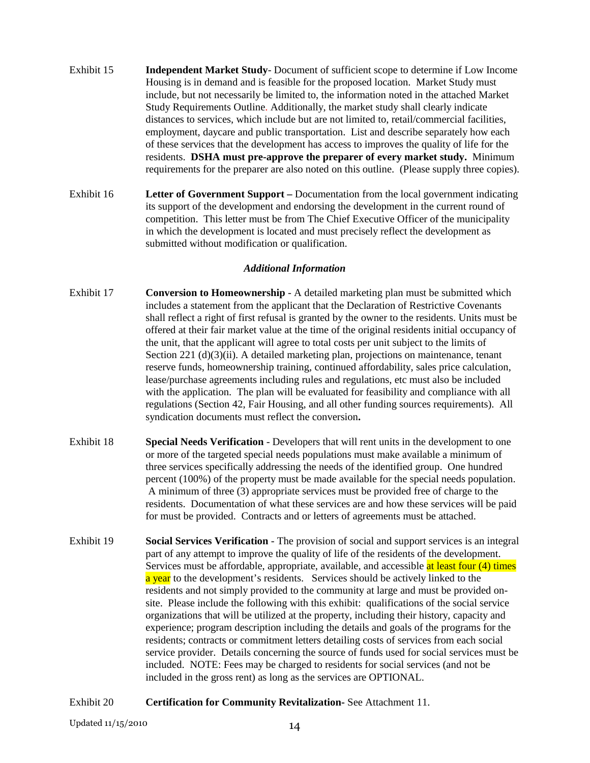Exhibit 15 **Independent Market Study**- Document of sufficient scope to determine if Low Income Housing is in demand and is feasible for the proposed location. Market Study must include, but not necessarily be limited to, the information noted in the attached Market Study Requirements Outline. Additionally, the market study shall clearly indicate distances to services, which include but are not limited to, retail/commercial facilities, employment, daycare and public transportation. List and describe separately how each of these services that the development has access to improves the quality of life for the residents. **DSHA must pre-approve the preparer of every market study.** Minimum requirements for the preparer are also noted on this outline. (Please supply three copies).

Exhibit 16 **Letter of Government Support –** Documentation from the local government indicating its support of the development and endorsing the development in the current round of competition. This letter must be from The Chief Executive Officer of the municipality in which the development is located and must precisely reflect the development as submitted without modification or qualification.

***Additional Information***

Exhibit 17 **Conversion to Homeownership** - A detailed marketing plan must be submitted which includes a statement from the applicant that the Declaration of Restrictive Covenants shall reflect a right of first refusal is granted by the owner to the residents. Units must be offered at their fair market value at the time of the original residents initial occupancy of the unit, that the applicant will agree to total costs per unit subject to the limits of Section 221 (d)(3)(ii). A detailed marketing plan, projections on maintenance, tenant reserve funds, homeownership training, continued affordability, sales price calculation, lease/purchase agreements including rules and regulations, etc must also be included with the application. The plan will be evaluated for feasibility and compliance with all regulations (Section 42, Fair Housing, and all other funding sources requirements). All syndication documents must reflect the conversion**.**

Exhibit 18 **Special Needs Verification** - Developers that will rent units in the development to one or more of the targeted special needs populations must make available a minimum of three services specifically addressing the needs of the identified group. One hundred percent (100%) of the property must be made available for the special needs population. A minimum of three (3) appropriate services must be provided free of charge to the residents. Documentation of what these services are and how these services will be paid for must be provided. Contracts and or letters of agreements must be attached.

Exhibit 19 **Social Services Verification** - The provision of social and support services is an integral part of any attempt to improve the quality of life of the residents of the development. Services must be affordable, appropriate, available, and accessible at least four (4) times a year to the development's residents. Services should be actively linked to the residents and not simply provided to the community at large and must be provided on-site. Please include the following with this exhibit: qualifications of the social service organizations that will be utilized at the property, including their history, capacity and experience; program description including the details and goals of the programs for the residents; contracts or commitment letters detailing costs of services from each social service provider. Details concerning the source of funds used for social services must be included. NOTE: Fees may be charged to residents for social services (and not be included in the gross rent) as long as the services are OPTIONAL.

Exhibit 20 **Certification for Community Revitalization-** See Attachment 11.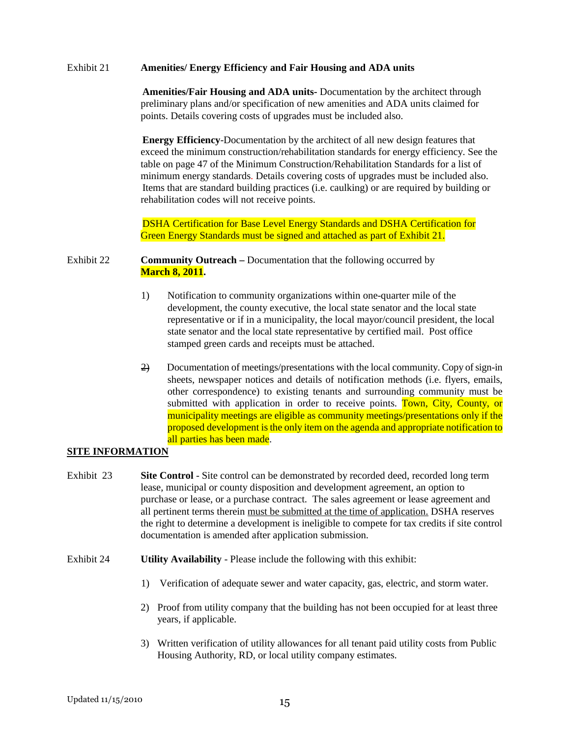Exhibit 21 **Amenities/ Energy Efficiency and Fair Housing and ADA units**

**Amenities/Fair Housing and ADA units**- Documentation by the architect through preliminary plans and/or specification of new amenities and ADA units claimed for points. Details covering costs of upgrades must be included also.

**Energy Efficiency**-Documentation by the architect of all new design features that exceed the minimum construction/rehabilitation standards for energy efficiency. See the table on page 47 of the Minimum Construction/Rehabilitation Standards for a list of minimum energy standards. Details covering costs of upgrades must be included also. Items that are standard building practices (i.e. caulking) or are required by building or rehabilitation codes will not receive points.

DSHA Certification for Base Level Energy Standards and DSHA Certification for Green Energy Standards must be signed and attached as part of Exhibit 21.

Exhibit 22 **Community Outreach –** Documentation that the following occurred by **March 8, 2011**.

1) Notification to community organizations within one-quarter mile of the development, the county executive, the local state senator and the local state representative or if in a municipality, the local mayor/council president, the local state senator and the local state representative by certified mail. Post office stamped green cards and receipts must be attached.

2) Documentation of meetings/presentations with the local community. Copy of sign-in sheets, newspaper notices and details of notification methods (i.e. flyers, emails, other correspondence) to existing tenants and surrounding community must be submitted with application in order to receive points. Town, City, County, or municipality meetings are eligible as community meetings/presentations only if the proposed development is the only item on the agenda and appropriate notification to all parties has been made.

**SITE INFORMATION**

Exhibit 23 **Site Control** - Site control can be demonstrated by recorded deed, recorded long term lease, municipal or county disposition and development agreement, an option to purchase or lease, or a purchase contract. The sales agreement or lease agreement and all pertinent terms therein must be submitted at the time of application. DSHA reserves the right to determine a development is ineligible to compete for tax credits if site control documentation is amended after application submission.

Exhibit 24 **Utility Availability** - Please include the following with this exhibit:

1) Verification of adequate sewer and water capacity, gas, electric, and storm water.

2) Proof from utility company that the building has not been occupied for at least three years, if applicable.

3) Written verification of utility allowances for all tenant paid utility costs from Public Housing Authority, RD, or local utility company estimates.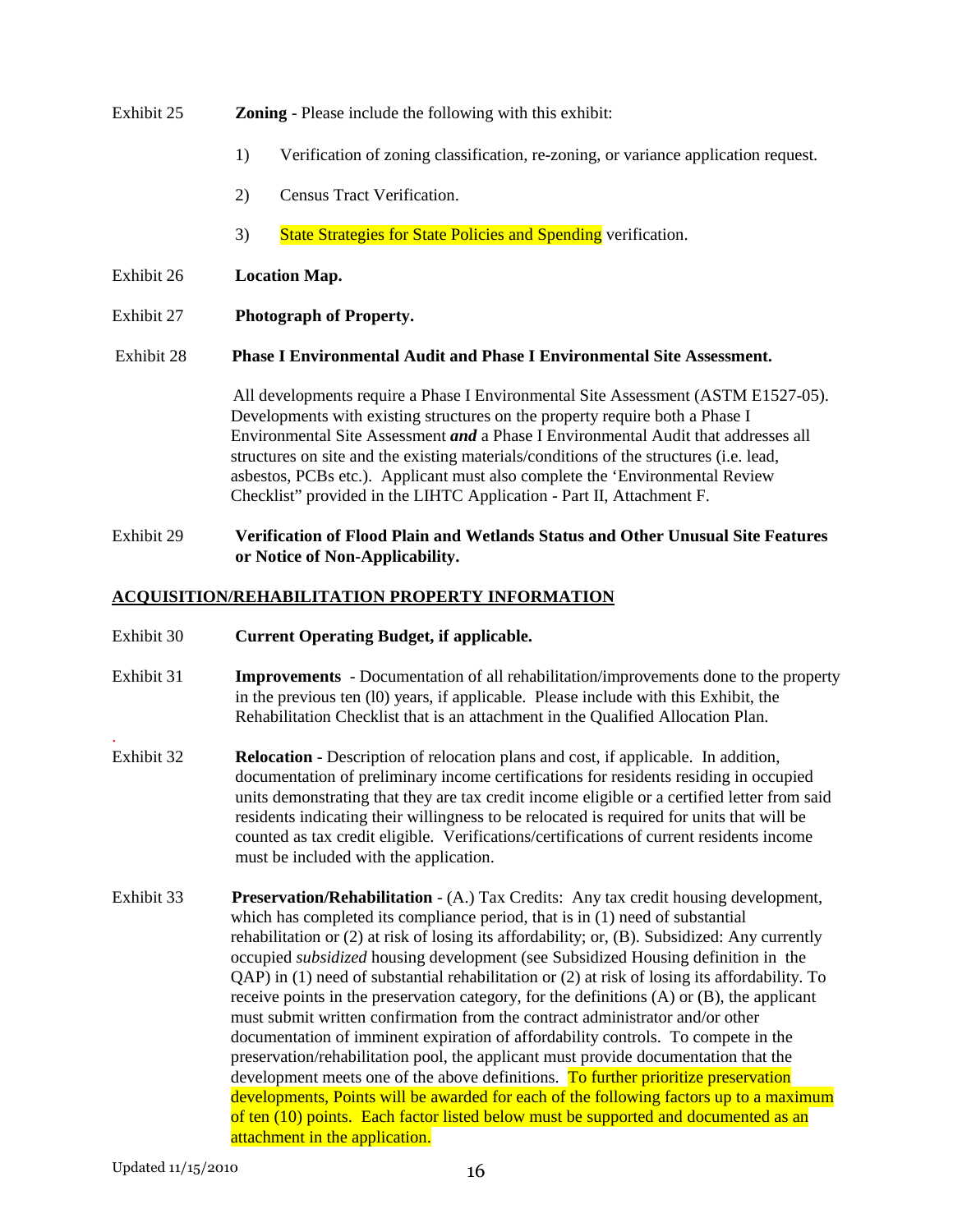Exhibit 25 **Zoning** - Please include the following with this exhibit:

1) Verification of zoning classification, re-zoning, or variance application request.

2) Census Tract Verification.

3) State Strategies for State Policies and Spending verification.

Exhibit 26 **Location Map.**

Exhibit 27 **Photograph of Property.**

Exhibit 28 **Phase I Environmental Audit and Phase I Environmental Site Assessment.**

All developments require a Phase I Environmental Site Assessment (ASTM E1527-05). Developments with existing structures on the property require both a Phase I Environmental Site Assessment ***and*** a Phase I Environmental Audit that addresses all structures on site and the existing materials/conditions of the structures (i.e. lead, asbestos, PCBs etc.). Applicant must also complete the 'Environmental Review Checklist" provided in the LIHTC Application - Part II, Attachment F.

Exhibit 29 **Verification of Flood Plain and Wetlands Status and Other Unusual Site Features or Notice of Non-Applicability.**

## ACQUISITION/REHABILITATION PROPERTY INFORMATION

Exhibit 30 **Current Operating Budget, if applicable.**

Exhibit 31 **Improvements** - Documentation of all rehabilitation/improvements done to the property in the previous ten (l0) years, if applicable. Please include with this Exhibit, the Rehabilitation Checklist that is an attachment in the Qualified Allocation Plan.

Exhibit 32 **Relocation** - Description of relocation plans and cost, if applicable. In addition, documentation of preliminary income certifications for residents residing in occupied units demonstrating that they are tax credit income eligible or a certified letter from said residents indicating their willingness to be relocated is required for units that will be counted as tax credit eligible. Verifications/certifications of current residents income must be included with the application.

Exhibit 33 **Preservation/Rehabilitation** - (A.) Tax Credits: Any tax credit housing development, which has completed its compliance period, that is in (1) need of substantial rehabilitation or (2) at risk of losing its affordability; or, (B). Subsidized: Any currently occupied *subsidized* housing development (see Subsidized Housing definition in the QAP) in (1) need of substantial rehabilitation or (2) at risk of losing its affordability. To receive points in the preservation category, for the definitions (A) or (B), the applicant must submit written confirmation from the contract administrator and/or other documentation of imminent expiration of affordability controls. To compete in the preservation/rehabilitation pool, the applicant must provide documentation that the development meets one of the above definitions. To further prioritize preservation developments, Points will be awarded for each of the following factors up to a maximum of ten (10) points. Each factor listed below must be supported and documented as an attachment in the application.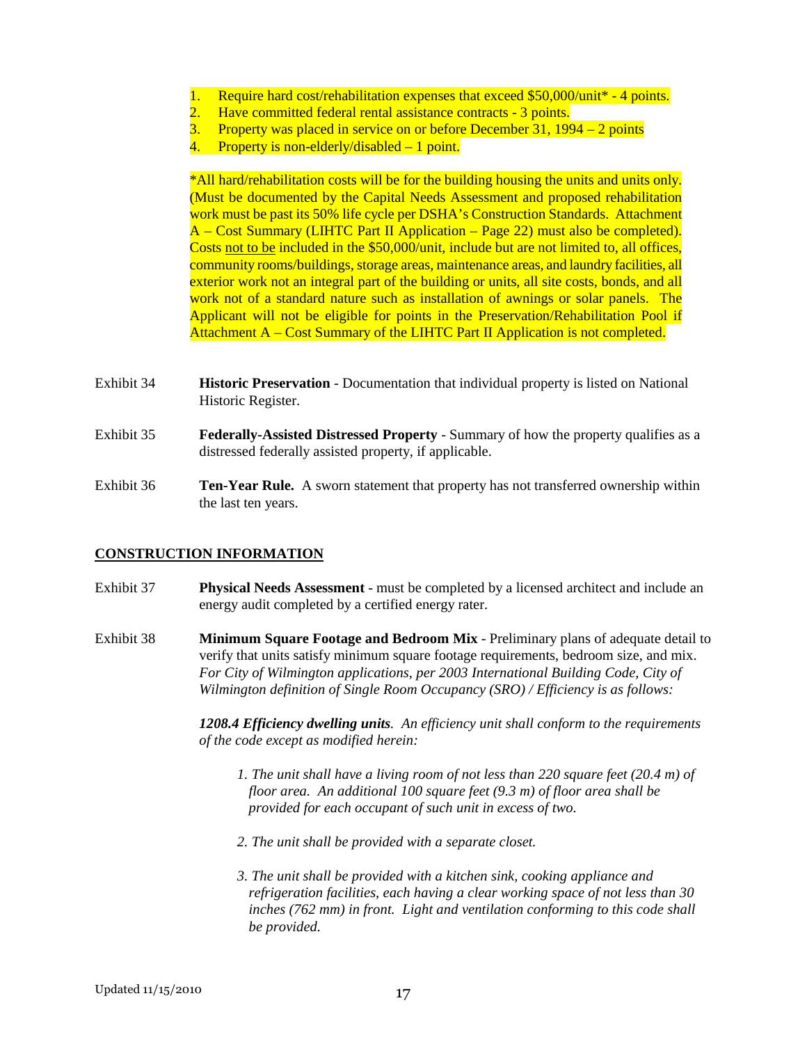1. Require hard cost/rehabilitation expenses that exceed $50,000/unit* - 4 points.
2. Have committed federal rental assistance contracts - 3 points.
3. Property was placed in service on or before December 31, 1994 – 2 points
4. Property is non-elderly/disabled – 1 point.

*All hard/rehabilitation costs will be for the building housing the units and units only. (Must be documented by the Capital Needs Assessment and proposed rehabilitation work must be past its 50% life cycle per DSHA's Construction Standards. Attachment A – Cost Summary (LIHTC Part II Application – Page 22) must also be completed). Costs not to be included in the $50,000/unit, include but are not limited to, all offices, community rooms/buildings, storage areas, maintenance areas, and laundry facilities, all exterior work not an integral part of the building or units, all site costs, bonds, and all work not of a standard nature such as installation of awnings or solar panels. The Applicant will not be eligible for points in the Preservation/Rehabilitation Pool if Attachment A – Cost Summary of the LIHTC Part II Application is not completed.

Exhibit 34 **Historic Preservation** - Documentation that individual property is listed on National Historic Register.

Exhibit 35 **Federally-Assisted Distressed Property** - Summary of how the property qualifies as a distressed federally assisted property, if applicable.

Exhibit 36 **Ten-Year Rule.** A sworn statement that property has not transferred ownership within the last ten years.

## CONSTRUCTION INFORMATION

Exhibit 37 **Physical Needs Assessment** - must be completed by a licensed architect and include an energy audit completed by a certified energy rater.

Exhibit 38 **Minimum Square Footage and Bedroom Mix** - Preliminary plans of adequate detail to verify that units satisfy minimum square footage requirements, bedroom size, and mix. *For City of Wilmington applications, per 2003 International Building Code, City of Wilmington definition of Single Room Occupancy (SRO) / Efficiency is as follows:*

***1208.4 Efficiency dwelling units**. An efficiency unit shall conform to the requirements of the code except as modified herein:*

*1. The unit shall have a living room of not less than 220 square feet (20.4 m) of floor area. An additional 100 square feet (9.3 m) of floor area shall be provided for each occupant of such unit in excess of two.*

*2. The unit shall be provided with a separate closet.*

*3. The unit shall be provided with a kitchen sink, cooking appliance and refrigeration facilities, each having a clear working space of not less than 30 inches (762 mm) in front. Light and ventilation conforming to this code shall be provided.*

Updated 11/15/2010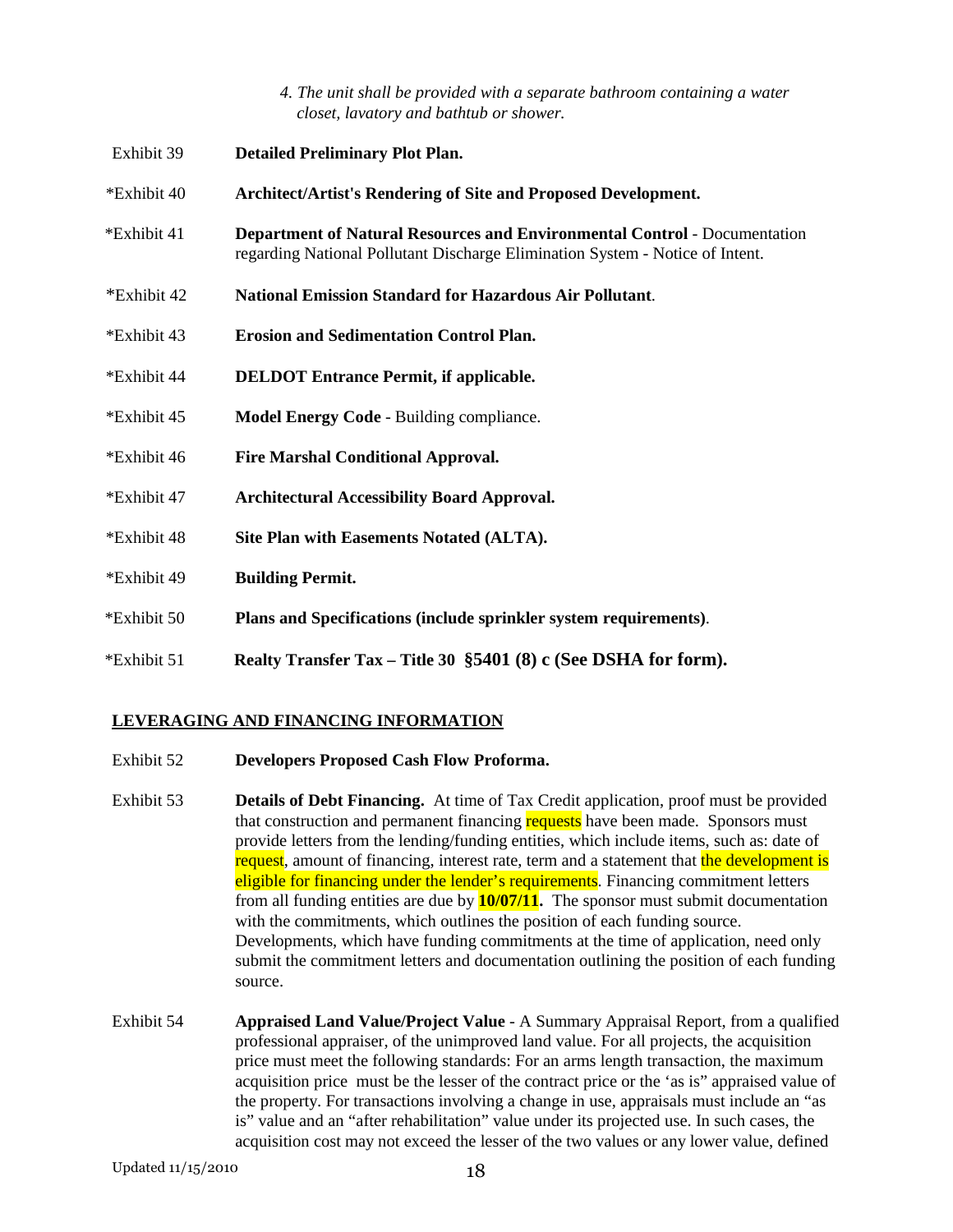*4. The unit shall be provided with a separate bathroom containing a water closet, lavatory and bathtub or shower.*

Exhibit 39 **Detailed Preliminary Plot Plan.**

*Exhibit 40 **Architect/Artist's Rendering of Site and Proposed Development.**

*Exhibit 41 **Department of Natural Resources and Environmental Control** - Documentation regarding National Pollutant Discharge Elimination System - Notice of Intent.

*Exhibit 42 **National Emission Standard for Hazardous Air Pollutant**.

*Exhibit 43 **Erosion and Sedimentation Control Plan.**

*Exhibit 44 **DELDOT Entrance Permit, if applicable.**

*Exhibit 45 **Model Energy Code** - Building compliance.

*Exhibit 46 **Fire Marshal Conditional Approval.**

*Exhibit 47 **Architectural Accessibility Board Approval.**

*Exhibit 48 **Site Plan with Easements Notated (ALTA).**

*Exhibit 49 **Building Permit.**

*Exhibit 50 **Plans and Specifications (include sprinkler system requirements)**.

*Exhibit 51 **Realty Transfer Tax – Title 30 §5401 (8) c (See DSHA for form).**

## LEVERAGING AND FINANCING INFORMATION

Exhibit 52 **Developers Proposed Cash Flow Proforma.**

Exhibit 53 **Details of Debt Financing.** At time of Tax Credit application, proof must be provided that construction and permanent financing requests have been made. Sponsors must provide letters from the lending/funding entities, which include items, such as: date of request, amount of financing, interest rate, term and a statement that the development is eligible for financing under the lender's requirements. Financing commitment letters from all funding entities are due by **10/07/11.** The sponsor must submit documentation with the commitments, which outlines the position of each funding source. Developments, which have funding commitments at the time of application, need only submit the commitment letters and documentation outlining the position of each funding source.

Exhibit 54 **Appraised Land Value/Project Value** - A Summary Appraisal Report, from a qualified professional appraiser, of the unimproved land value. For all projects, the acquisition price must meet the following standards: For an arms length transaction, the maximum acquisition price must be the lesser of the contract price or the 'as is" appraised value of the property. For transactions involving a change in use, appraisals must include an "as is" value and an "after rehabilitation" value under its projected use. In such cases, the acquisition cost may not exceed the lesser of the two values or any lower value, defined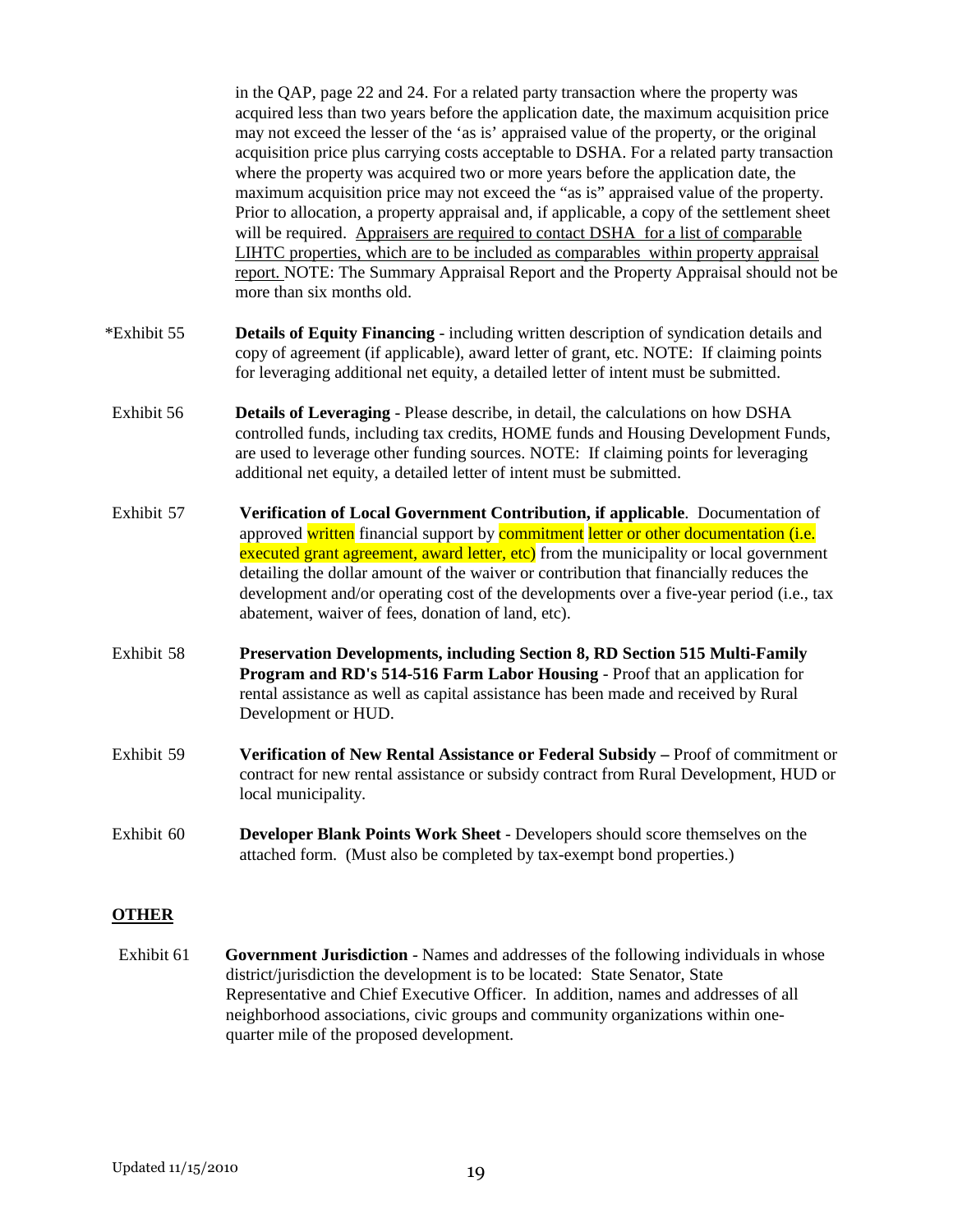in the QAP, page 22 and 24. For a related party transaction where the property was acquired less than two years before the application date, the maximum acquisition price may not exceed the lesser of the 'as is' appraised value of the property, or the original acquisition price plus carrying costs acceptable to DSHA. For a related party transaction where the property was acquired two or more years before the application date, the maximum acquisition price may not exceed the "as is" appraised value of the property. Prior to allocation, a property appraisal and, if applicable, a copy of the settlement sheet will be required. Appraisers are required to contact DSHA for a list of comparable LIHTC properties, which are to be included as comparables within property appraisal report. NOTE: The Summary Appraisal Report and the Property Appraisal should not be more than six months old.

*Exhibit 55 **Details of Equity Financing** - including written description of syndication details and copy of agreement (if applicable), award letter of grant, etc. NOTE: If claiming points for leveraging additional net equity, a detailed letter of intent must be submitted.

Exhibit 56 **Details of Leveraging** - Please describe, in detail, the calculations on how DSHA controlled funds, including tax credits, HOME funds and Housing Development Funds, are used to leverage other funding sources. NOTE: If claiming points for leveraging additional net equity, a detailed letter of intent must be submitted.

Exhibit 57 **Verification of Local Government Contribution, if applicable**. Documentation of approved written financial support by commitment letter or other documentation (i.e. executed grant agreement, award letter, etc) from the municipality or local government detailing the dollar amount of the waiver or contribution that financially reduces the development and/or operating cost of the developments over a five-year period (i.e., tax abatement, waiver of fees, donation of land, etc).

Exhibit 58 **Preservation Developments, including Section 8, RD Section 515 Multi-Family Program and RD's 514-516 Farm Labor Housing** - Proof that an application for rental assistance as well as capital assistance has been made and received by Rural Development or HUD.

Exhibit 59 **Verification of New Rental Assistance or Federal Subsidy –** Proof of commitment or contract for new rental assistance or subsidy contract from Rural Development, HUD or local municipality.

Exhibit 60 **Developer Blank Points Work Sheet** - Developers should score themselves on the attached form. (Must also be completed by tax-exempt bond properties.)

## OTHER

Exhibit 61 **Government Jurisdiction** - Names and addresses of the following individuals in whose district/jurisdiction the development is to be located: State Senator, State Representative and Chief Executive Officer. In addition, names and addresses of all neighborhood associations, civic groups and community organizations within one-quarter mile of the proposed development.

Updated 11/15/2010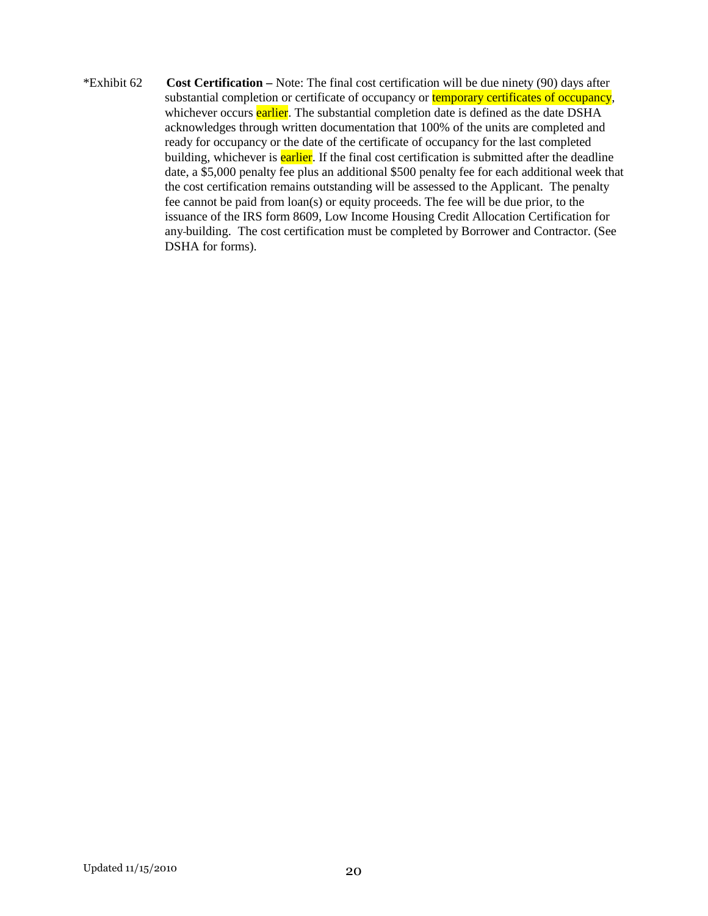*Exhibit 62 **Cost Certification –** Note: The final cost certification will be due ninety (90) days after substantial completion or certificate of occupancy or temporary certificates of occupancy, whichever occurs earlier. The substantial completion date is defined as the date DSHA acknowledges through written documentation that 100% of the units are completed and ready for occupancy or the date of the certificate of occupancy for the last completed building, whichever is earlier. If the final cost certification is submitted after the deadline date, a $5,000 penalty fee plus an additional $500 penalty fee for each additional week that the cost certification remains outstanding will be assessed to the Applicant. The penalty fee cannot be paid from loan(s) or equity proceeds. The fee will be due prior, to the issuance of the IRS form 8609, Low Income Housing Credit Allocation Certification for any building. The cost certification must be completed by Borrower and Contractor. (See DSHA for forms).

Updated 11/15/2010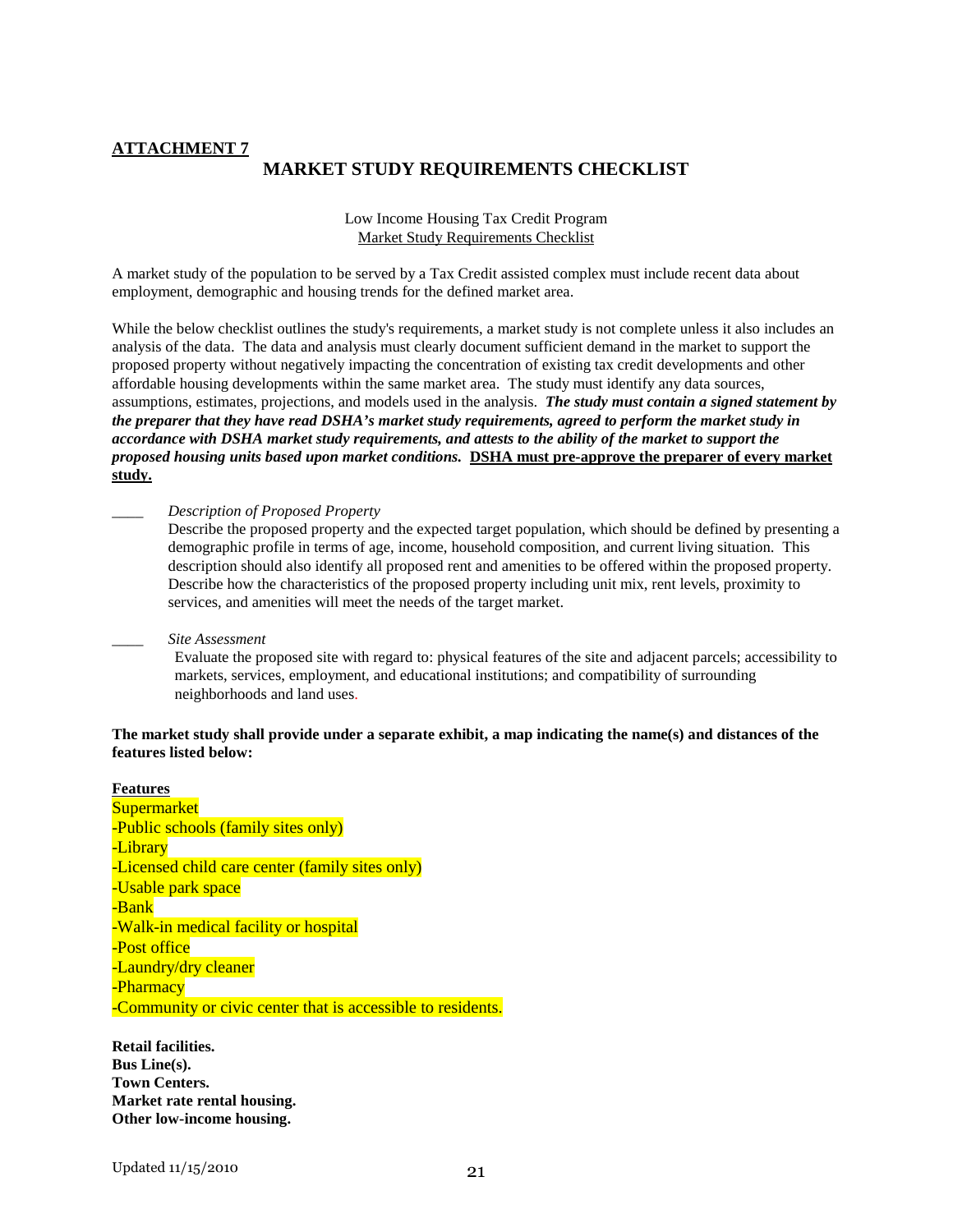**ATTACHMENT 7**

## MARKET STUDY REQUIREMENTS CHECKLIST

Low Income Housing Tax Credit Program
Market Study Requirements Checklist

A market study of the population to be served by a Tax Credit assisted complex must include recent data about employment, demographic and housing trends for the defined market area.

While the below checklist outlines the study's requirements, a market study is not complete unless it also includes an analysis of the data. The data and analysis must clearly document sufficient demand in the market to support the proposed property without negatively impacting the concentration of existing tax credit developments and other affordable housing developments within the same market area. The study must identify any data sources, assumptions, estimates, projections, and models used in the analysis. ***The study must contain a signed statement by the preparer that they have read DSHA's market study requirements, agreed to perform the market study in accordance with DSHA market study requirements, and attests to the ability of the market to support the proposed housing units based upon market conditions.*** **DSHA must pre-approve the preparer of every market study.**

____ *Description of Proposed Property*

Describe the proposed property and the expected target population, which should be defined by presenting a demographic profile in terms of age, income, household composition, and current living situation. This description should also identify all proposed rent and amenities to be offered within the proposed property. Describe how the characteristics of the proposed property including unit mix, rent levels, proximity to services, and amenities will meet the needs of the target market.

____ *Site Assessment*

Evaluate the proposed site with regard to: physical features of the site and adjacent parcels; accessibility to markets, services, employment, and educational institutions; and compatibility of surrounding neighborhoods and land uses.

**The market study shall provide under a separate exhibit, a map indicating the name(s) and distances of the features listed below:**

**Features**

Supermarket
-Public schools (family sites only)
-Library
-Licensed child care center (family sites only)
-Usable park space
-Bank
-Walk-in medical facility or hospital
-Post office
-Laundry/dry cleaner
-Pharmacy
-Community or civic center that is accessible to residents.

**Retail facilities.**
**Bus Line(s).**
**Town Centers.**
**Market rate rental housing.**
**Other low-income housing.**

Updated 11/15/2010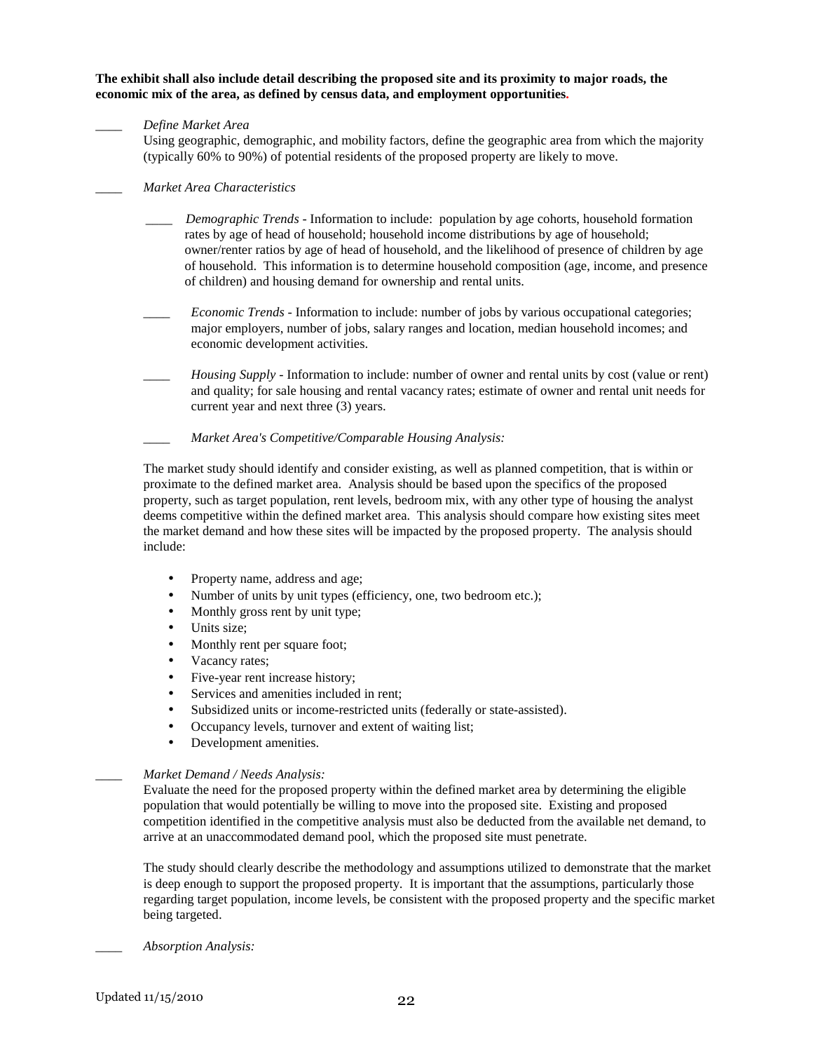**The exhibit shall also include detail describing the proposed site and its proximity to major roads, the economic mix of the area, as defined by census data, and employment opportunities.**

____ *Define Market Area*

Using geographic, demographic, and mobility factors, define the geographic area from which the majority (typically 60% to 90%) of potential residents of the proposed property are likely to move.

____ *Market Area Characteristics*

____ *Demographic Trends* - Information to include: population by age cohorts, household formation rates by age of head of household; household income distributions by age of household; owner/renter ratios by age of head of household, and the likelihood of presence of children by age of household. This information is to determine household composition (age, income, and presence of children) and housing demand for ownership and rental units.

____ *Economic Trends* - Information to include: number of jobs by various occupational categories; major employers, number of jobs, salary ranges and location, median household incomes; and economic development activities.

____ *Housing Supply* - Information to include: number of owner and rental units by cost (value or rent) and quality; for sale housing and rental vacancy rates; estimate of owner and rental unit needs for current year and next three (3) years.

____ *Market Area's Competitive/Comparable Housing Analysis:*

The market study should identify and consider existing, as well as planned competition, that is within or proximate to the defined market area. Analysis should be based upon the specifics of the proposed property, such as target population, rent levels, bedroom mix, with any other type of housing the analyst deems competitive within the defined market area. This analysis should compare how existing sites meet the market demand and how these sites will be impacted by the proposed property. The analysis should include:

- Property name, address and age;
- Number of units by unit types (efficiency, one, two bedroom etc.);
- Monthly gross rent by unit type;
- Units size;
- Monthly rent per square foot;
- Vacancy rates;
- Five-year rent increase history;
- Services and amenities included in rent;
- Subsidized units or income-restricted units (federally or state-assisted).
- Occupancy levels, turnover and extent of waiting list;
- Development amenities.

____ *Market Demand / Needs Analysis:*

Evaluate the need for the proposed property within the defined market area by determining the eligible population that would potentially be willing to move into the proposed site. Existing and proposed competition identified in the competitive analysis must also be deducted from the available net demand, to arrive at an unaccommodated demand pool, which the proposed site must penetrate.

The study should clearly describe the methodology and assumptions utilized to demonstrate that the market is deep enough to support the proposed property. It is important that the assumptions, particularly those regarding target population, income levels, be consistent with the proposed property and the specific market being targeted.

____ *Absorption Analysis:*

Updated 11/15/2010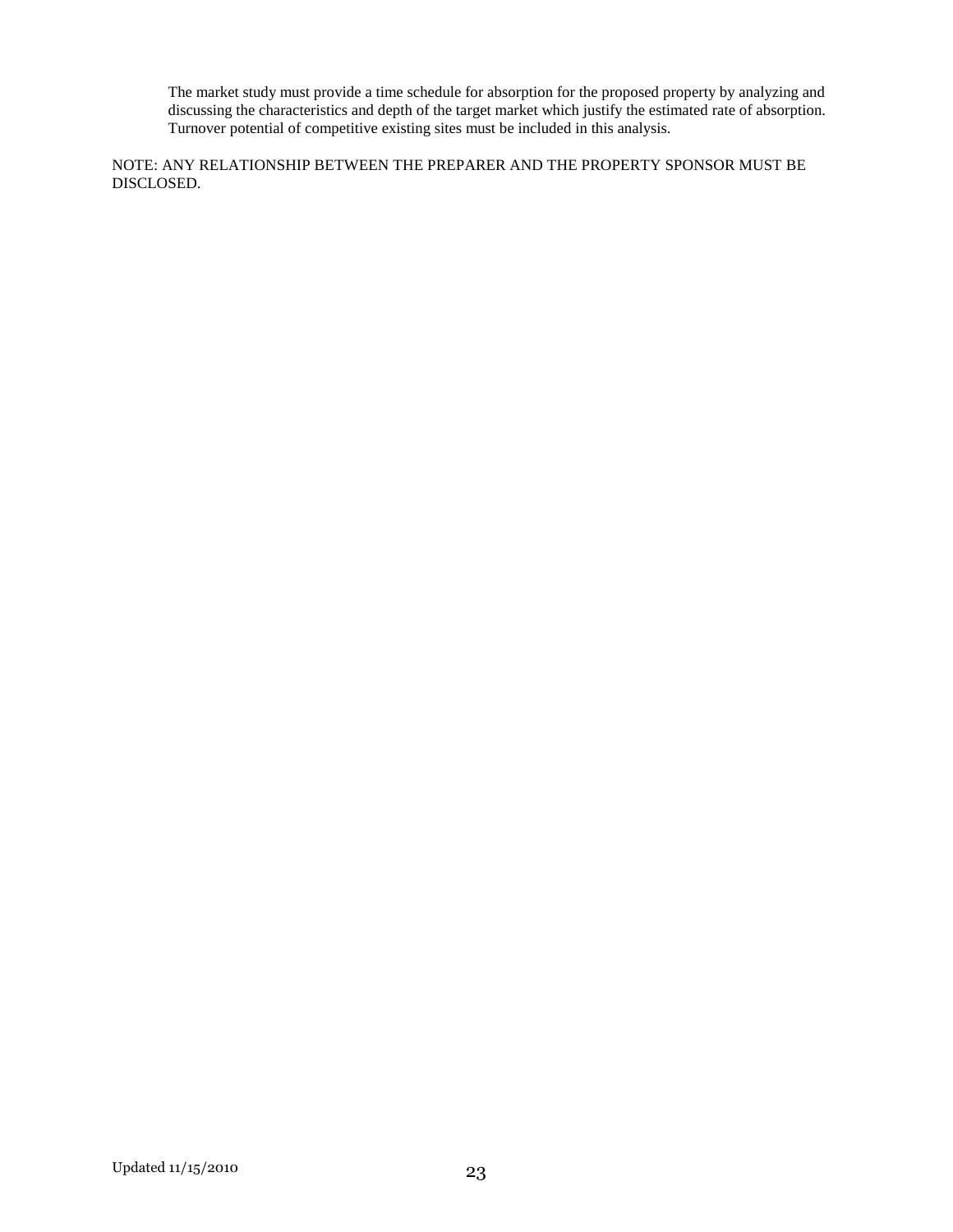The market study must provide a time schedule for absorption for the proposed property by analyzing and discussing the characteristics and depth of the target market which justify the estimated rate of absorption. Turnover potential of competitive existing sites must be included in this analysis.

NOTE: ANY RELATIONSHIP BETWEEN THE PREPARER AND THE PROPERTY SPONSOR MUST BE DISCLOSED.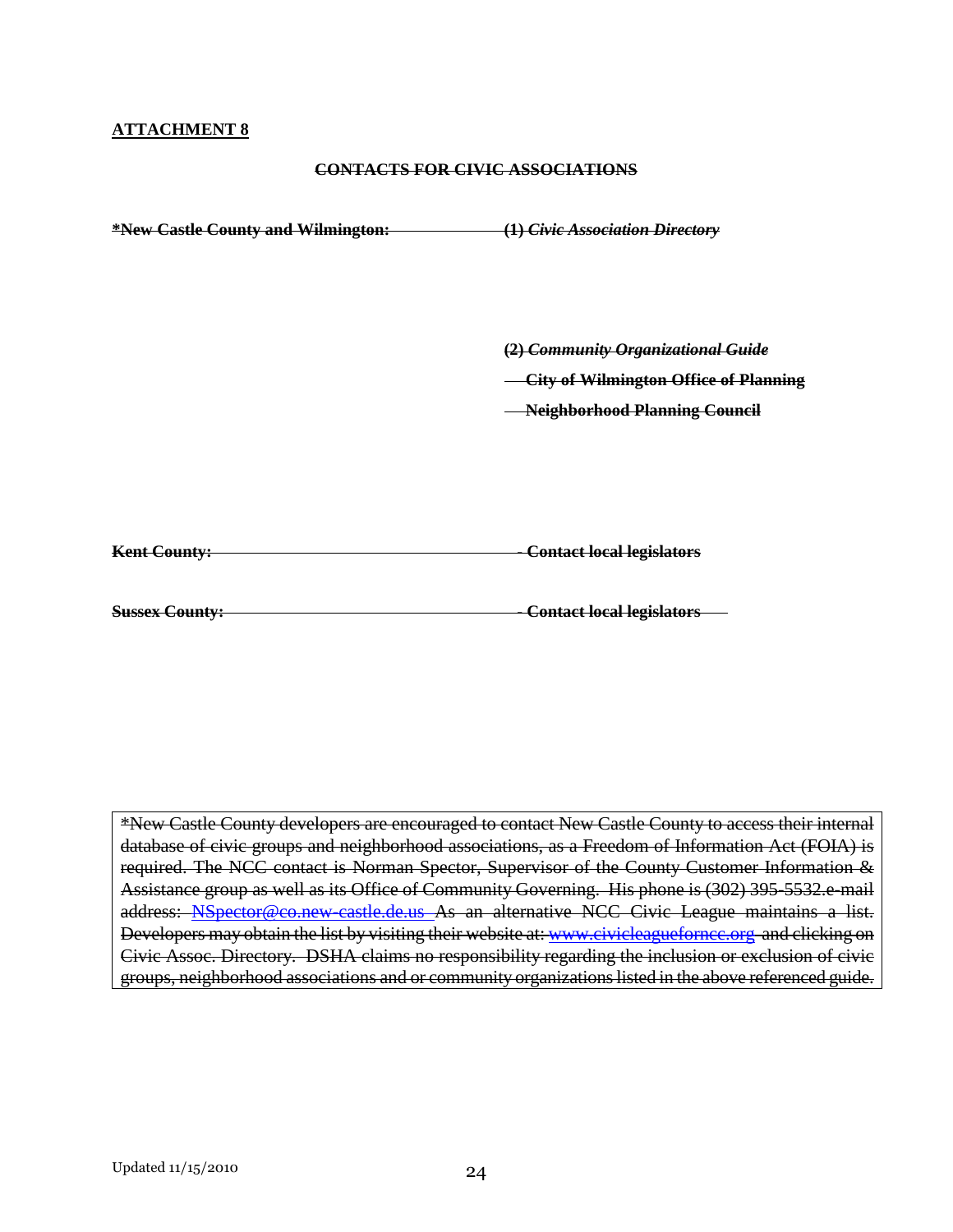**ATTACHMENT 8**

~~**CONTACTS FOR CIVIC ASSOCIATIONS**~~

~~**\*New Castle County and Wilmington:**~~ ~~**(1)** ***Civic Association Directory***~~

~~**(2)** ***Community Organizational Guide***~~

~~**City of Wilmington Office of Planning**~~

~~**Neighborhood Planning Council**~~

~~**Kent County:**~~ ~~**- Contact local legislators**~~

~~**Sussex County:**~~ ~~**- Contact local legislators**~~

~~\*New Castle County developers are encouraged to contact New Castle County to access their internal database of civic groups and neighborhood associations, as a Freedom of Information Act (FOIA) is required. The NCC contact is Norman Spector, Supervisor of the County Customer Information & Assistance group as well as its Office of Community Governing. His phone is (302) 395-5532.e-mail address: NSpector@co.new-castle.de.us As an alternative NCC Civic League maintains a list. Developers may obtain the list by visiting their website at: www.civicleaguefornce.org and clicking on Civic Assoc. Directory. DSHA claims no responsibility regarding the inclusion or exclusion of civic groups, neighborhood associations and or community organizations listed in the above referenced guide.~~

Updated 11/15/2010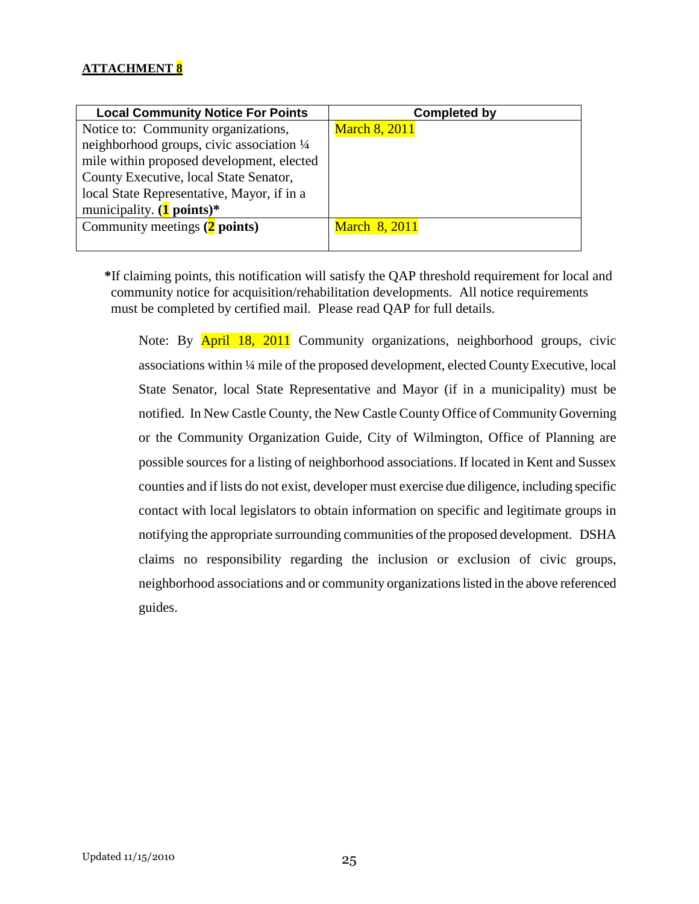**ATTACHMENT 8**

| Local Community Notice For Points | Completed by |
|---|---|
| Notice to: Community organizations, neighborhood groups, civic association ¼ mile within proposed development, elected County Executive, local State Senator, local State Representative, Mayor, if in a municipality. **(1 points)*** | March 8, 2011 |
| Community meetings **(2 points)** | March 8, 2011 |

***If claiming points, this notification will satisfy the QAP threshold requirement for local and community notice for acquisition/rehabilitation developments. All notice requirements must be completed by certified mail. Please read QAP for full details.

Note: By April 18, 2011 Community organizations, neighborhood groups, civic associations within ¼ mile of the proposed development, elected County Executive, local State Senator, local State Representative and Mayor (if in a municipality) must be notified. In New Castle County, the New Castle County Office of Community Governing or the Community Organization Guide, City of Wilmington, Office of Planning are possible sources for a listing of neighborhood associations. If located in Kent and Sussex counties and if lists do not exist, developer must exercise due diligence, including specific contact with local legislators to obtain information on specific and legitimate groups in notifying the appropriate surrounding communities of the proposed development. DSHA claims no responsibility regarding the inclusion or exclusion of civic groups, neighborhood associations and or community organizations listed in the above referenced guides.

Updated 11/15/2010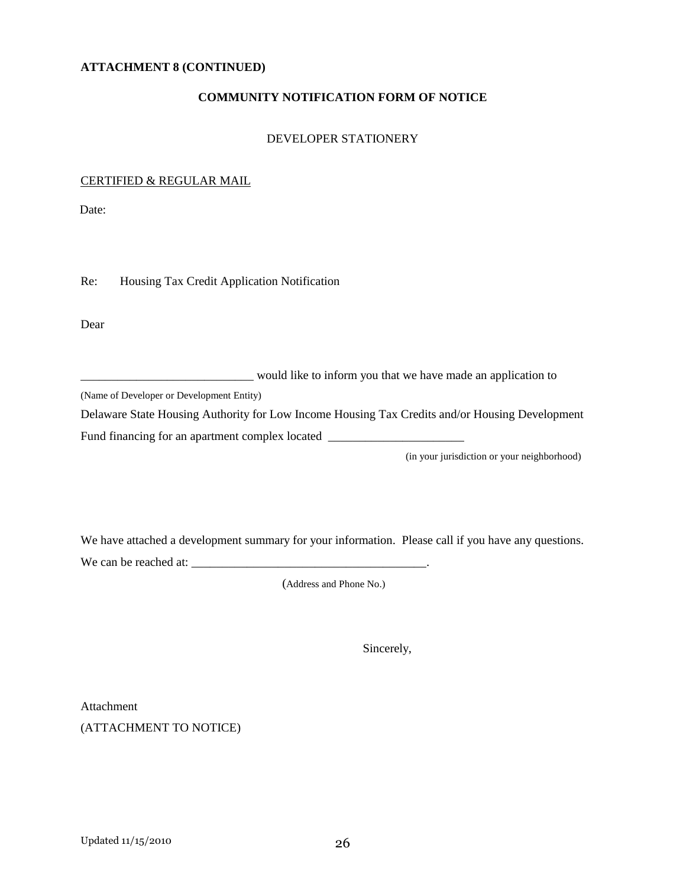**ATTACHMENT 8 (CONTINUED)**

**COMMUNITY NOTIFICATION FORM OF NOTICE**

DEVELOPER STATIONERY

CERTIFIED & REGULAR MAIL

Date:

Re: Housing Tax Credit Application Notification

Dear

___________________________ would like to inform you that we have made an application to
(Name of Developer or Development Entity)
Delaware State Housing Authority for Low Income Housing Tax Credits and/or Housing Development Fund financing for an apartment complex located _____________________
(in your jurisdiction or your neighborhood)

We have attached a development summary for your information. Please call if you have any questions. We can be reached at: ______________________________________.
(Address and Phone No.)

Sincerely,

Attachment
(ATTACHMENT TO NOTICE)

Updated 11/15/2010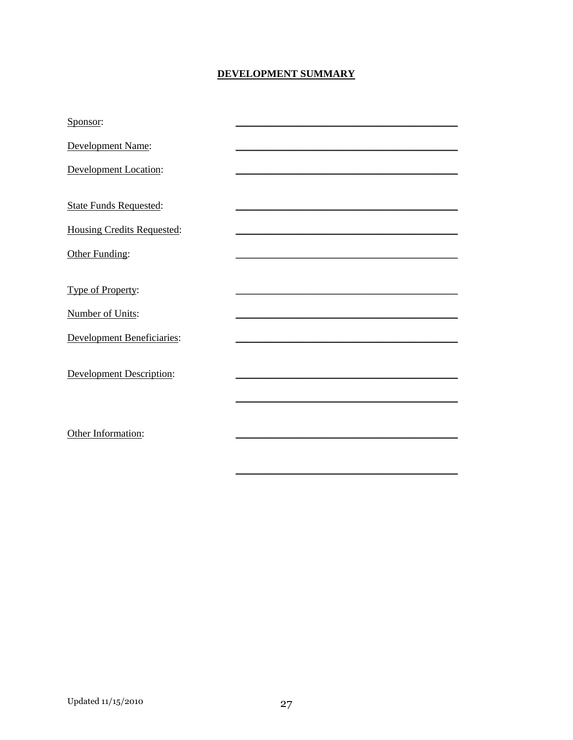**DEVELOPMENT SUMMARY**

Sponsor: ___________________________________________

Development Name: ___________________________________________

Development Location: ___________________________________________

State Funds Requested: ___________________________________________

Housing Credits Requested: ___________________________________________

Other Funding: ___________________________________________

Type of Property: ___________________________________________

Number of Units: ___________________________________________

Development Beneficiaries: ___________________________________________

Development Description: ___________________________________________

___________________________________________

Other Information: ___________________________________________

___________________________________________

Updated 11/15/2010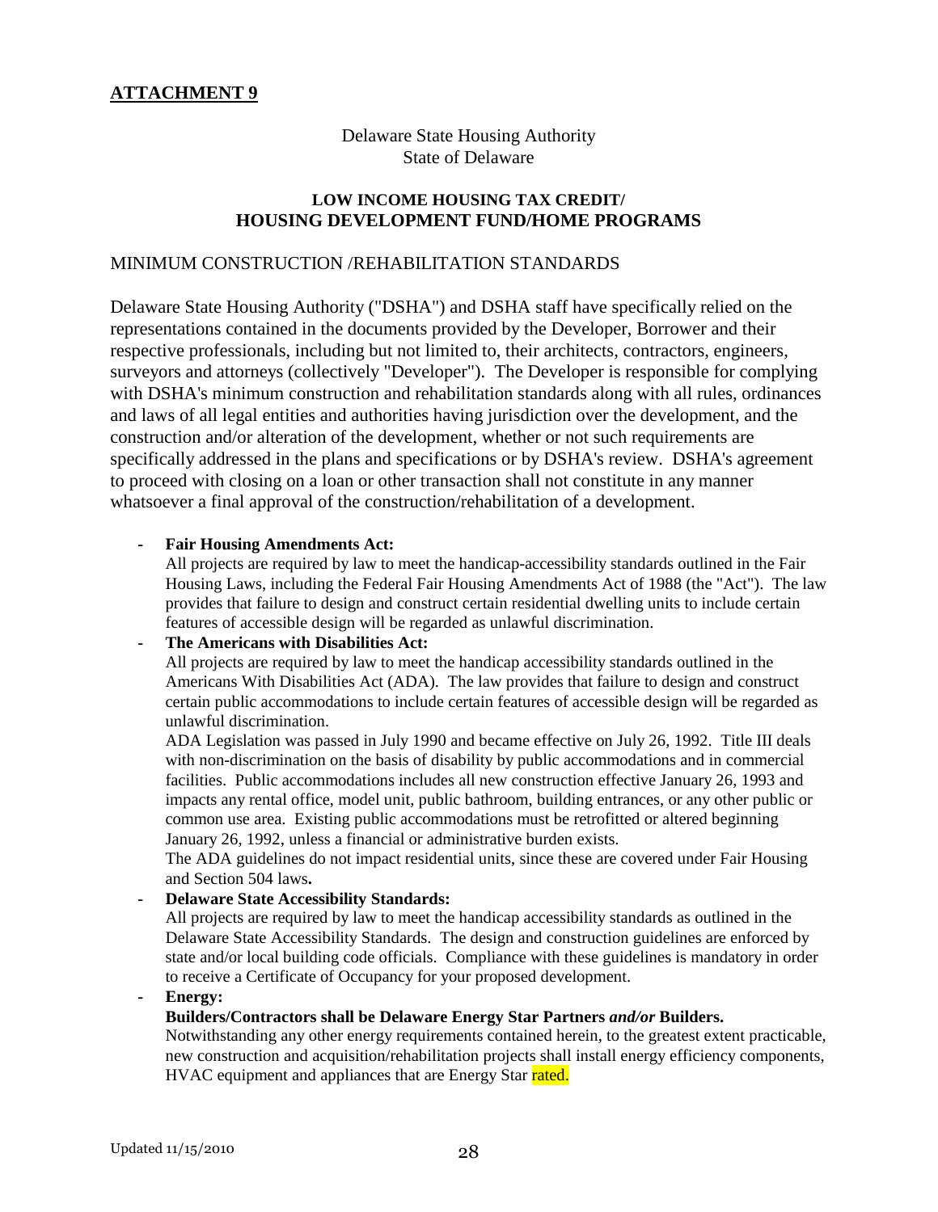**ATTACHMENT 9**

Delaware State Housing Authority
State of Delaware

**LOW INCOME HOUSING TAX CREDIT/
HOUSING DEVELOPMENT FUND/HOME PROGRAMS**

MINIMUM CONSTRUCTION /REHABILITATION STANDARDS

Delaware State Housing Authority ("DSHA") and DSHA staff have specifically relied on the representations contained in the documents provided by the Developer, Borrower and their respective professionals, including but not limited to, their architects, contractors, engineers, surveyors and attorneys (collectively "Developer"). The Developer is responsible for complying with DSHA's minimum construction and rehabilitation standards along with all rules, ordinances and laws of all legal entities and authorities having jurisdiction over the development, and the construction and/or alteration of the development, whether or not such requirements are specifically addressed in the plans and specifications or by DSHA's review. DSHA's agreement to proceed with closing on a loan or other transaction shall not constitute in any manner whatsoever a final approval of the construction/rehabilitation of a development.

- **Fair Housing Amendments Act:**
  All projects are required by law to meet the handicap-accessibility standards outlined in the Fair Housing Laws, including the Federal Fair Housing Amendments Act of 1988 (the "Act"). The law provides that failure to design and construct certain residential dwelling units to include certain features of accessible design will be regarded as unlawful discrimination.
- **The Americans with Disabilities Act:**
  All projects are required by law to meet the handicap accessibility standards outlined in the Americans With Disabilities Act (ADA). The law provides that failure to design and construct certain public accommodations to include certain features of accessible design will be regarded as unlawful discrimination.
  ADA Legislation was passed in July 1990 and became effective on July 26, 1992. Title III deals with non-discrimination on the basis of disability by public accommodations and in commercial facilities. Public accommodations includes all new construction effective January 26, 1993 and impacts any rental office, model unit, public bathroom, building entrances, or any other public or common use area. Existing public accommodations must be retrofitted or altered beginning January 26, 1992, unless a financial or administrative burden exists.
  The ADA guidelines do not impact residential units, since these are covered under Fair Housing and Section 504 laws**.**
- **Delaware State Accessibility Standards:**
  All projects are required by law to meet the handicap accessibility standards as outlined in the Delaware State Accessibility Standards. The design and construction guidelines are enforced by state and/or local building code officials. Compliance with these guidelines is mandatory in order to receive a Certificate of Occupancy for your proposed development.
- **Energy:**
  **Builders/Contractors shall be Delaware Energy Star Partners *and/or* Builders.**
  Notwithstanding any other energy requirements contained herein, to the greatest extent practicable, new construction and acquisition/rehabilitation projects shall install energy efficiency components, HVAC equipment and appliances that are Energy Star rated.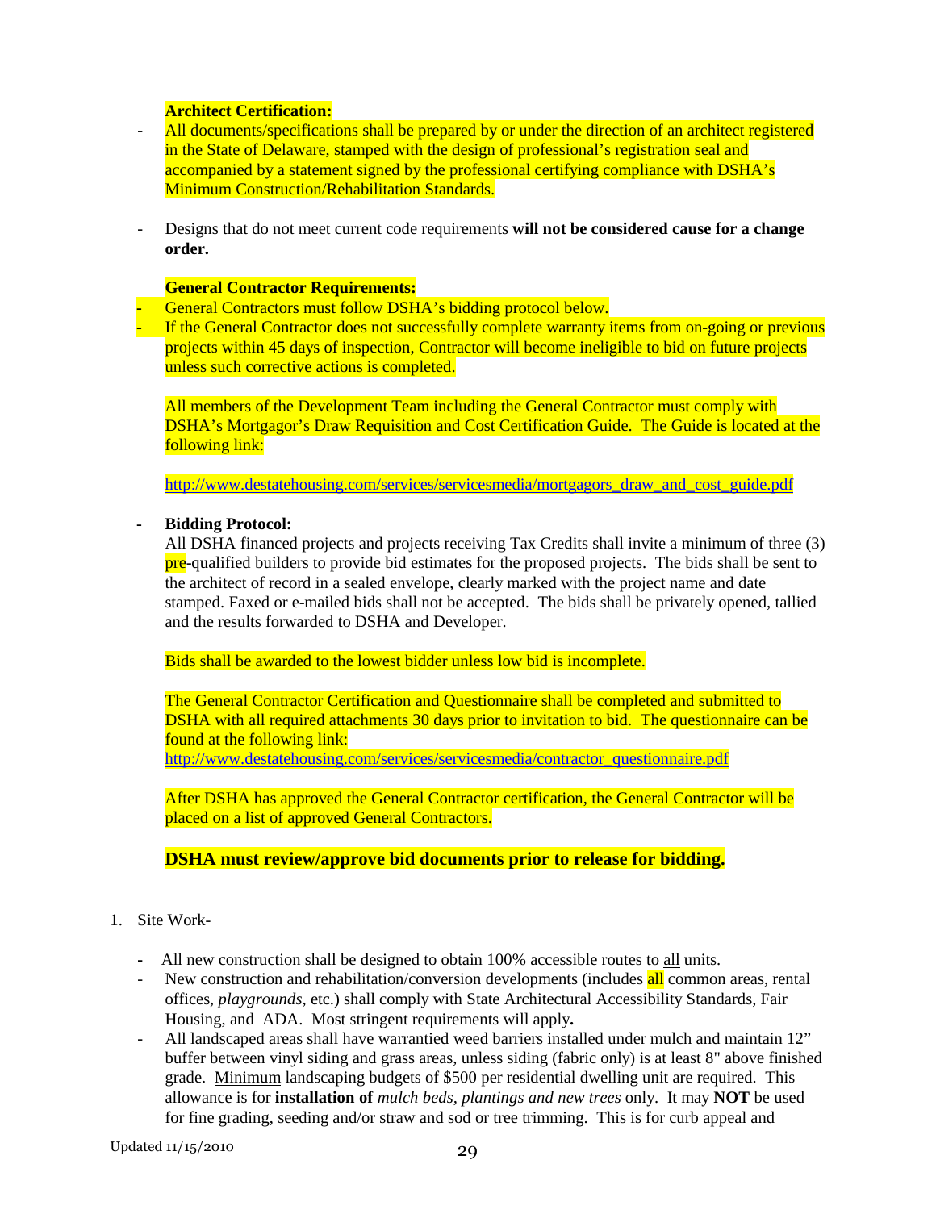**Architect Certification:**

- All documents/specifications shall be prepared by or under the direction of an architect registered in the State of Delaware, stamped with the design of professional's registration seal and accompanied by a statement signed by the professional certifying compliance with DSHA's Minimum Construction/Rehabilitation Standards.

- Designs that do not meet current code requirements **will not be considered cause for a change order.**

**General Contractor Requirements:**

- General Contractors must follow DSHA's bidding protocol below.
- If the General Contractor does not successfully complete warranty items from on-going or previous projects within 45 days of inspection, Contractor will become ineligible to bid on future projects unless such corrective actions is completed.

All members of the Development Team including the General Contractor must comply with DSHA's Mortgagor's Draw Requisition and Cost Certification Guide. The Guide is located at the following link:

http://www.destatehousing.com/services/servicesmedia/mortgagors_draw_and_cost_guide.pdf

- **Bidding Protocol:**
  All DSHA financed projects and projects receiving Tax Credits shall invite a minimum of three (3) pre-qualified builders to provide bid estimates for the proposed projects. The bids shall be sent to the architect of record in a sealed envelope, clearly marked with the project name and date stamped. Faxed or e-mailed bids shall not be accepted. The bids shall be privately opened, tallied and the results forwarded to DSHA and Developer.

  Bids shall be awarded to the lowest bidder unless low bid is incomplete.

  The General Contractor Certification and Questionnaire shall be completed and submitted to DSHA with all required attachments 30 days prior to invitation to bid. The questionnaire can be found at the following link:
  http://www.destatehousing.com/services/servicesmedia/contractor_questionnaire.pdf

  After DSHA has approved the General Contractor certification, the General Contractor will be placed on a list of approved General Contractors.

**DSHA must review/approve bid documents prior to release for bidding.**

1. Site Work-

   - All new construction shall be designed to obtain 100% accessible routes to all units.
   - New construction and rehabilitation/conversion developments (includes all common areas, rental offices, *playgrounds*, etc.) shall comply with State Architectural Accessibility Standards, Fair Housing, and ADA. Most stringent requirements will apply**.**
   - All landscaped areas shall have warrantied weed barriers installed under mulch and maintain 12" buffer between vinyl siding and grass areas, unless siding (fabric only) is at least 8" above finished grade. Minimum landscaping budgets of $500 per residential dwelling unit are required. This allowance is for **installation of** *mulch beds, plantings and new trees* only. It may **NOT** be used for fine grading, seeding and/or straw and sod or tree trimming. This is for curb appeal and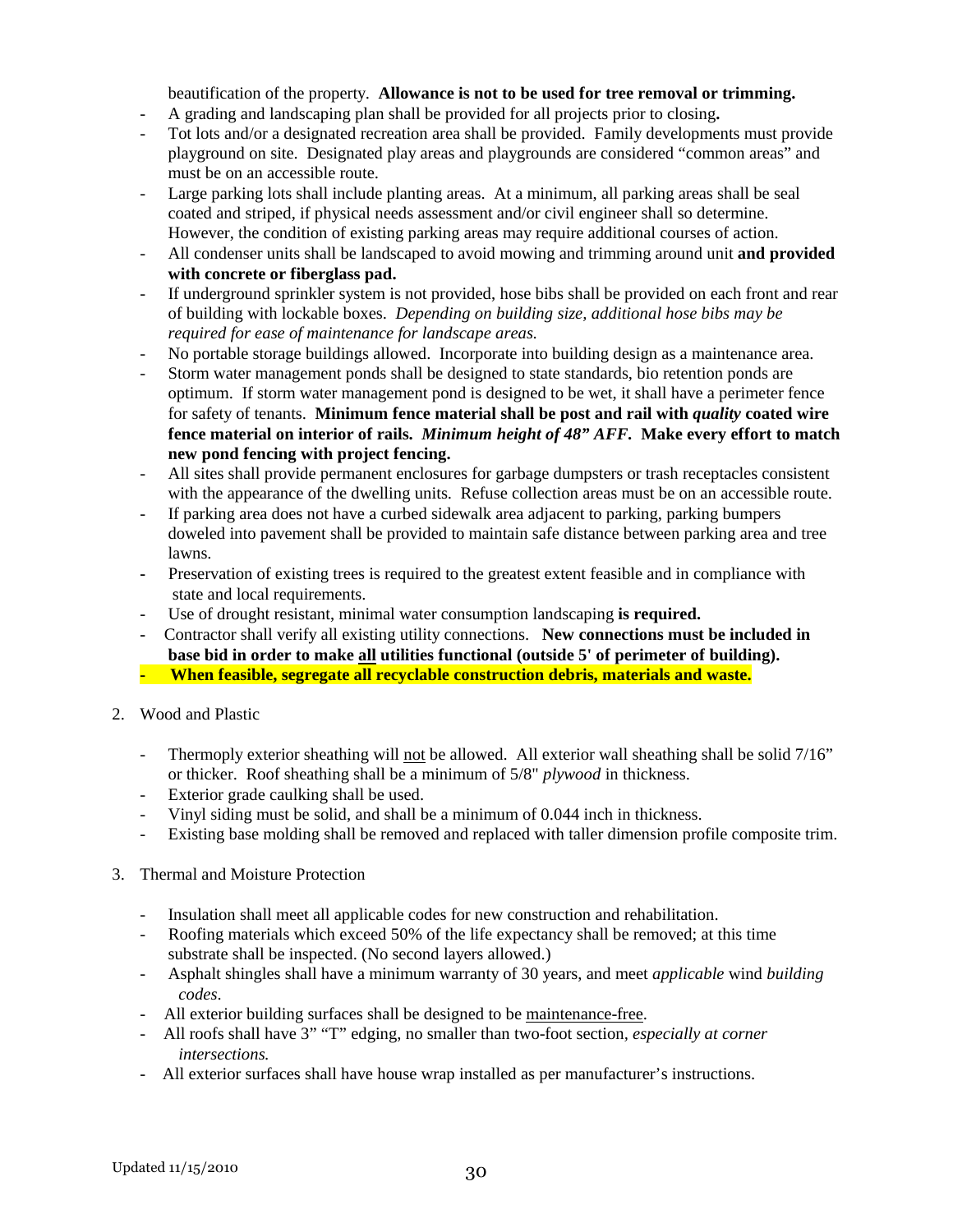beautification of the property. **Allowance is not to be used for tree removal or trimming.**

- A grading and landscaping plan shall be provided for all projects prior to closing**.**
- Tot lots and/or a designated recreation area shall be provided. Family developments must provide playground on site. Designated play areas and playgrounds are considered "common areas" and must be on an accessible route.
- Large parking lots shall include planting areas. At a minimum, all parking areas shall be seal coated and striped, if physical needs assessment and/or civil engineer shall so determine. However, the condition of existing parking areas may require additional courses of action.
- All condenser units shall be landscaped to avoid mowing and trimming around unit **and provided with concrete or fiberglass pad.**
- If underground sprinkler system is not provided, hose bibs shall be provided on each front and rear of building with lockable boxes. *Depending on building size, additional hose bibs may be required for ease of maintenance for landscape areas.*
- No portable storage buildings allowed. Incorporate into building design as a maintenance area.
- Storm water management ponds shall be designed to state standards, bio retention ponds are optimum. If storm water management pond is designed to be wet, it shall have a perimeter fence for safety of tenants. **Minimum fence material shall be post and rail with *quality* coated wire fence material on interior of rails. *Minimum height of 48" AFF.* Make every effort to match new pond fencing with project fencing.**
- All sites shall provide permanent enclosures for garbage dumpsters or trash receptacles consistent with the appearance of the dwelling units. Refuse collection areas must be on an accessible route.
- If parking area does not have a curbed sidewalk area adjacent to parking, parking bumpers doweled into pavement shall be provided to maintain safe distance between parking area and tree lawns.
- Preservation of existing trees is required to the greatest extent feasible and in compliance with state and local requirements.
- Use of drought resistant, minimal water consumption landscaping **is required.**
- Contractor shall verify all existing utility connections. **New connections must be included in base bid in order to make <u>all</u> utilities functional (outside 5' of perimeter of building).**
- **When feasible, segregate all recyclable construction debris, materials and waste.**

2. Wood and Plastic

   - Thermoply exterior sheathing will <u>not</u> be allowed. All exterior wall sheathing shall be solid 7/16" or thicker. Roof sheathing shall be a minimum of 5/8" *plywood* in thickness.
   - Exterior grade caulking shall be used.
   - Vinyl siding must be solid, and shall be a minimum of 0.044 inch in thickness.
   - Existing base molding shall be removed and replaced with taller dimension profile composite trim.

3. Thermal and Moisture Protection

   - Insulation shall meet all applicable codes for new construction and rehabilitation.
   - Roofing materials which exceed 50% of the life expectancy shall be removed; at this time substrate shall be inspected. (No second layers allowed.)
   - Asphalt shingles shall have a minimum warranty of 30 years, and meet *applicable* wind *building codes*.
   - All exterior building surfaces shall be designed to be <u>maintenance-free</u>.
   - All roofs shall have 3" "T" edging, no smaller than two-foot section, *especially at corner intersections.*
   - All exterior surfaces shall have house wrap installed as per manufacturer's instructions.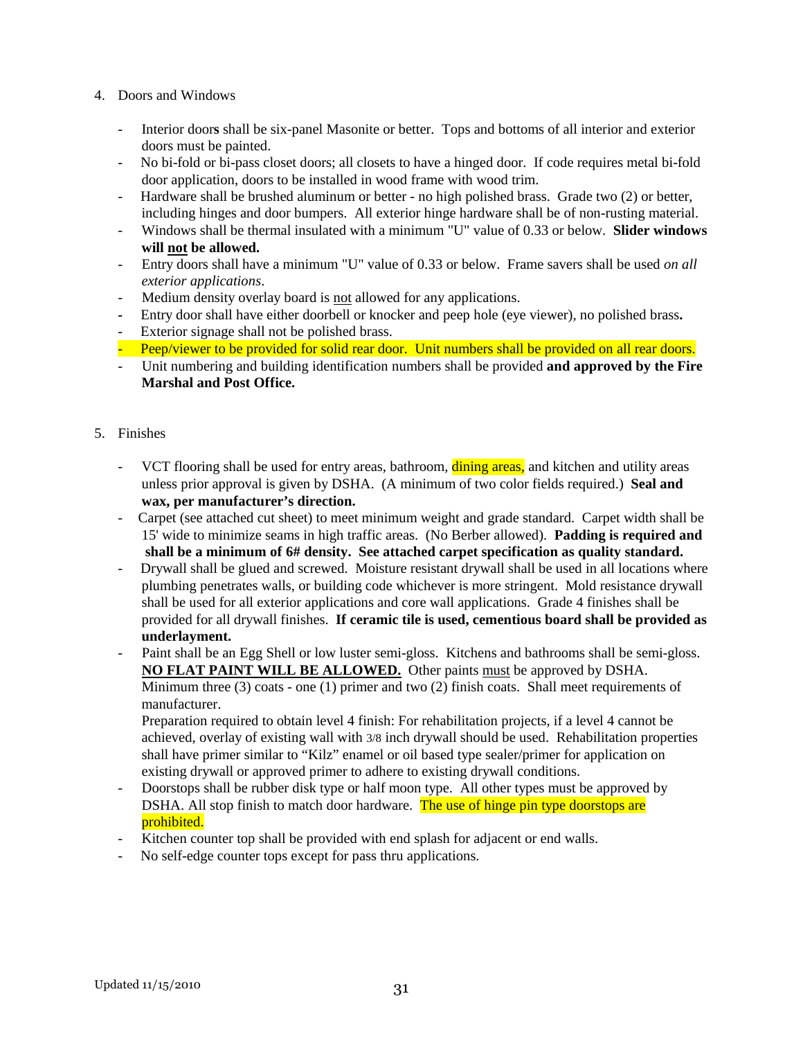4. Doors and Windows

    - Interior doors shall be six-panel Masonite or better. Tops and bottoms of all interior and exterior doors must be painted.
    - No bi-fold or bi-pass closet doors; all closets to have a hinged door. If code requires metal bi-fold door application, doors to be installed in wood frame with wood trim.
    - Hardware shall be brushed aluminum or better - no high polished brass. Grade two (2) or better, including hinges and door bumpers. All exterior hinge hardware shall be of non-rusting material.
    - Windows shall be thermal insulated with a minimum "U" value of 0.33 or below. **Slider windows will <u>not</u> be allowed.**
    - Entry doors shall have a minimum "U" value of 0.33 or below. Frame savers shall be used *on all exterior applications*.
    - Medium density overlay board is <u>not</u> allowed for any applications.
    - Entry door shall have either doorbell or knocker and peep hole (eye viewer), no polished brass**.**
    - Exterior signage shall not be polished brass.
    - Peep/viewer to be provided for solid rear door. Unit numbers shall be provided on all rear doors.
    - Unit numbering and building identification numbers shall be provided **and approved by the Fire Marshal and Post Office.**

5. Finishes

    - VCT flooring shall be used for entry areas, bathroom, dining areas, and kitchen and utility areas unless prior approval is given by DSHA. (A minimum of two color fields required.) **Seal and wax, per manufacturer's direction.**
    - Carpet (see attached cut sheet) to meet minimum weight and grade standard. Carpet width shall be 15' wide to minimize seams in high traffic areas. (No Berber allowed). **Padding is required and shall be a minimum of 6# density. See attached carpet specification as quality standard.**
    - Drywall shall be glued and screwed. Moisture resistant drywall shall be used in all locations where plumbing penetrates walls, or building code whichever is more stringent. Mold resistance drywall shall be used for all exterior applications and core wall applications. Grade 4 finishes shall be provided for all drywall finishes. **If ceramic tile is used, cementious board shall be provided as underlayment.**
    - Paint shall be an Egg Shell or low luster semi-gloss. Kitchens and bathrooms shall be semi-gloss. **<u>NO FLAT PAINT WILL BE ALLOWED.</u>** Other paints <u>must</u> be approved by DSHA. Minimum three (3) coats - one (1) primer and two (2) finish coats. Shall meet requirements of manufacturer.

      Preparation required to obtain level 4 finish: For rehabilitation projects, if a level 4 cannot be achieved, overlay of existing wall with 3/8 inch drywall should be used. Rehabilitation properties shall have primer similar to "Kilz" enamel or oil based type sealer/primer for application on existing drywall or approved primer to adhere to existing drywall conditions.
    - Doorstops shall be rubber disk type or half moon type. All other types must be approved by DSHA. All stop finish to match door hardware. The use of hinge pin type doorstops are prohibited.
    - Kitchen counter top shall be provided with end splash for adjacent or end walls.
    - No self-edge counter tops except for pass thru applications.

Updated 11/15/2010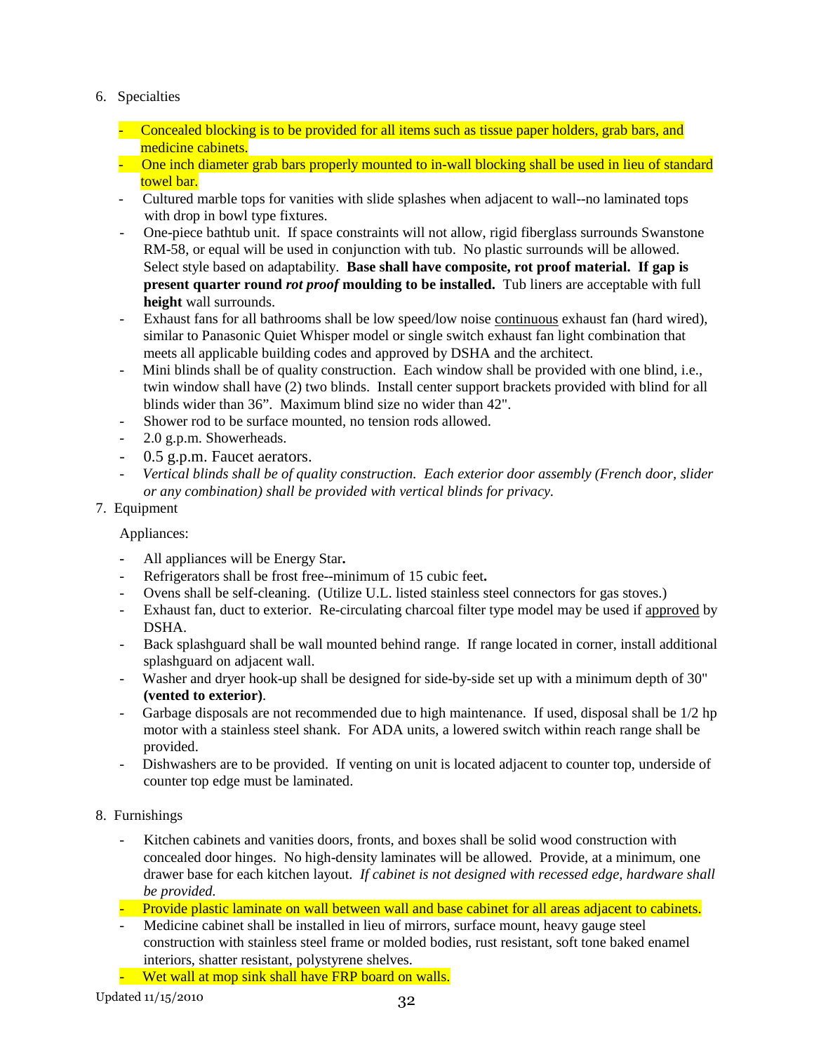6. Specialties

   - Concealed blocking is to be provided for all items such as tissue paper holders, grab bars, and medicine cabinets.
   - One inch diameter grab bars properly mounted to in-wall blocking shall be used in lieu of standard towel bar.
   - Cultured marble tops for vanities with slide splashes when adjacent to wall--no laminated tops with drop in bowl type fixtures.
   - One-piece bathtub unit. If space constraints will not allow, rigid fiberglass surrounds Swanstone RM-58, or equal will be used in conjunction with tub. No plastic surrounds will be allowed. Select style based on adaptability. **Base shall have composite, rot proof material. If gap is present quarter round *rot proof* moulding to be installed.** Tub liners are acceptable with full **height** wall surrounds.
   - Exhaust fans for all bathrooms shall be low speed/low noise continuous exhaust fan (hard wired), similar to Panasonic Quiet Whisper model or single switch exhaust fan light combination that meets all applicable building codes and approved by DSHA and the architect.
   - Mini blinds shall be of quality construction. Each window shall be provided with one blind, i.e., twin window shall have (2) two blinds. Install center support brackets provided with blind for all blinds wider than 36". Maximum blind size no wider than 42".
   - Shower rod to be surface mounted, no tension rods allowed.
   - 2.0 g.p.m. Showerheads.
   - 0.5 g.p.m. Faucet aerators.
   - *Vertical blinds shall be of quality construction. Each exterior door assembly (French door, slider or any combination) shall be provided with vertical blinds for privacy.*

7. Equipment

   Appliances:

   - All appliances will be Energy Star**.**
   - Refrigerators shall be frost free--minimum of 15 cubic feet**.**
   - Ovens shall be self-cleaning. (Utilize U.L. listed stainless steel connectors for gas stoves.)
   - Exhaust fan, duct to exterior. Re-circulating charcoal filter type model may be used if approved by DSHA.
   - Back splashguard shall be wall mounted behind range. If range located in corner, install additional splashguard on adjacent wall.
   - Washer and dryer hook-up shall be designed for side-by-side set up with a minimum depth of 30" **(vented to exterior)**.
   - Garbage disposals are not recommended due to high maintenance. If used, disposal shall be 1/2 hp motor with a stainless steel shank. For ADA units, a lowered switch within reach range shall be provided.
   - Dishwashers are to be provided. If venting on unit is located adjacent to counter top, underside of counter top edge must be laminated.

8. Furnishings

   - Kitchen cabinets and vanities doors, fronts, and boxes shall be solid wood construction with concealed door hinges. No high-density laminates will be allowed. Provide, at a minimum, one drawer base for each kitchen layout. *If cabinet is not designed with recessed edge, hardware shall be provided.*
   - Provide plastic laminate on wall between wall and base cabinet for all areas adjacent to cabinets.
   - Medicine cabinet shall be installed in lieu of mirrors, surface mount, heavy gauge steel construction with stainless steel frame or molded bodies, rust resistant, soft tone baked enamel interiors, shatter resistant, polystyrene shelves.
   - Wet wall at mop sink shall have FRP board on walls.

Updated 11/15/2010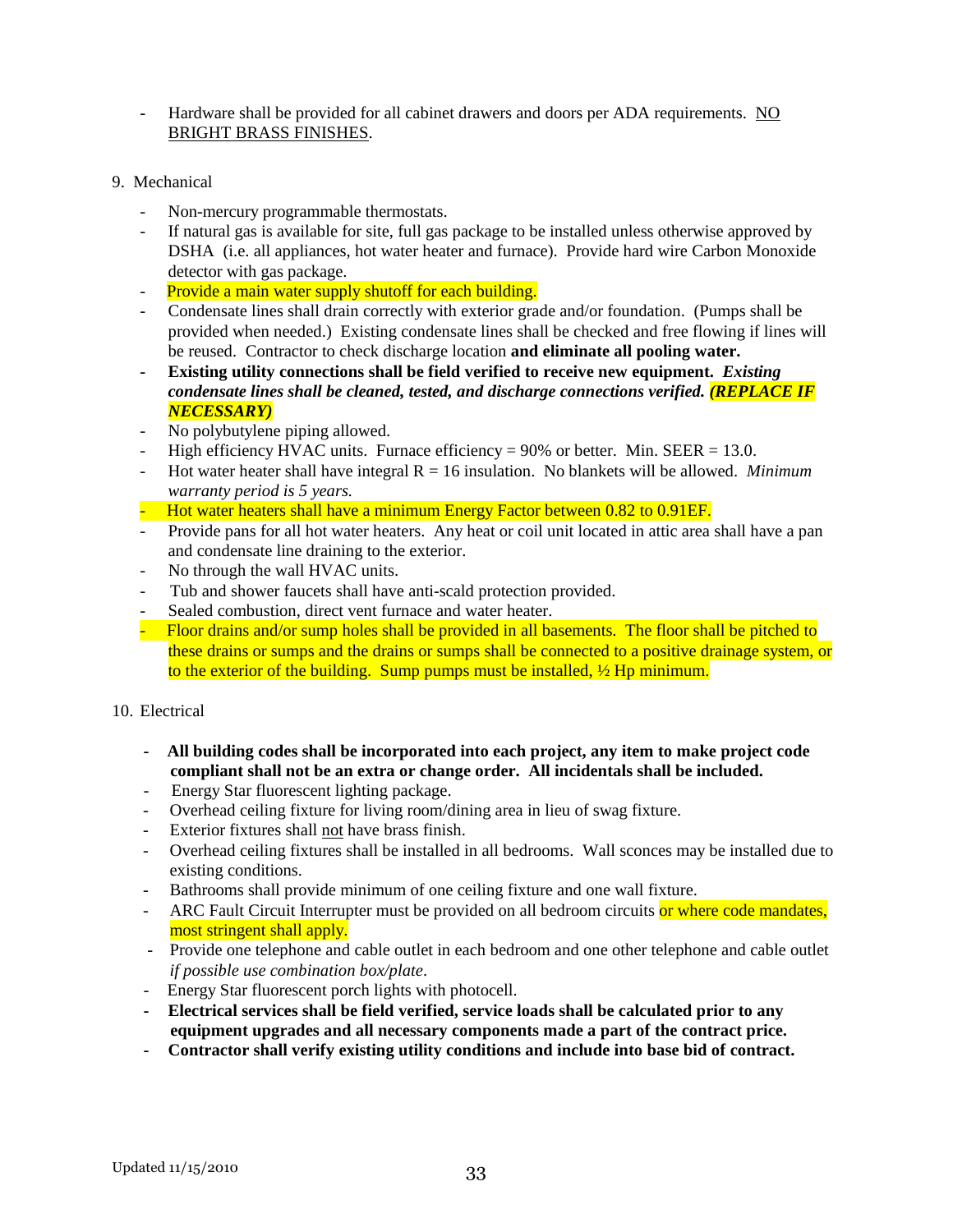- Hardware shall be provided for all cabinet drawers and doors per ADA requirements. NO BRIGHT BRASS FINISHES.

9. Mechanical

   - Non-mercury programmable thermostats.
   - If natural gas is available for site, full gas package to be installed unless otherwise approved by DSHA (i.e. all appliances, hot water heater and furnace). Provide hard wire Carbon Monoxide detector with gas package.
   - Provide a main water supply shutoff for each building.
   - Condensate lines shall drain correctly with exterior grade and/or foundation. (Pumps shall be provided when needed.) Existing condensate lines shall be checked and free flowing if lines will be reused. Contractor to check discharge location **and eliminate all pooling water.**
   - **Existing utility connections shall be field verified to receive new equipment.** ***Existing condensate lines shall be cleaned, tested, and discharge connections verified. (REPLACE IF NECESSARY)***
   - No polybutylene piping allowed.
   - High efficiency HVAC units. Furnace efficiency = 90% or better. Min. SEER = 13.0.
   - Hot water heater shall have integral R = 16 insulation. No blankets will be allowed. *Minimum warranty period is 5 years.*
   - Hot water heaters shall have a minimum Energy Factor between 0.82 to 0.91EF.
   - Provide pans for all hot water heaters. Any heat or coil unit located in attic area shall have a pan and condensate line draining to the exterior.
   - No through the wall HVAC units.
   - Tub and shower faucets shall have anti-scald protection provided.
   - Sealed combustion, direct vent furnace and water heater.
   - Floor drains and/or sump holes shall be provided in all basements. The floor shall be pitched to these drains or sumps and the drains or sumps shall be connected to a positive drainage system, or to the exterior of the building. Sump pumps must be installed, ½ Hp minimum.

10. Electrical

   - **All building codes shall be incorporated into each project, any item to make project code compliant shall not be an extra or change order. All incidentals shall be included.**
   - Energy Star fluorescent lighting package.
   - Overhead ceiling fixture for living room/dining area in lieu of swag fixture.
   - Exterior fixtures shall not have brass finish.
   - Overhead ceiling fixtures shall be installed in all bedrooms. Wall sconces may be installed due to existing conditions.
   - Bathrooms shall provide minimum of one ceiling fixture and one wall fixture.
   - ARC Fault Circuit Interrupter must be provided on all bedroom circuits or where code mandates, most stringent shall apply.
   - Provide one telephone and cable outlet in each bedroom and one other telephone and cable outlet *if possible use combination box/plate*.
   - Energy Star fluorescent porch lights with photocell.
   - **Electrical services shall be field verified, service loads shall be calculated prior to any equipment upgrades and all necessary components made a part of the contract price.**
   - **Contractor shall verify existing utility conditions and include into base bid of contract.**

Updated 11/15/2010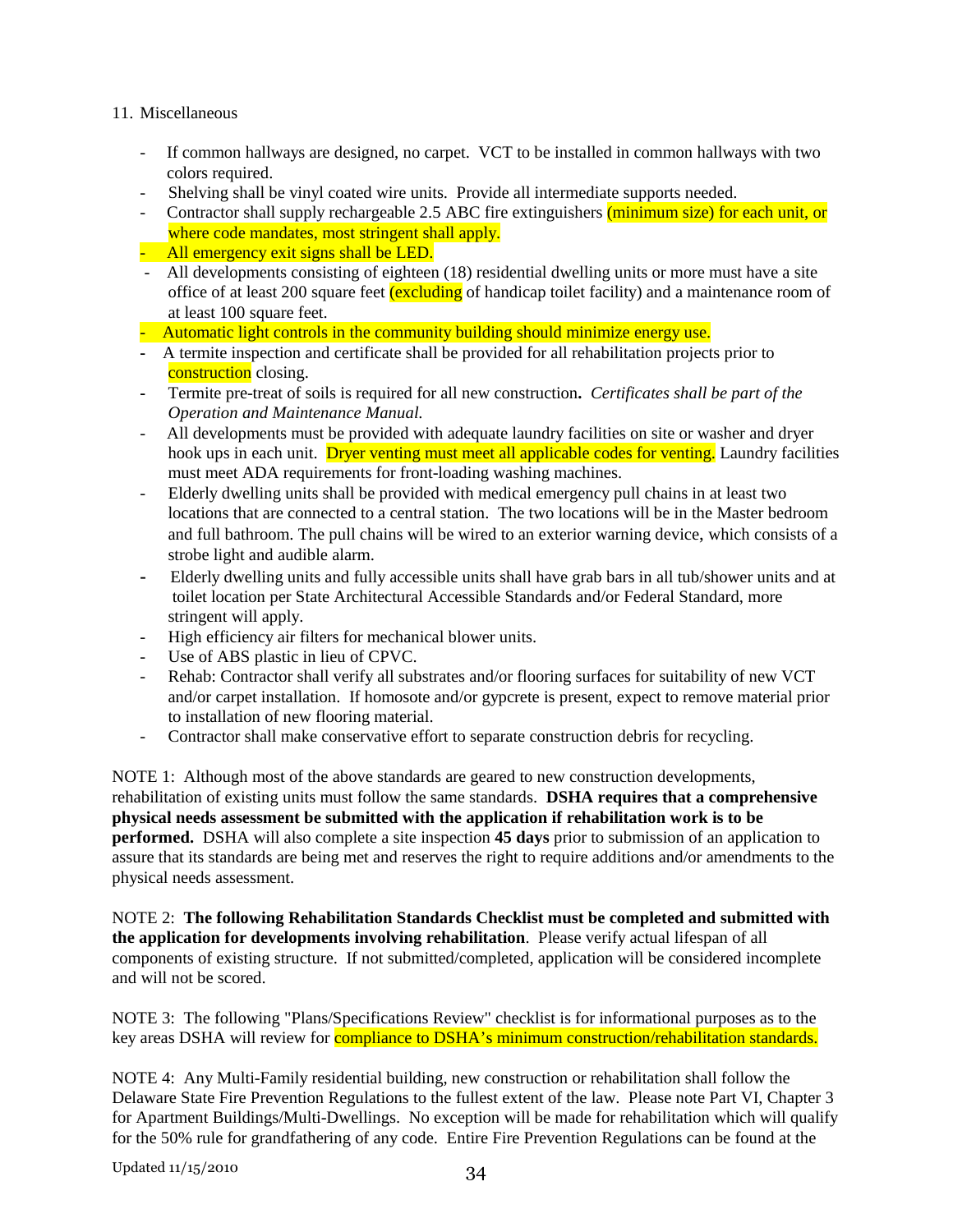11. Miscellaneous

- If common hallways are designed, no carpet. VCT to be installed in common hallways with two colors required.
- Shelving shall be vinyl coated wire units. Provide all intermediate supports needed.
- Contractor shall supply rechargeable 2.5 ABC fire extinguishers (minimum size) for each unit, or where code mandates, most stringent shall apply.
- All emergency exit signs shall be LED.
- All developments consisting of eighteen (18) residential dwelling units or more must have a site office of at least 200 square feet (excluding of handicap toilet facility) and a maintenance room of at least 100 square feet.
- Automatic light controls in the community building should minimize energy use.
- A termite inspection and certificate shall be provided for all rehabilitation projects prior to construction closing.
- Termite pre-treat of soils is required for all new construction. *Certificates shall be part of the Operation and Maintenance Manual.*
- All developments must be provided with adequate laundry facilities on site or washer and dryer hook ups in each unit. Dryer venting must meet all applicable codes for venting. Laundry facilities must meet ADA requirements for front-loading washing machines.
- Elderly dwelling units shall be provided with medical emergency pull chains in at least two locations that are connected to a central station. The two locations will be in the Master bedroom and full bathroom. The pull chains will be wired to an exterior warning device, which consists of a strobe light and audible alarm.
- Elderly dwelling units and fully accessible units shall have grab bars in all tub/shower units and at toilet location per State Architectural Accessible Standards and/or Federal Standard, more stringent will apply.
- High efficiency air filters for mechanical blower units.
- Use of ABS plastic in lieu of CPVC.
- Rehab: Contractor shall verify all substrates and/or flooring surfaces for suitability of new VCT and/or carpet installation. If homosote and/or gypcrete is present, expect to remove material prior to installation of new flooring material.
- Contractor shall make conservative effort to separate construction debris for recycling.

NOTE 1: Although most of the above standards are geared to new construction developments, rehabilitation of existing units must follow the same standards. **DSHA requires that a comprehensive physical needs assessment be submitted with the application if rehabilitation work is to be performed.** DSHA will also complete a site inspection **45 days** prior to submission of an application to assure that its standards are being met and reserves the right to require additions and/or amendments to the physical needs assessment.

NOTE 2: **The following Rehabilitation Standards Checklist must be completed and submitted with the application for developments involving rehabilitation**. Please verify actual lifespan of all components of existing structure. If not submitted/completed, application will be considered incomplete and will not be scored.

NOTE 3: The following "Plans/Specifications Review" checklist is for informational purposes as to the key areas DSHA will review for compliance to DSHA's minimum construction/rehabilitation standards.

NOTE 4: Any Multi-Family residential building, new construction or rehabilitation shall follow the Delaware State Fire Prevention Regulations to the fullest extent of the law. Please note Part VI, Chapter 3 for Apartment Buildings/Multi-Dwellings. No exception will be made for rehabilitation which will qualify for the 50% rule for grandfathering of any code. Entire Fire Prevention Regulations can be found at the

Updated 11/15/2010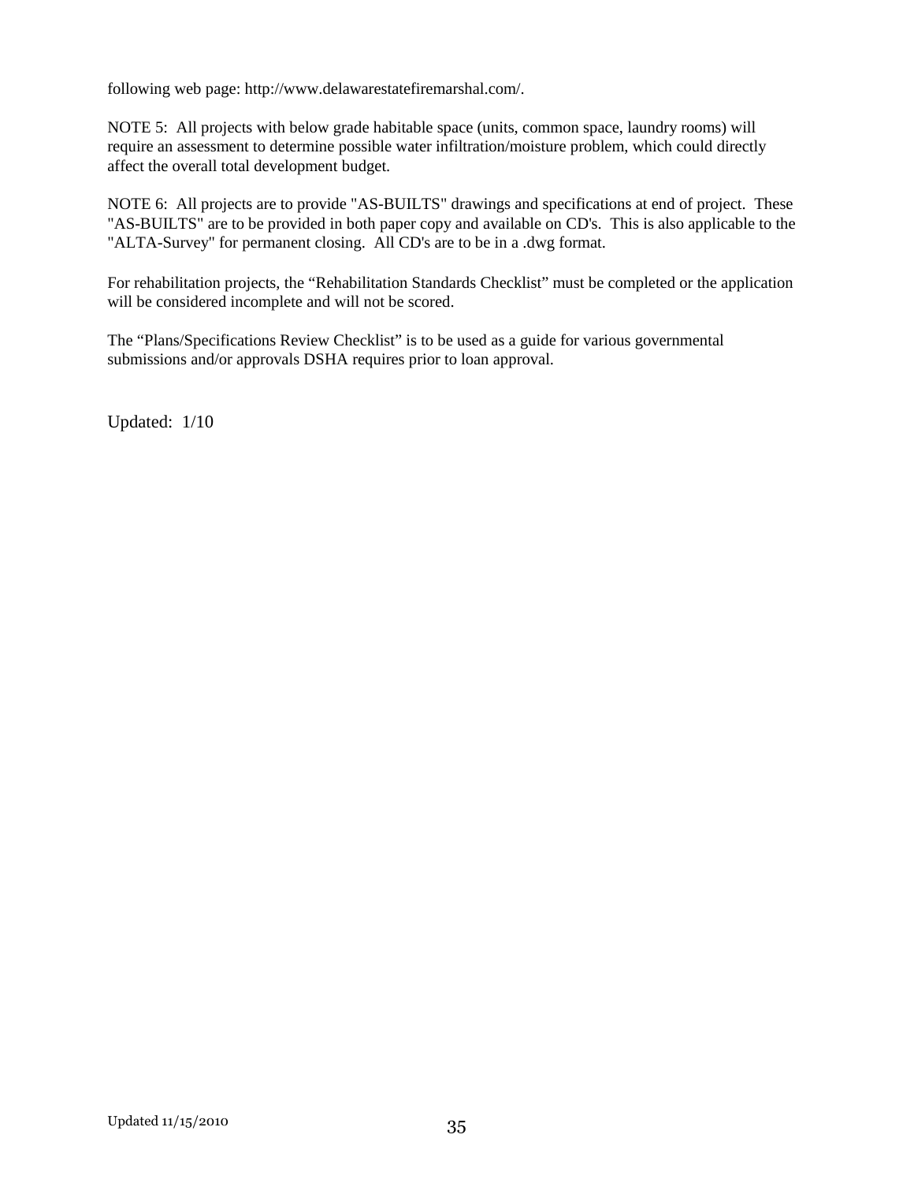following web page: http://www.delawarestatefiremarshal.com/.

NOTE 5: All projects with below grade habitable space (units, common space, laundry rooms) will require an assessment to determine possible water infiltration/moisture problem, which could directly affect the overall total development budget.

NOTE 6: All projects are to provide "AS-BUILTS" drawings and specifications at end of project. These "AS-BUILTS" are to be provided in both paper copy and available on CD's. This is also applicable to the "ALTA-Survey" for permanent closing. All CD's are to be in a .dwg format.

For rehabilitation projects, the “Rehabilitation Standards Checklist” must be completed or the application will be considered incomplete and will not be scored.

The “Plans/Specifications Review Checklist” is to be used as a guide for various governmental submissions and/or approvals DSHA requires prior to loan approval.

Updated: 1/10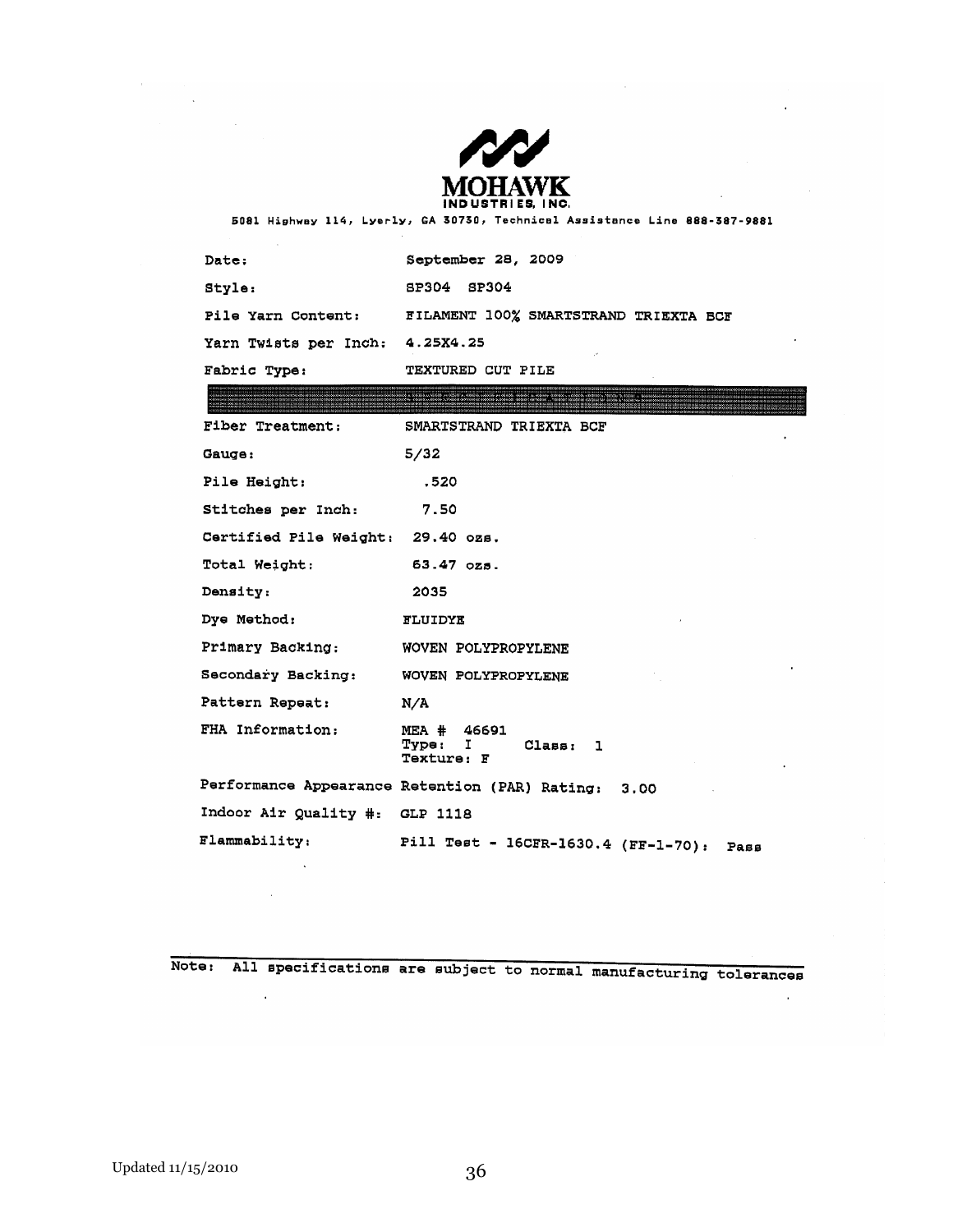**MOHAWK**
**INDUSTRIES, INC.**

5081 Highway 114, Lyerly, GA 30730, Technical Assistance Line 888-387-9881

| | |
|---|---|
| Date: | September 28, 2009 |
| Style: | SP304 SP304 |
| Pile Yarn Content: | FILAMENT 100% SMARTSTRAND TRIEXTA BCF |
| Yarn Twists per Inch: | 4.25X4.25 |
| Fabric Type: | TEXTURED CUT PILE |
| Fiber Treatment: | SMARTSTRAND TRIEXTA BCF |
| Gauge: | 5/32 |
| Pile Height: | .520 |
| Stitches per Inch: | 7.50 |
| Certified Pile Weight: | 29.40 ozs. |
| Total Weight: | 63.47 ozs. |
| Density: | 2035 |
| Dye Method: | FLUIDYE |
| Primary Backing: | WOVEN POLYPROPYLENE |
| Secondary Backing: | WOVEN POLYPROPYLENE |
| Pattern Repeat: | N/A |
| FHA Information: | MEA # 46691<br>Type: I Class: 1<br>Texture: F |

Performance Appearance Retention (PAR) Rating: 3.00

Indoor Air Quality #: GLP 1118

Flammability: Pill Test - 16CFR-1630.4 (FF-1-70): Pass

Note: All specifications are subject to normal manufacturing tolerances

Updated 11/15/2010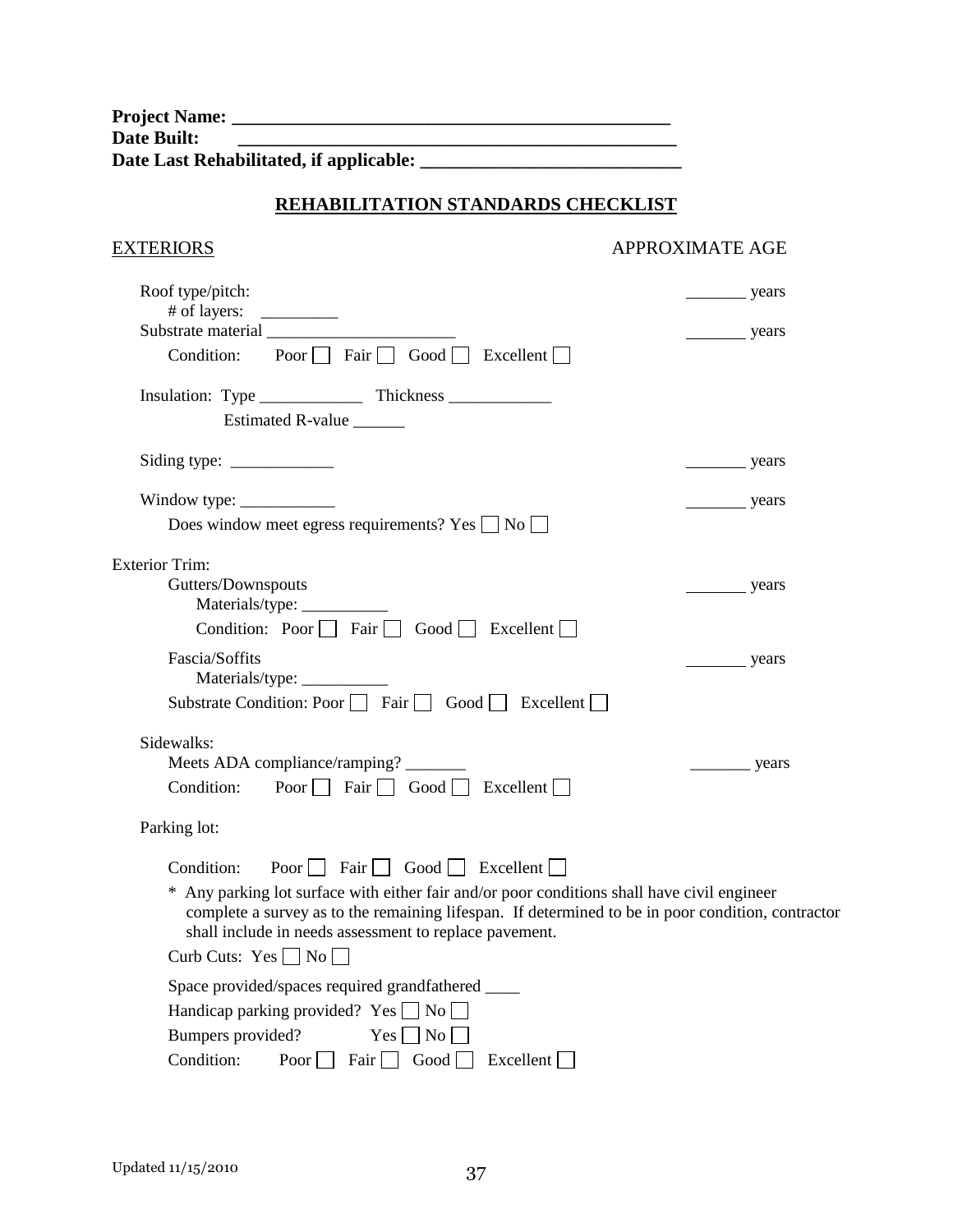**Project Name:** ______________________________________________
**Date Built:** ______________________________________________
**Date Last Rehabilitated, if applicable:** ____________________________

## REHABILITATION STANDARDS CHECKLIST

EXTERIORS — APPROXIMATE AGE

Roof type/pitch: _______ years
# of layers: _________
Substrate material ______________________ _______ years
Condition: Poor ☐ Fair ☐ Good ☐ Excellent ☐

Insulation: Type ____________ Thickness ____________
Estimated R-value ______

Siding type: ____________ _______ years

Window type: ___________ _______ years
Does window meet egress requirements? Yes ☐ No ☐

Exterior Trim:

Gutters/Downspouts _______ years
Materials/type: __________
Condition: Poor ☐ Fair ☐ Good ☐ Excellent ☐

Fascia/Soffits _______ years
Materials/type: __________
Substrate Condition: Poor ☐ Fair ☐ Good ☐ Excellent ☐

Sidewalks:
Meets ADA compliance/ramping? _______ _______ years
Condition: Poor ☐ Fair ☐ Good ☐ Excellent ☐

Parking lot:

Condition: Poor ☐ Fair ☐ Good ☐ Excellent ☐

* Any parking lot surface with either fair and/or poor conditions shall have civil engineer complete a survey as to the remaining lifespan. If determined to be in poor condition, contractor shall include in needs assessment to replace pavement.

Curb Cuts: Yes ☐ No ☐

Space provided/spaces required grandfathered ____
Handicap parking provided? Yes ☐ No ☐
Bumpers provided? Yes ☐ No ☐
Condition: Poor ☐ Fair ☐ Good ☐ Excellent ☐

Updated 11/15/2010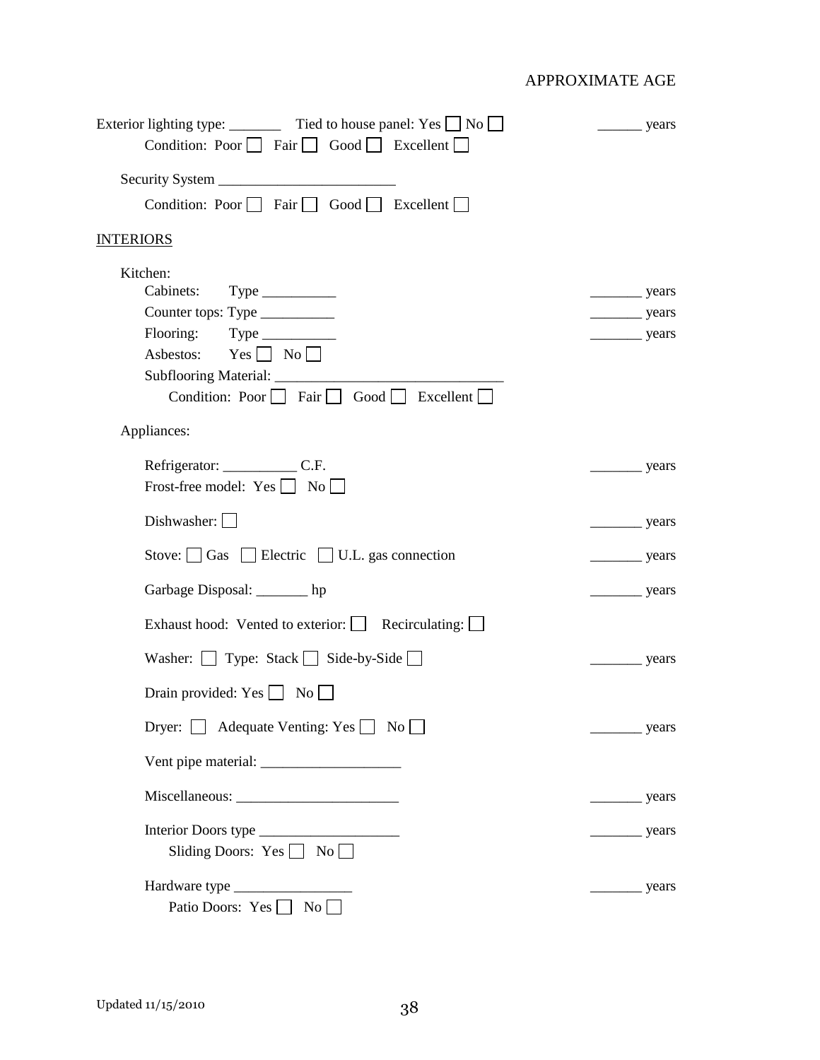APPROXIMATE AGE

Exterior lighting type: _______ Tied to house panel: Yes ☐ No ☐ ______ years
Condition: Poor ☐ Fair ☐ Good ☐ Excellent ☐

Security System ________________________
Condition: Poor ☐ Fair ☐ Good ☐ Excellent ☐

INTERIORS

Kitchen:

Cabinets: Type __________ _______ years

Counter tops: Type __________ _______ years

Flooring: Type __________ _______ years

Asbestos: Yes ☐ No ☐

Subflooring Material: ______________________________

Condition: Poor ☐ Fair ☐ Good ☐ Excellent ☐

Appliances:

Refrigerator: __________ C.F. _______ years
Frost-free model: Yes ☐ No ☐

Dishwasher: ☐ _______ years

Stove: ☐ Gas ☐ Electric ☐ U.L. gas connection _______ years

Garbage Disposal: _______ hp _______ years

Exhaust hood: Vented to exterior: ☐ Recirculating: ☐

Washer: ☐ Type: Stack ☐ Side-by-Side ☐ _______ years

Drain provided: Yes ☐ No ☐

Dryer: ☐ Adequate Venting: Yes ☐ No ☐ _______ years

Vent pipe material: ___________________

Miscellaneous: ______________________ _______ years

Interior Doors type ___________________ _______ years
Sliding Doors: Yes ☐ No ☐

Hardware type ________________ _______ years
Patio Doors: Yes ☐ No ☐

Updated 11/15/2010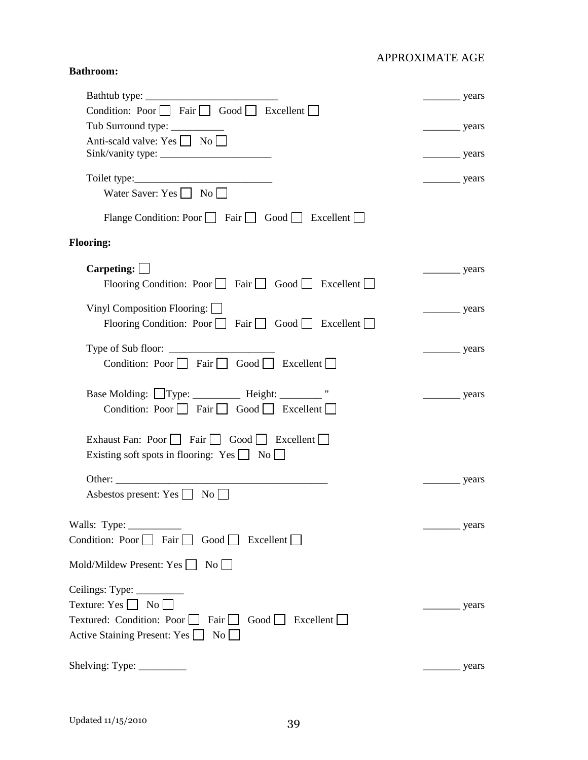APPROXIMATE AGE

**Bathroom:**

Bathtub type: __________________________ _______ years

Condition: Poor ☐ Fair ☐ Good ☐ Excellent ☐

Tub Surround type: __________ _______ years

Anti-scald valve: Yes ☐ No ☐

Sink/vanity type: ______________________ _______ years

Toilet type:__________________________ _______ years

Water Saver: Yes ☐ No ☐

Flange Condition: Poor ☐ Fair ☐ Good ☐ Excellent ☐

**Flooring:**

**Carpeting:** ☐ _______ years

Flooring Condition: Poor ☐ Fair ☐ Good ☐ Excellent ☐

Vinyl Composition Flooring: ☐ _______ years

Flooring Condition: Poor ☐ Fair ☐ Good ☐ Excellent ☐

Type of Sub floor: ____________________ _______ years

Condition: Poor ☐ Fair ☐ Good ☐ Excellent ☐

Base Molding: ☐Type: _________ Height: ________ " _______ years

Condition: Poor ☐ Fair ☐ Good ☐ Excellent ☐

Exhaust Fan: Poor ☐ Fair ☐ Good ☐ Excellent ☐

Existing soft spots in flooring: Yes ☐ No ☐

Other: _________________________________________ _______ years

Asbestos present: Yes ☐ No ☐

Walls: Type: __________ _______ years

Condition: Poor ☐ Fair ☐ Good ☐ Excellent ☐

Mold/Mildew Present: Yes ☐ No ☐

Ceilings: Type: _________

Texture: Yes ☐ No ☐ _______ years

Textured: Condition: Poor ☐ Fair ☐ Good ☐ Excellent ☐

Active Staining Present: Yes ☐ No ☐

Shelving: Type: _________ _______ years

Updated 11/15/2010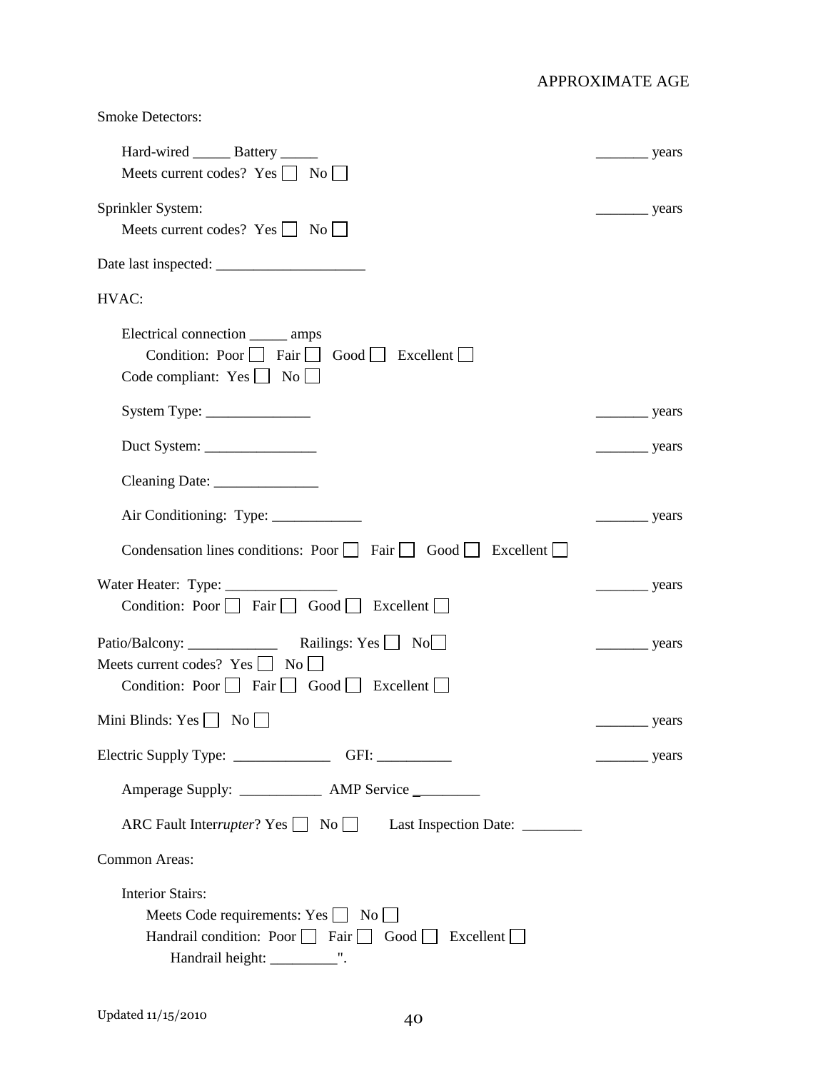APPROXIMATE AGE

Smoke Detectors:

Hard-wired _____ Battery _____ _______ years
Meets current codes? Yes ☐ No ☐

Sprinkler System: _______ years
Meets current codes? Yes ☐ No ☐

Date last inspected: ____________________

HVAC:

Electrical connection _____ amps
Condition: Poor ☐ Fair ☐ Good ☐ Excellent ☐
Code compliant: Yes ☐ No ☐

System Type: ______________ _______ years

Duct System: _______________ _______ years

Cleaning Date: ______________

Air Conditioning: Type: ____________ _______ years

Condensation lines conditions: Poor ☐ Fair ☐ Good ☐ Excellent ☐

Water Heater: Type: _______________ _______ years
Condition: Poor ☐ Fair ☐ Good ☐ Excellent ☐

Patio/Balcony: ____________ Railings: Yes ☐ No☐ _______ years
Meets current codes? Yes ☐ No ☐
Condition: Poor ☐ Fair ☐ Good ☐ Excellent ☐

Mini Blinds: Yes ☐ No ☐ _______ years

Electric Supply Type: _____________ GFI: __________ _______ years

Amperage Supply: ___________ AMP Service _________

ARC Fault Inter*rupter*? Yes ☐ No ☐ Last Inspection Date: ________

Common Areas:

Interior Stairs:
Meets Code requirements: Yes ☐ No ☐
Handrail condition: Poor ☐ Fair ☐ Good ☐ Excellent ☐
Handrail height: _________".

Updated 11/15/2010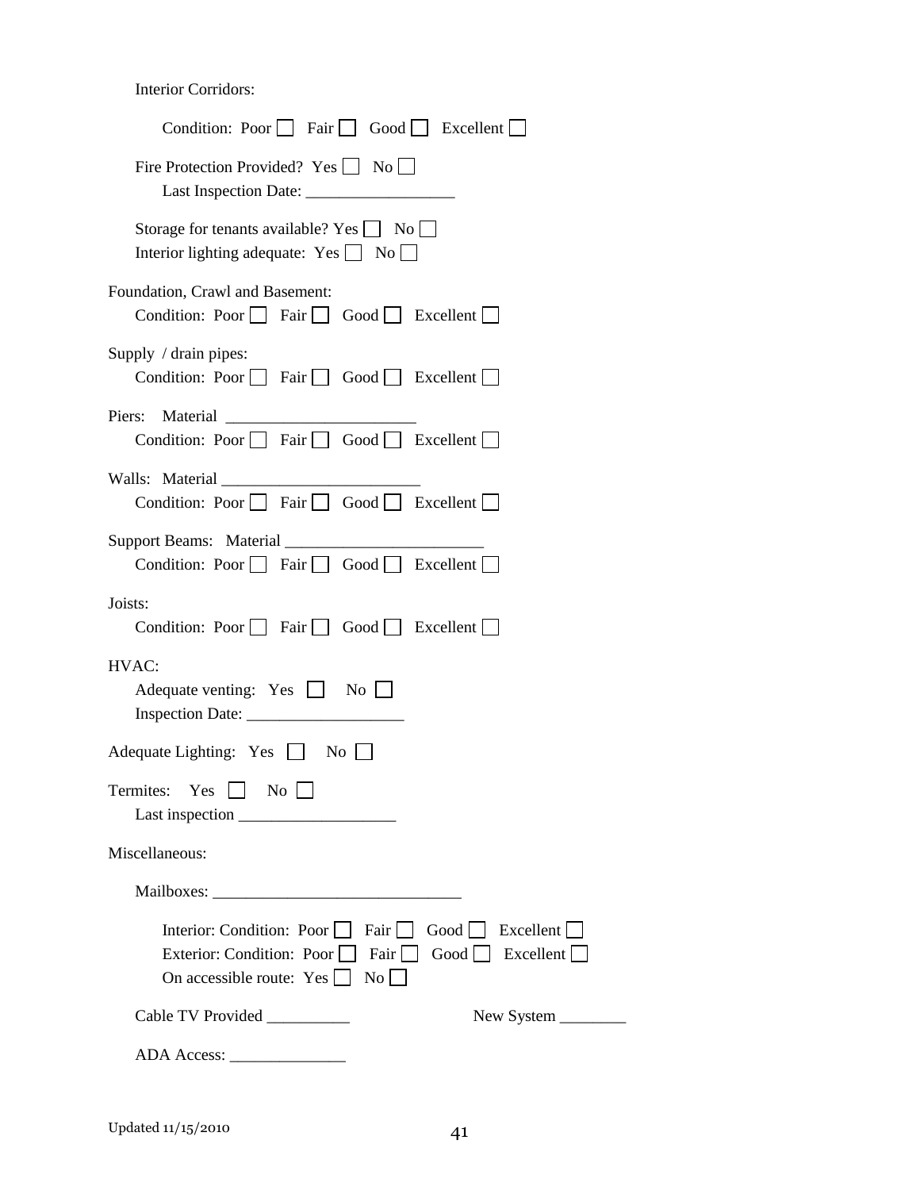Interior Corridors:

Condition: Poor ☐ Fair ☐ Good ☐ Excellent ☐

Fire Protection Provided? Yes ☐ No ☐
Last Inspection Date: ___________________

Storage for tenants available? Yes ☐ No ☐
Interior lighting adequate: Yes ☐ No ☐

Foundation, Crawl and Basement:
Condition: Poor ☐ Fair ☐ Good ☐ Excellent ☐

Supply / drain pipes:
Condition: Poor ☐ Fair ☐ Good ☐ Excellent ☐

Piers: Material ________________________
Condition: Poor ☐ Fair ☐ Good ☐ Excellent ☐

Walls: Material _________________________
Condition: Poor ☐ Fair ☐ Good ☐ Excellent ☐

Support Beams: Material _________________________
Condition: Poor ☐ Fair ☐ Good ☐ Excellent ☐

Joists:
Condition: Poor ☐ Fair ☐ Good ☐ Excellent ☐

HVAC:
Adequate venting: Yes ☐ No ☐
Inspection Date: ___________________

Adequate Lighting: Yes ☐ No ☐

Termites: Yes ☐ No ☐
Last inspection ____________________

Miscellaneous:

Mailboxes: _______________________________

Interior: Condition: Poor ☐ Fair ☐ Good ☐ Excellent ☐
Exterior: Condition: Poor ☐ Fair ☐ Good ☐ Excellent ☐
On accessible route: Yes ☐ No ☐

Cable TV Provided __________ New System ________

ADA Access: ______________

Updated 11/15/2010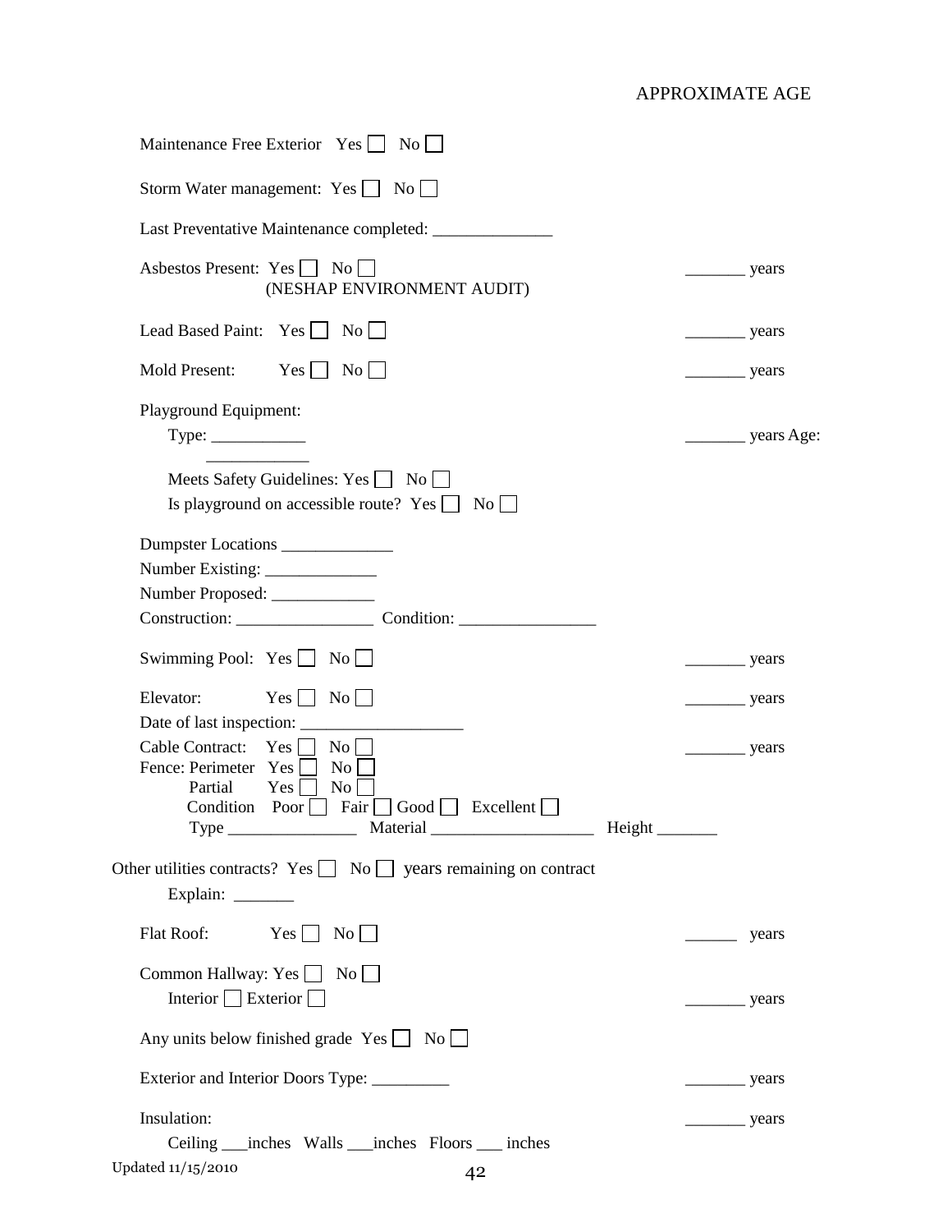APPROXIMATE AGE

Maintenance Free Exterior Yes ☐ No ☐

Storm Water management: Yes ☐ No ☐

Last Preventative Maintenance completed: ______________

Asbestos Present: Yes ☐ No ☐ _______ years
(NESHAP ENVIRONMENT AUDIT)

Lead Based Paint: Yes ☐ No ☐ _______ years

Mold Present: Yes ☐ No ☐ _______ years

Playground Equipment:

Type: ___________ _______ years Age:
____________

Meets Safety Guidelines: Yes ☐ No ☐

Is playground on accessible route? Yes ☐ No ☐

Dumpster Locations _____________

Number Existing: _____________

Number Proposed: ____________

Construction: ________________ Condition: ________________

Swimming Pool: Yes ☐ No ☐ _______ years

Elevator: Yes ☐ No ☐ _______ years

Date of last inspection: ___________________

Cable Contract: Yes ☐ No ☐ _______ years

Fence: Perimeter Yes ☐ No ☐

Partial Yes ☐ No ☐

Condition Poor ☐ Fair ☐ Good ☐ Excellent ☐

Type _______________ Material ___________________ Height _______

Other utilities contracts? Yes ☐ No ☐ years remaining on contract

Explain: _______

Flat Roof: Yes ☐ No ☐ ______ years

Common Hallway: Yes ☐ No ☐

Interior ☐ Exterior ☐ _______ years

Any units below finished grade Yes ☐ No ☐

Exterior and Interior Doors Type: _________ _______ years

Insulation: _______ years

Ceiling ___inches Walls ___inches Floors ___ inches

Updated 11/15/2010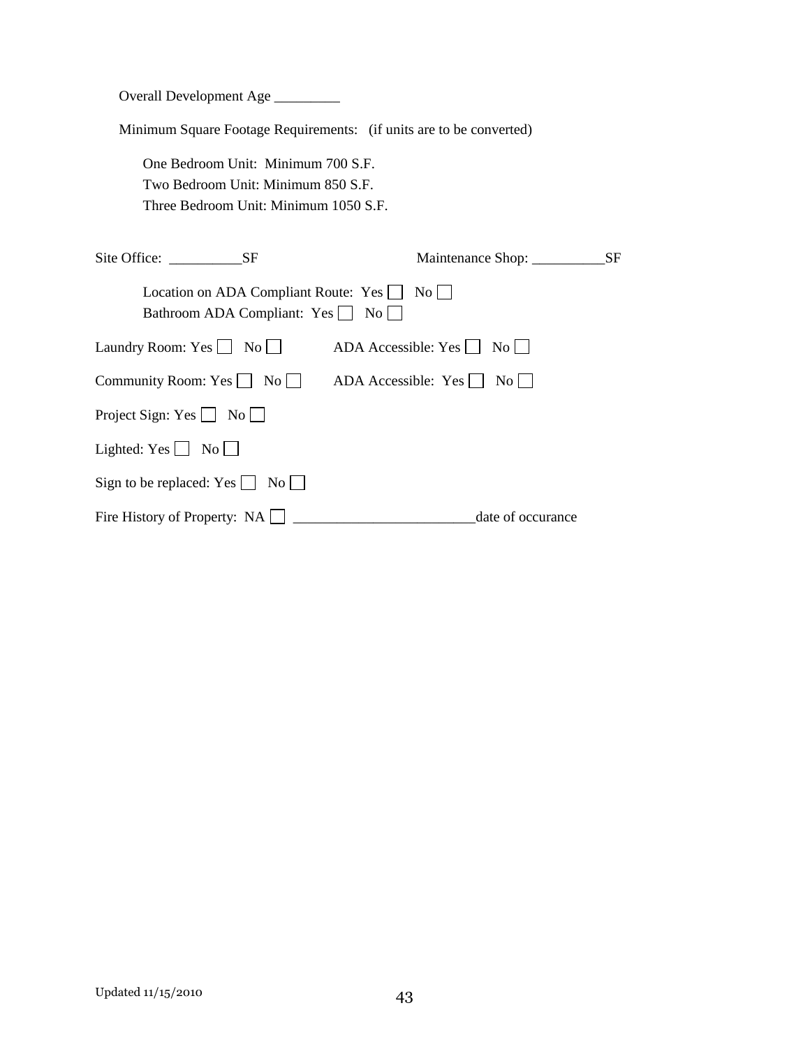Overall Development Age _________

Minimum Square Footage Requirements: (if units are to be converted)

One Bedroom Unit: Minimum 700 S.F.
Two Bedroom Unit: Minimum 850 S.F.
Three Bedroom Unit: Minimum 1050 S.F.

Site Office: __________SF    Maintenance Shop: __________SF

Location on ADA Compliant Route: Yes ☐ No ☐
Bathroom ADA Compliant: Yes ☐ No ☐

Laundry Room: Yes ☐ No ☐    ADA Accessible: Yes ☐ No ☐

Community Room: Yes ☐ No ☐    ADA Accessible: Yes ☐ No ☐

Project Sign: Yes ☐ No ☐

Lighted: Yes ☐ No ☐

Sign to be replaced: Yes ☐ No ☐

Fire History of Property: NA ☐ _________________________date of occurance

Updated 11/15/2010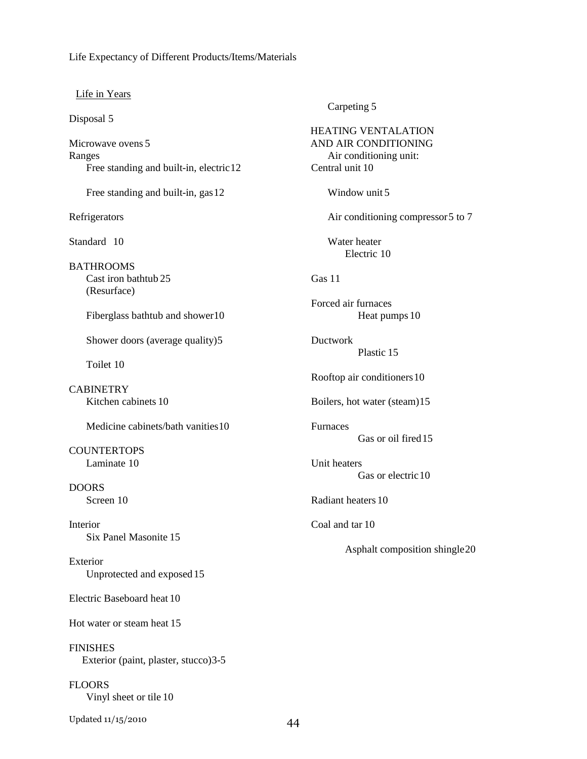Life Expectancy of Different Products/Items/Materials

Life in Years

Disposal 5

Microwave ovens 5

Ranges

- Free standing and built-in, electric 12
- Free standing and built-in, gas 12

Refrigerators

Standard 10

BATHROOMS

- Cast iron bathtub 25 (Resurface)
- Fiberglass bathtub and shower 10
- Shower doors (average quality) 5
- Toilet 10

CABINETRY

- Kitchen cabinets 10
- Medicine cabinets/bath vanities 10

COUNTERTOPS

- Laminate 10

DOORS

- Screen 10

Interior

- Six Panel Masonite 15

Exterior

- Unprotected and exposed 15

Electric Baseboard heat 10

Hot water or steam heat 15

FINISHES

- Exterior (paint, plaster, stucco) 3-5

FLOORS

- Vinyl sheet or tile 10
- Carpeting 5

HEATING VENTALATION AND AIR CONDITIONING

Air conditioning unit:

Central unit 10

- Window unit 5
- Air conditioning compressor 5 to 7

Water heater

- Electric 10

Gas 11

Forced air furnaces

- Heat pumps 10

Ductwork

- Plastic 15

Rooftop air conditioners 10

Boilers, hot water (steam) 15

Furnaces

- Gas or oil fired 15

Unit heaters

- Gas or electric 10

Radiant heaters 10

Coal and tar 10

- Asphalt composition shingle 20

Updated 11/15/2010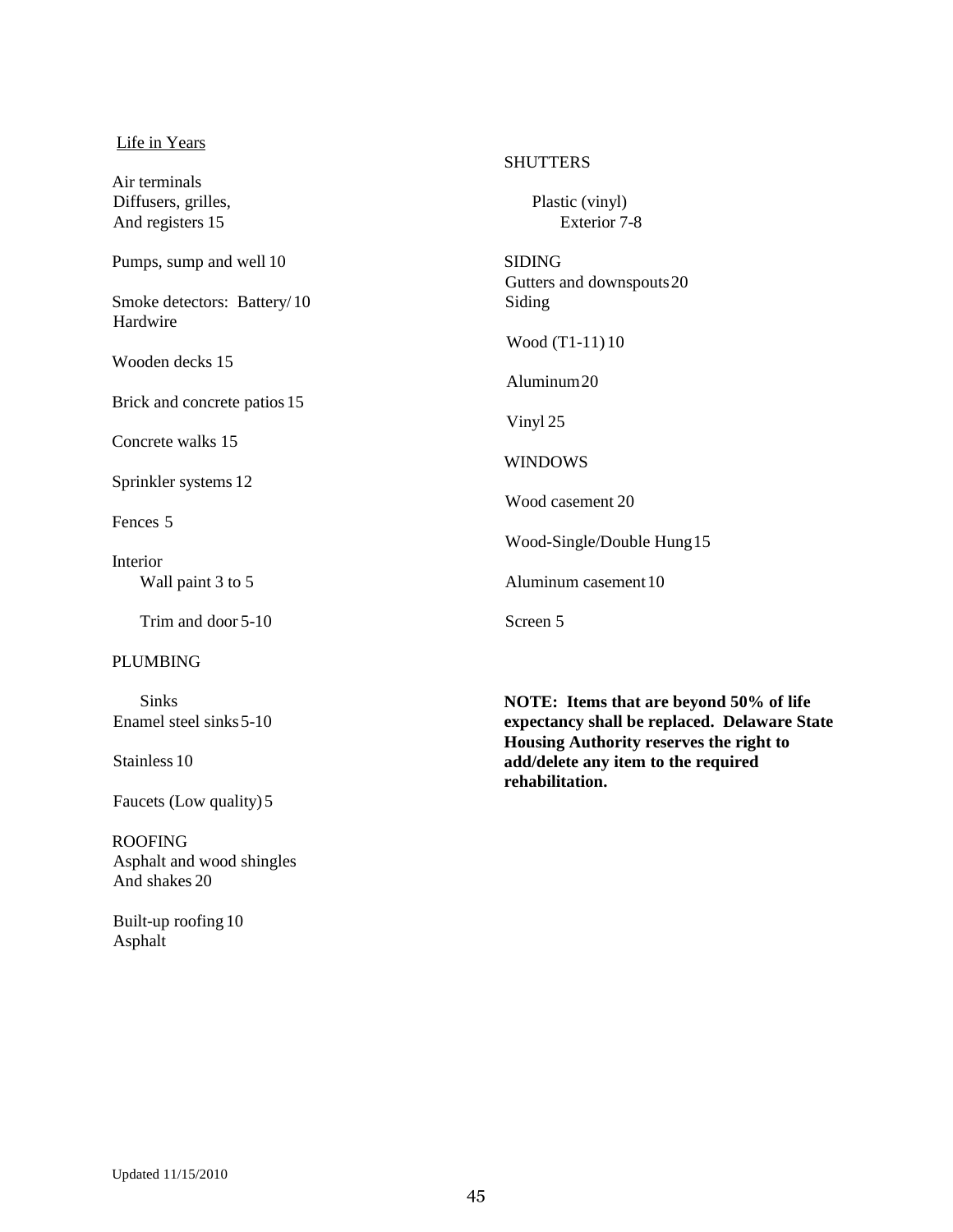Life in Years

Air terminals
Diffusers, grilles,
And registers 15

Pumps, sump and well 10

Smoke detectors: Battery/ 10
Hardwire

Wooden decks 15

Brick and concrete patios 15

Concrete walks 15

Sprinkler systems 12

Fences 5

Interior
Wall paint 3 to 5

Trim and door 5-10

PLUMBING

Sinks
Enamel steel sinks 5-10

Stainless 10

Faucets (Low quality) 5

ROOFING
Asphalt and wood shingles
And shakes 20

Built-up roofing 10
Asphalt

SHUTTERS

Plastic (vinyl)
Exterior 7-8

SIDING
Gutters and downspouts 20
Siding

Wood (T1-11) 10

Aluminum 20

Vinyl 25

WINDOWS

Wood casement 20

Wood-Single/Double Hung 15

Aluminum casement 10

Screen 5

**NOTE: Items that are beyond 50% of life expectancy shall be replaced. Delaware State Housing Authority reserves the right to add/delete any item to the required rehabilitation.**

Updated 11/15/2010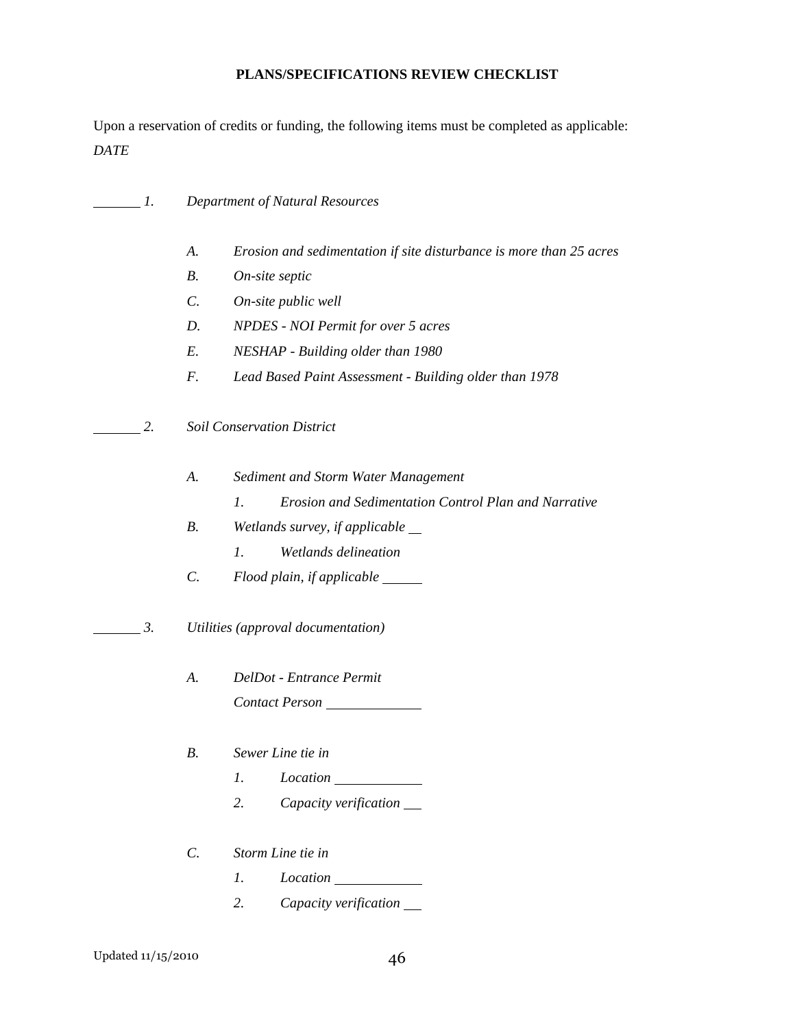**PLANS/SPECIFICATIONS REVIEW CHECKLIST**

Upon a reservation of credits or funding, the following items must be completed as applicable:

*DATE*

\_\_\_\_\_\_ *1. Department of Natural Resources*

- *A. Erosion and sedimentation if site disturbance is more than 25 acres*
- *B. On-site septic*
- *C. On-site public well*
- *D. NPDES - NOI Permit for over 5 acres*
- *E. NESHAP - Building older than 1980*
- *F. Lead Based Paint Assessment - Building older than 1978*

\_\_\_\_\_\_ *2. Soil Conservation District*

- *A. Sediment and Storm Water Management*
  - *1. Erosion and Sedimentation Control Plan and Narrative*
- *B. Wetlands survey, if applicable* \_\_
  - *1. Wetlands delineation*
- *C. Flood plain, if applicable* \_\_\_\_\_

\_\_\_\_\_\_ *3. Utilities (approval documentation)*

- *A. DelDot - Entrance Permit*
  *Contact Person* \_\_\_\_\_\_\_\_\_\_\_\_

- *B. Sewer Line tie in*
  - *1. Location* \_\_\_\_\_\_\_\_\_\_\_
  - *2. Capacity verification* \_\_

- *C. Storm Line tie in*
  - *1. Location* \_\_\_\_\_\_\_\_\_\_\_
  - *2. Capacity verification* \_\_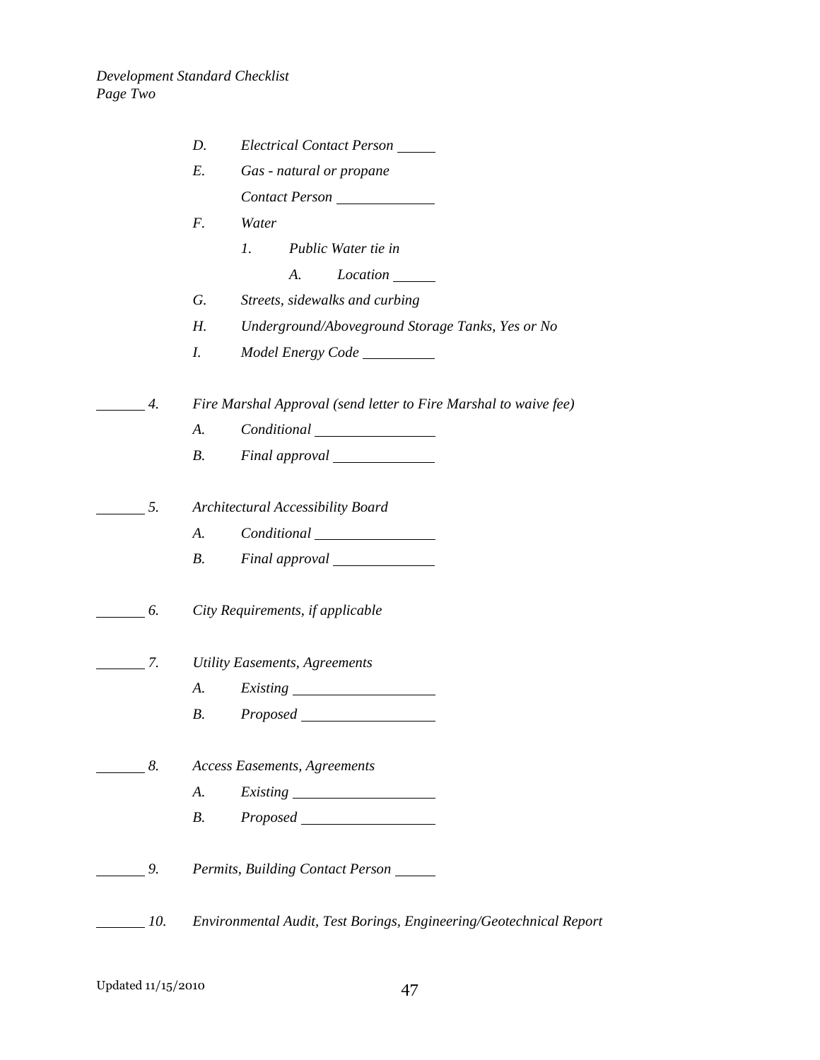*Development Standard Checklist*
*Page Two*

- *D.* *Electrical Contact Person* ______
- *E.* *Gas - natural or propane*
  *Contact Person* ______________
- *F.* *Water*
  - *1.* *Public Water tie in*
    - *A.* *Location* ______
- *G.* *Streets, sidewalks and curbing*
- *H.* *Underground/Aboveground Storage Tanks, Yes or No*
- *I.* *Model Energy Code* __________

_______ *4.* *Fire Marshal Approval (send letter to Fire Marshal to waive fee)*
- *A.* *Conditional* _________________
- *B.* *Final approval* ______________

_______ *5.* *Architectural Accessibility Board*
- *A.* *Conditional* _________________
- *B.* *Final approval* ______________

_______ *6.* *City Requirements, if applicable*

_______ *7.* *Utility Easements, Agreements*
- *A.* *Existing* ____________________
- *B.* *Proposed* ___________________

_______ *8.* *Access Easements, Agreements*
- *A.* *Existing* ____________________
- *B.* *Proposed* ___________________

_______ *9.* *Permits, Building Contact Person* ______

_______ *10.* *Environmental Audit, Test Borings, Engineering/Geotechnical Report*

Updated 11/15/2010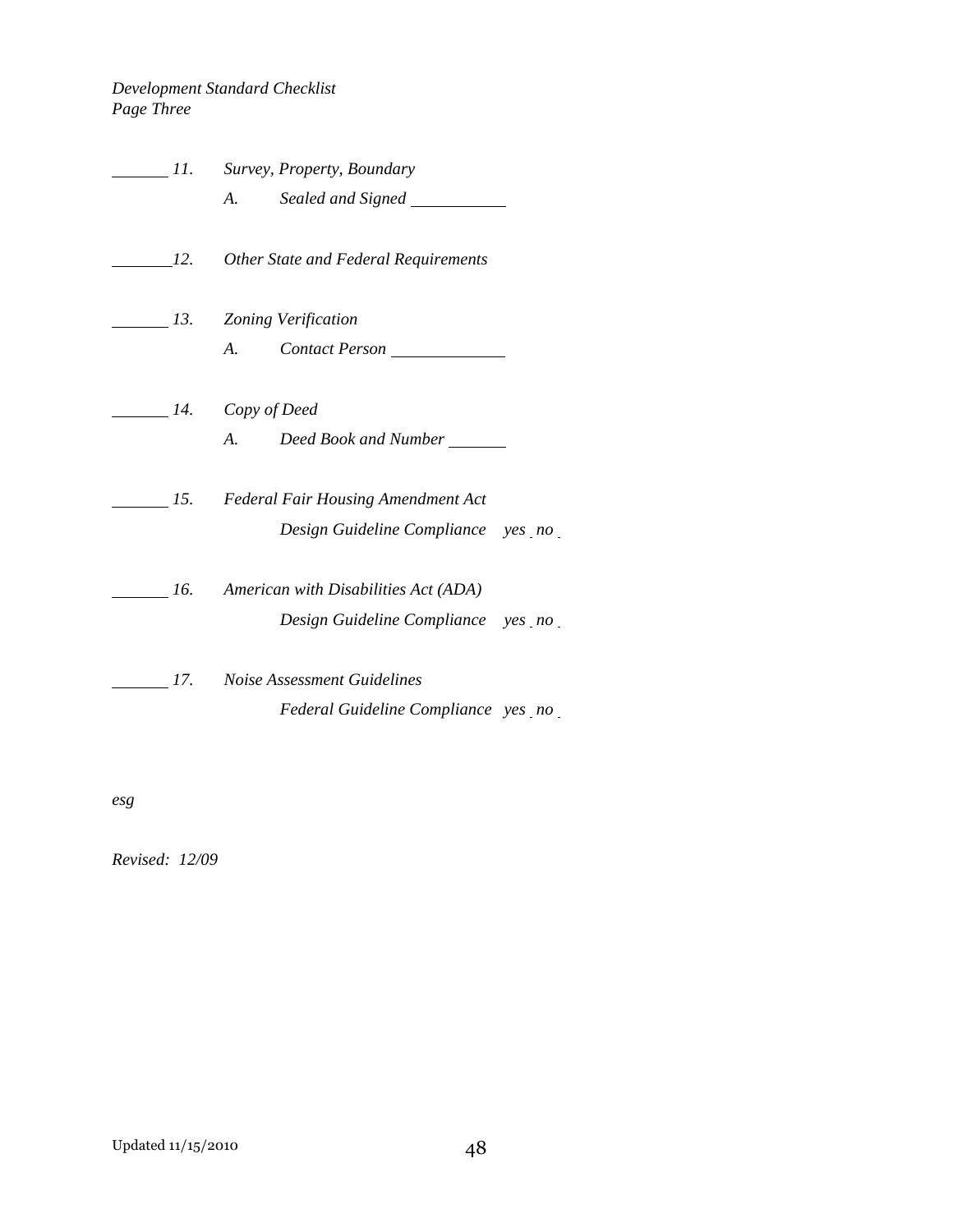*Development Standard Checklist*
*Page Three*

\_\_\_\_\_\_ *11.* *Survey, Property, Boundary*

*A.* *Sealed and Signed* \_\_\_\_\_\_\_\_\_\_

\_\_\_\_\_\_ *12.* *Other State and Federal Requirements*

\_\_\_\_\_\_ *13.* *Zoning Verification*

*A.* *Contact Person* \_\_\_\_\_\_\_\_\_\_

\_\_\_\_\_\_ *14.* *Copy of Deed*

*A.* *Deed Book and Number* \_\_\_\_\_\_

\_\_\_\_\_\_ *15.* *Federal Fair Housing Amendment Act*

*Design Guideline Compliance* *yes* \_ *no* \_

\_\_\_\_\_\_ *16.* *American with Disabilities Act (ADA)*

*Design Guideline Compliance* *yes* \_ *no* \_

\_\_\_\_\_\_ *17.* *Noise Assessment Guidelines*

*Federal Guideline Compliance* *yes* \_ *no* \_

*esg*

*Revised: 12/09*

Updated 11/15/2010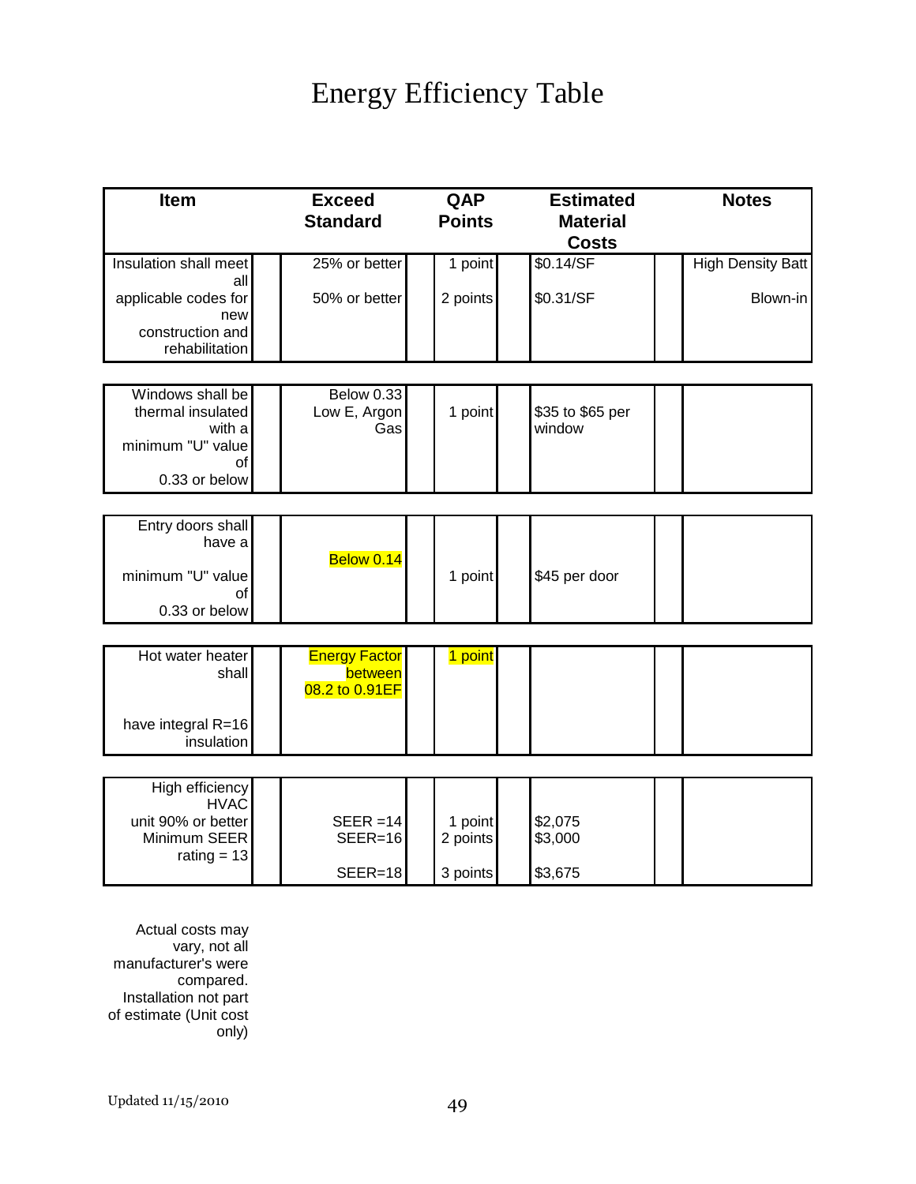# Energy Efficiency Table

| Item | Exceed Standard | QAP Points | Estimated Material Costs | Notes |
|---|---|---|---|---|
| Insulation shall meet all applicable codes for new construction and rehabilitation | 25% or better | 1 point | $0.14/SF | High Density Batt |
| | 50% or better | 2 points | $0.31/SF | Blown-in |
| Windows shall be thermal insulated with a minimum "U" value of 0.33 or below | Below 0.33 Low E, Argon Gas | 1 point | $35 to $65 per window | |
| Entry doors shall have a minimum "U" value of 0.33 or below | Below 0.14 | 1 point | $45 per door | |
| Hot water heater shall have integral R=16 insulation | Energy Factor between 08.2 to 0.91EF | 1 point | | |
| High efficiency HVAC unit 90% or better Minimum SEER rating = 13 | SEER =14 | 1 point | $2,075 | |
| | SEER=16 | 2 points | $3,000 | |
| | SEER=18 | 3 points | $3,675 | |

Actual costs may vary, not all manufacturer's were compared. Installation not part of estimate (Unit cost only)

Updated 11/15/2010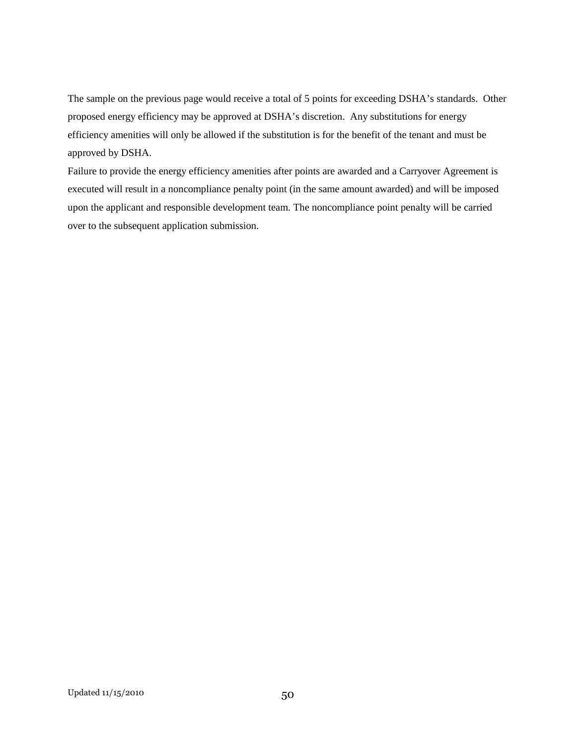The sample on the previous page would receive a total of 5 points for exceeding DSHA's standards. Other proposed energy efficiency may be approved at DSHA's discretion. Any substitutions for energy efficiency amenities will only be allowed if the substitution is for the benefit of the tenant and must be approved by DSHA.

Failure to provide the energy efficiency amenities after points are awarded and a Carryover Agreement is executed will result in a noncompliance penalty point (in the same amount awarded) and will be imposed upon the applicant and responsible development team. The noncompliance point penalty will be carried over to the subsequent application submission.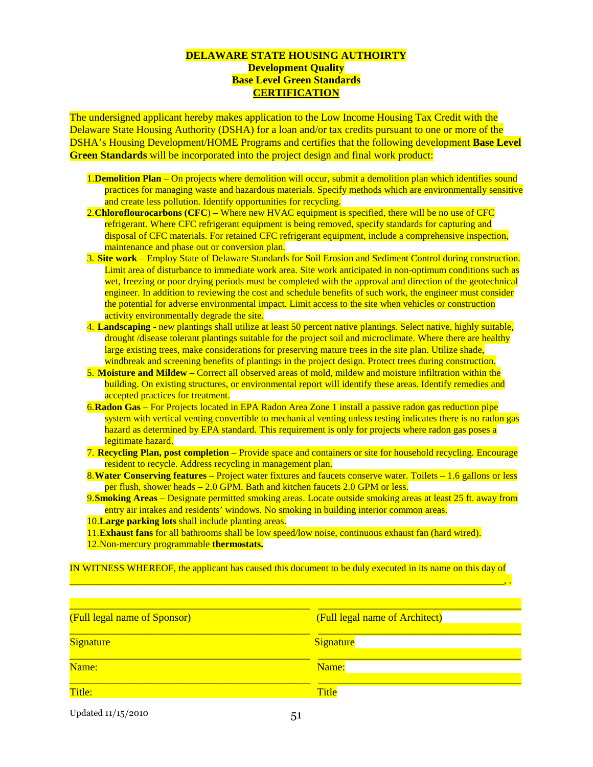**DELAWARE STATE HOUSING AUTHOIRTY**
**Development Quality**
**Base Level Green Standards**
**CERTIFICATION**

The undersigned applicant hereby makes application to the Low Income Housing Tax Credit with the Delaware State Housing Authority (DSHA) for a loan and/or tax credits pursuant to one or more of the DSHA's Housing Development/HOME Programs and certifies that the following development **Base Level Green Standards** will be incorporated into the project design and final work product:

1. **Demolition Plan** – On projects where demolition will occur, submit a demolition plan which identifies sound practices for managing waste and hazardous materials. Specify methods which are environmentally sensitive and create less pollution. Identify opportunities for recycling.
2. **Chloroflourocarbons (CFC)** – Where new HVAC equipment is specified, there will be no use of CFC refrigerant. Where CFC refrigerant equipment is being removed, specify standards for capturing and disposal of CFC materials. For retained CFC refrigerant equipment, include a comprehensive inspection, maintenance and phase out or conversion plan.
3. **Site work** – Employ State of Delaware Standards for Soil Erosion and Sediment Control during construction. Limit area of disturbance to immediate work area. Site work anticipated in non-optimum conditions such as wet, freezing or poor drying periods must be completed with the approval and direction of the geotechnical engineer. In addition to reviewing the cost and schedule benefits of such work, the engineer must consider the potential for adverse environmental impact. Limit access to the site when vehicles or construction activity environmentally degrade the site.
4. **Landscaping** - new plantings shall utilize at least 50 percent native plantings. Select native, highly suitable, drought /disease tolerant plantings suitable for the project soil and microclimate. Where there are healthy large existing trees, make considerations for preserving mature trees in the site plan. Utilize shade, windbreak and screening benefits of plantings in the project design. Protect trees during construction.
5. **Moisture and Mildew** – Correct all observed areas of mold, mildew and moisture infiltration within the building. On existing structures, or environmental report will identify these areas. Identify remedies and accepted practices for treatment.
6. **Radon Gas** – For Projects located in EPA Radon Area Zone 1 install a passive radon gas reduction pipe system with vertical venting convertible to mechanical venting unless testing indicates there is no radon gas hazard as determined by EPA standard. This requirement is only for projects where radon gas poses a legitimate hazard.
7. **Recycling Plan, post completion** – Provide space and containers or site for household recycling. Encourage resident to recycle. Address recycling in management plan.
8. **Water Conserving features** – Project water fixtures and faucets conserve water. Toilets – 1.6 gallons or less per flush, shower heads – 2.0 GPM. Bath and kitchen faucets 2.0 GPM or less.
9. **Smoking Areas** – Designate permitted smoking areas. Locate outside smoking areas at least 25 ft. away from entry air intakes and residents' windows. No smoking in building interior common areas.
10. **Large parking lots** shall include planting areas.
11. **Exhaust fans** for all bathrooms shall be low speed/low noise, continuous exhaust fan (hard wired).
12. Non-mercury programmable **thermostats.**

IN WITNESS WHEREOF, the applicant has caused this document to be duly executed in its name on this day of \_\_\_\_\_\_\_\_\_\_\_\_\_\_\_\_\_\_\_\_\_\_\_\_\_\_\_\_\_\_\_\_\_\_\_\_\_\_\_\_\_\_\_\_\_\_\_\_\_\_\_\_\_\_\_\_\_\_\_\_\_\_\_\_\_\_\_\_\_\_\_\_\_\_\_\_\_\_, .

| | |
|---|---|
| \_\_\_\_\_\_\_\_\_\_\_\_\_\_\_\_\_\_\_\_\_\_\_\_\_\_\_\_\_\_\_\_ | \_\_\_\_\_\_\_\_\_\_\_\_\_\_\_\_\_\_\_\_\_\_\_\_\_\_\_\_\_\_\_\_ |
| (Full legal name of Sponsor) | (Full legal name of Architect) |
| \_\_\_\_\_\_\_\_\_\_\_\_\_\_\_\_\_\_\_\_\_\_\_\_\_\_\_\_\_\_\_\_ | \_\_\_\_\_\_\_\_\_\_\_\_\_\_\_\_\_\_\_\_\_\_\_\_\_\_\_\_\_\_\_\_ |
| Signature | Signature |
| \_\_\_\_\_\_\_\_\_\_\_\_\_\_\_\_\_\_\_\_\_\_\_\_\_\_\_\_\_\_\_\_ | \_\_\_\_\_\_\_\_\_\_\_\_\_\_\_\_\_\_\_\_\_\_\_\_\_\_\_\_\_\_\_\_ |
| Name: | Name: |
| \_\_\_\_\_\_\_\_\_\_\_\_\_\_\_\_\_\_\_\_\_\_\_\_\_\_\_\_\_\_\_\_ | \_\_\_\_\_\_\_\_\_\_\_\_\_\_\_\_\_\_\_\_\_\_\_\_\_\_\_\_\_\_\_\_ |
| Title: | Title |

Updated 11/15/2010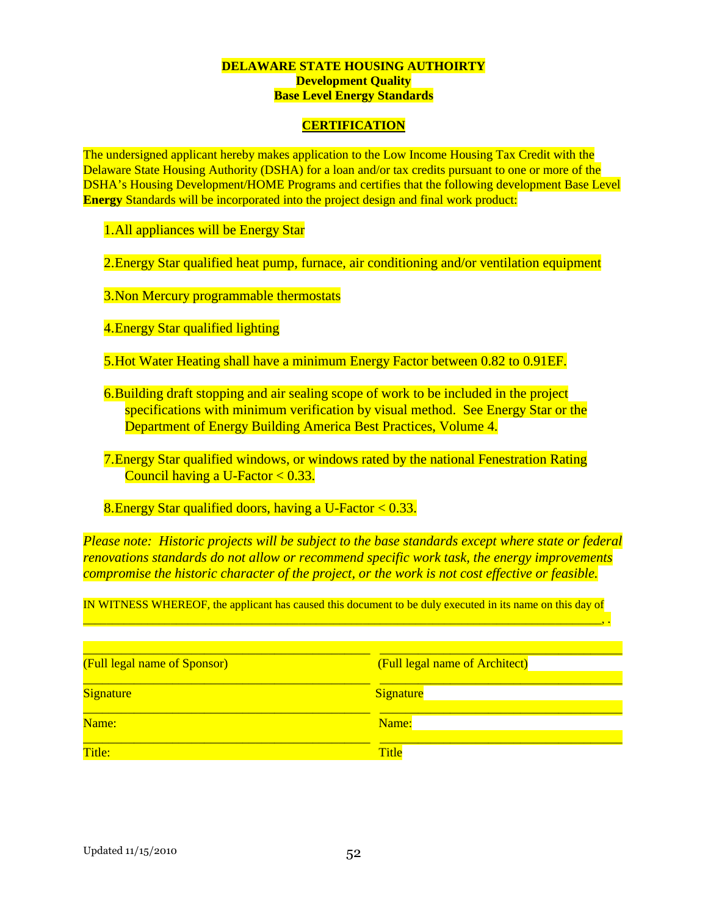**DELAWARE STATE HOUSING AUTHOIRTY**
**Development Quality**
**Base Level Energy Standards**

**CERTIFICATION**

The undersigned applicant hereby makes application to the Low Income Housing Tax Credit with the Delaware State Housing Authority (DSHA) for a loan and/or tax credits pursuant to one or more of the DSHA's Housing Development/HOME Programs and certifies that the following development Base Level **Energy** Standards will be incorporated into the project design and final work product:

1. All appliances will be Energy Star
2. Energy Star qualified heat pump, furnace, air conditioning and/or ventilation equipment
3. Non Mercury programmable thermostats
4. Energy Star qualified lighting
5. Hot Water Heating shall have a minimum Energy Factor between 0.82 to 0.91EF.
6. Building draft stopping and air sealing scope of work to be included in the project specifications with minimum verification by visual method. See Energy Star or the Department of Energy Building America Best Practices, Volume 4.
7. Energy Star qualified windows, or windows rated by the national Fenestration Rating Council having a U-Factor < 0.33.
8. Energy Star qualified doors, having a U-Factor < 0.33.

*Please note: Historic projects will be subject to the base standards except where state or federal renovations standards do not allow or recommend specific work task, the energy improvements compromise the historic character of the project, or the work is not cost effective or feasible.*

IN WITNESS WHEREOF, the applicant has caused this document to be duly executed in its name on this day of ______________________________________________________________________________, .

| | |
|---|---|
| ______________________________ | ______________________________ |
| (Full legal name of Sponsor) | (Full legal name of Architect) |
| ______________________________ | ______________________________ |
| Signature | Signature |
| ______________________________ | ______________________________ |
| Name: | Name: |
| ______________________________ | ______________________________ |
| Title: | Title |

Updated 11/15/2010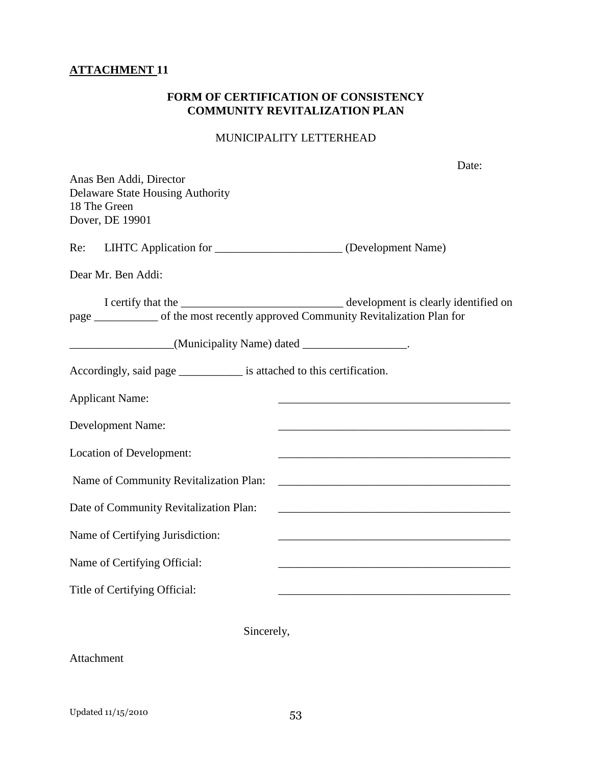**ATTACHMENT 11**

**FORM OF CERTIFICATION OF CONSISTENCY**
**COMMUNITY REVITALIZATION PLAN**

MUNICIPALITY LETTERHEAD

Date:

Anas Ben Addi, Director
Delaware State Housing Authority
18 The Green
Dover, DE 19901

Re: LIHTC Application for ______________________ (Development Name)

Dear Mr. Ben Addi:

I certify that the ____________________________ development is clearly identified on page ___________ of the most recently approved Community Revitalization Plan for

__________________(Municipality Name) dated __________________.

Accordingly, said page ___________ is attached to this certification.

Applicant Name: _________________________________________

Development Name: _________________________________________

Location of Development: _________________________________________

Name of Community Revitalization Plan: _________________________________________

Date of Community Revitalization Plan: _________________________________________

Name of Certifying Jurisdiction: _________________________________________

Name of Certifying Official: _________________________________________

Title of Certifying Official: _________________________________________

Sincerely,

Attachment

Updated 11/15/2010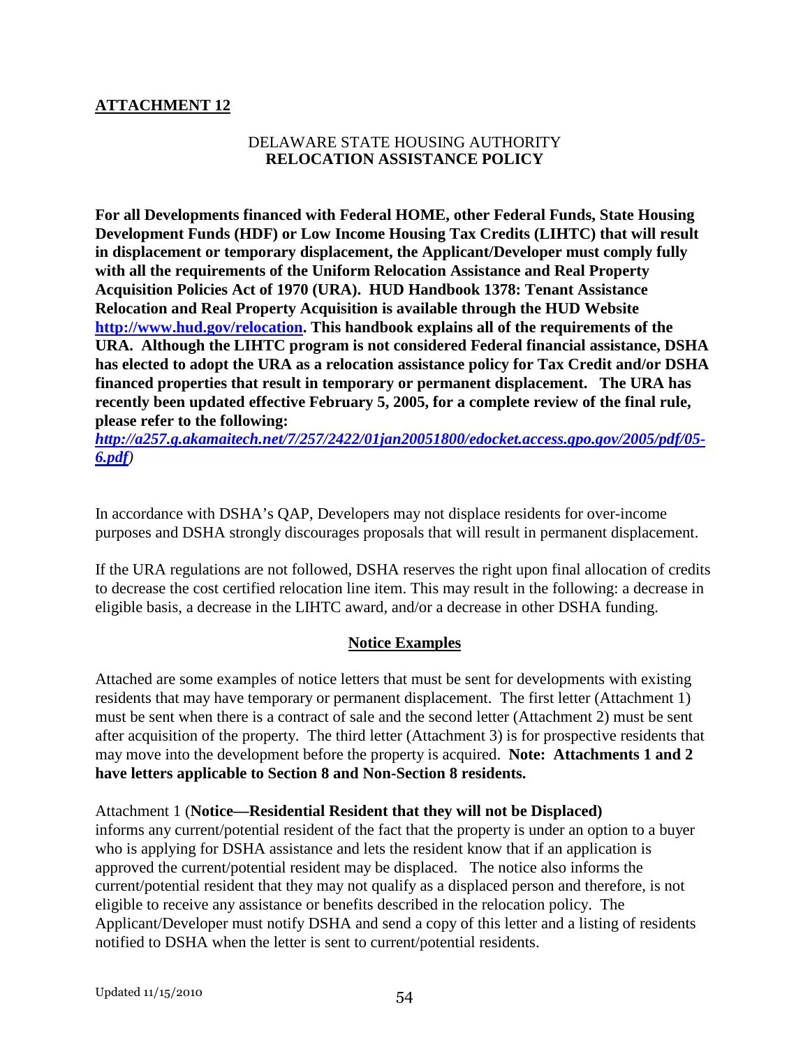**ATTACHMENT 12**

DELAWARE STATE HOUSING AUTHORITY
**RELOCATION ASSISTANCE POLICY**

**For all Developments financed with Federal HOME, other Federal Funds, State Housing Development Funds (HDF) or Low Income Housing Tax Credits (LIHTC) that will result in displacement or temporary displacement, the Applicant/Developer must comply fully with all the requirements of the Uniform Relocation Assistance and Real Property Acquisition Policies Act of 1970 (URA). HUD Handbook 1378: Tenant Assistance Relocation and Real Property Acquisition is available through the HUD Website [http://www.hud.gov/relocation](http://www.hud.gov/relocation). This handbook explains all of the requirements of the URA. Although the LIHTC program is not considered Federal financial assistance, DSHA has elected to adopt the URA as a relocation assistance policy for Tax Credit and/or DSHA financed properties that result in temporary or permanent displacement. The URA has recently been updated effective February 5, 2005, for a complete review of the final rule, please refer to the following:**
***[http://a257.g.akamaitech.net/7/257/2422/01jan20051800/edocket.access.gpo.gov/2005/pdf/05-6.pdf](http://a257.g.akamaitech.net/7/257/2422/01jan20051800/edocket.access.gpo.gov/2005/pdf/05-6.pdf))***

In accordance with DSHA's QAP, Developers may not displace residents for over-income purposes and DSHA strongly discourages proposals that will result in permanent displacement.

If the URA regulations are not followed, DSHA reserves the right upon final allocation of credits to decrease the cost certified relocation line item. This may result in the following: a decrease in eligible basis, a decrease in the LIHTC award, and/or a decrease in other DSHA funding.

**Notice Examples**

Attached are some examples of notice letters that must be sent for developments with existing residents that may have temporary or permanent displacement. The first letter (Attachment 1) must be sent when there is a contract of sale and the second letter (Attachment 2) must be sent after acquisition of the property. The third letter (Attachment 3) is for prospective residents that may move into the development before the property is acquired. **Note: Attachments 1 and 2 have letters applicable to Section 8 and Non-Section 8 residents.**

Attachment 1 (**Notice—Residential Resident that they will not be Displaced)** informs any current/potential resident of the fact that the property is under an option to a buyer who is applying for DSHA assistance and lets the resident know that if an application is approved the current/potential resident may be displaced. The notice also informs the current/potential resident that they may not qualify as a displaced person and therefore, is not eligible to receive any assistance or benefits described in the relocation policy. The Applicant/Developer must notify DSHA and send a copy of this letter and a listing of residents notified to DSHA when the letter is sent to current/potential residents.

Updated 11/15/2010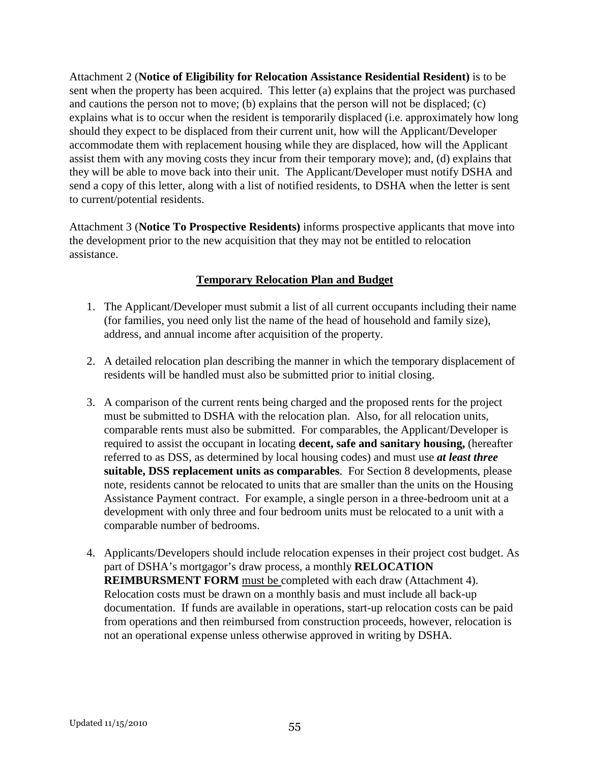Attachment 2 (**Notice of Eligibility for Relocation Assistance Residential Resident)** is to be sent when the property has been acquired. This letter (a) explains that the project was purchased and cautions the person not to move; (b) explains that the person will not be displaced; (c) explains what is to occur when the resident is temporarily displaced (i.e. approximately how long should they expect to be displaced from their current unit, how will the Applicant/Developer accommodate them with replacement housing while they are displaced, how will the Applicant assist them with any moving costs they incur from their temporary move); and, (d) explains that they will be able to move back into their unit. The Applicant/Developer must notify DSHA and send a copy of this letter, along with a list of notified residents, to DSHA when the letter is sent to current/potential residents.

Attachment 3 (**Notice To Prospective Residents)** informs prospective applicants that move into the development prior to the new acquisition that they may not be entitled to relocation assistance.

## Temporary Relocation Plan and Budget

1. The Applicant/Developer must submit a list of all current occupants including their name (for families, you need only list the name of the head of household and family size), address, and annual income after acquisition of the property.

2. A detailed relocation plan describing the manner in which the temporary displacement of residents will be handled must also be submitted prior to initial closing.

3. A comparison of the current rents being charged and the proposed rents for the project must be submitted to DSHA with the relocation plan. Also, for all relocation units, comparable rents must also be submitted. For comparables, the Applicant/Developer is required to assist the occupant in locating **decent, safe and sanitary housing,** (hereafter referred to as DSS, as determined by local housing codes) and must use ***at least three*** **suitable, DSS replacement units as comparables**. For Section 8 developments, please note, residents cannot be relocated to units that are smaller than the units on the Housing Assistance Payment contract. For example, a single person in a three-bedroom unit at a development with only three and four bedroom units must be relocated to a unit with a comparable number of bedrooms.

4. Applicants/Developers should include relocation expenses in their project cost budget. As part of DSHA's mortgagor's draw process, a monthly **RELOCATION REIMBURSMENT FORM** must be completed with each draw (Attachment 4). Relocation costs must be drawn on a monthly basis and must include all back-up documentation. If funds are available in operations, start-up relocation costs can be paid from operations and then reimbursed from construction proceeds, however, relocation is not an operational expense unless otherwise approved in writing by DSHA.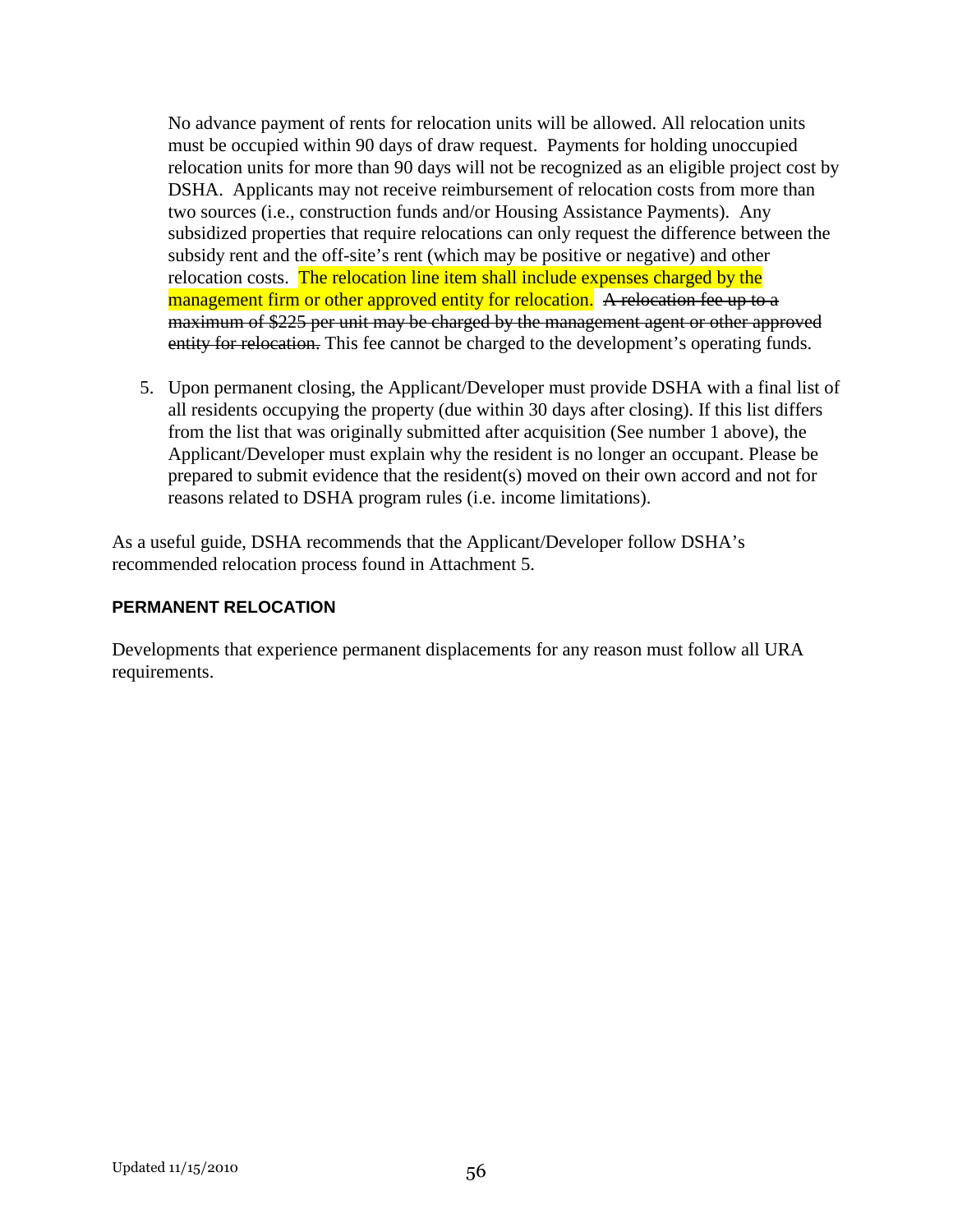No advance payment of rents for relocation units will be allowed. All relocation units must be occupied within 90 days of draw request. Payments for holding unoccupied relocation units for more than 90 days will not be recognized as an eligible project cost by DSHA. Applicants may not receive reimbursement of relocation costs from more than two sources (i.e., construction funds and/or Housing Assistance Payments). Any subsidized properties that require relocations can only request the difference between the subsidy rent and the off-site's rent (which may be positive or negative) and other relocation costs. The relocation line item shall include expenses charged by the management firm or other approved entity for relocation. ~~A relocation fee up to a maximum of $225 per unit may be charged by the management agent or other approved entity for relocation.~~ This fee cannot be charged to the development's operating funds.

5. Upon permanent closing, the Applicant/Developer must provide DSHA with a final list of all residents occupying the property (due within 30 days after closing). If this list differs from the list that was originally submitted after acquisition (See number 1 above), the Applicant/Developer must explain why the resident is no longer an occupant. Please be prepared to submit evidence that the resident(s) moved on their own accord and not for reasons related to DSHA program rules (i.e. income limitations).

As a useful guide, DSHA recommends that the Applicant/Developer follow DSHA's recommended relocation process found in Attachment 5.

**PERMANENT RELOCATION**

Developments that experience permanent displacements for any reason must follow all URA requirements.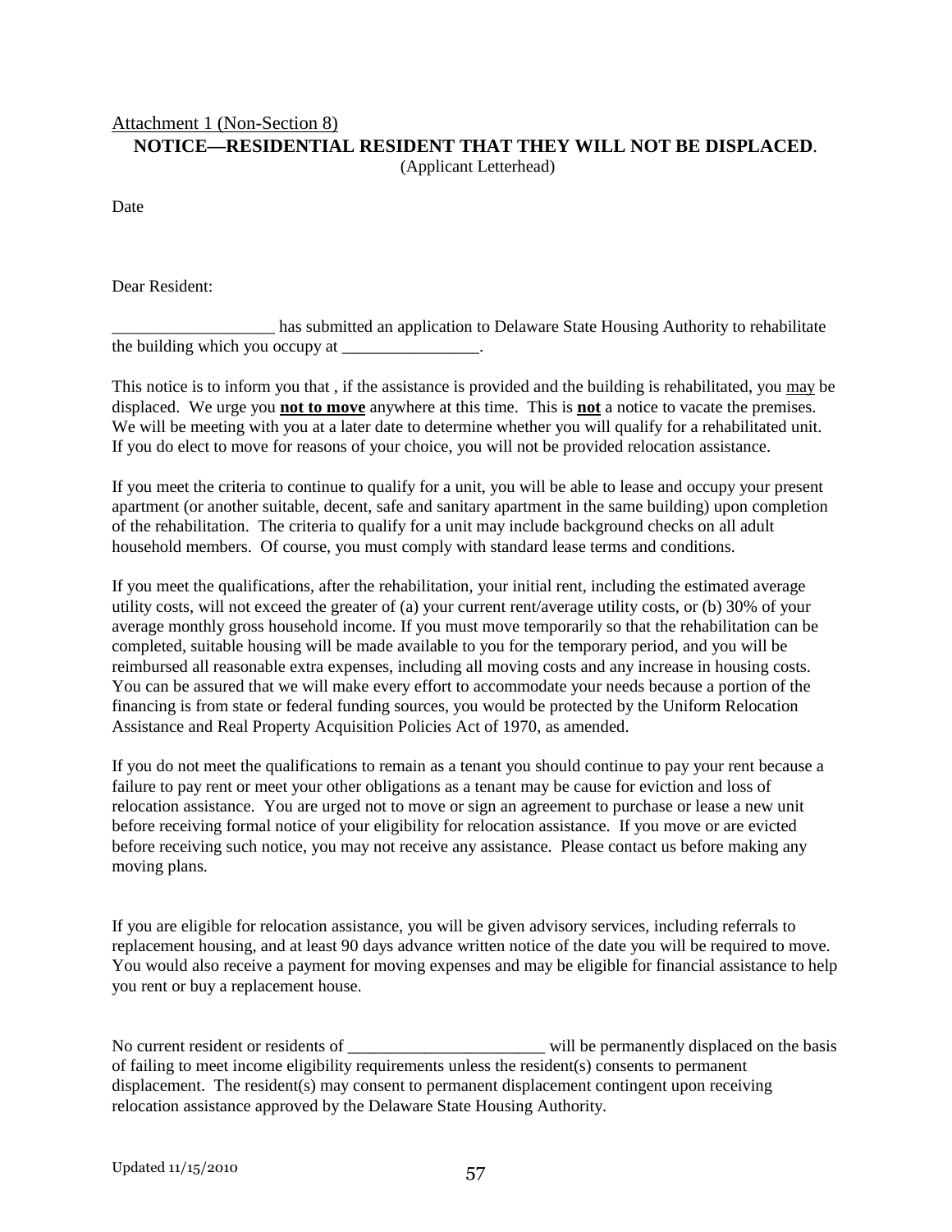Attachment 1 (Non-Section 8)

**NOTICE—RESIDENTIAL RESIDENT THAT THEY WILL NOT BE DISPLACED**.

(Applicant Letterhead)

Date

Dear Resident:

___________________ has submitted an application to Delaware State Housing Authority to rehabilitate the building which you occupy at ________________.

This notice is to inform you that , if the assistance is provided and the building is rehabilitated, you may be displaced. We urge you **not to move** anywhere at this time. This is **not** a notice to vacate the premises. We will be meeting with you at a later date to determine whether you will qualify for a rehabilitated unit. If you do elect to move for reasons of your choice, you will not be provided relocation assistance.

If you meet the criteria to continue to qualify for a unit, you will be able to lease and occupy your present apartment (or another suitable, decent, safe and sanitary apartment in the same building) upon completion of the rehabilitation. The criteria to qualify for a unit may include background checks on all adult household members. Of course, you must comply with standard lease terms and conditions.

If you meet the qualifications, after the rehabilitation, your initial rent, including the estimated average utility costs, will not exceed the greater of (a) your current rent/average utility costs, or (b) 30% of your average monthly gross household income. If you must move temporarily so that the rehabilitation can be completed, suitable housing will be made available to you for the temporary period, and you will be reimbursed all reasonable extra expenses, including all moving costs and any increase in housing costs. You can be assured that we will make every effort to accommodate your needs because a portion of the financing is from state or federal funding sources, you would be protected by the Uniform Relocation Assistance and Real Property Acquisition Policies Act of 1970, as amended.

If you do not meet the qualifications to remain as a tenant you should continue to pay your rent because a failure to pay rent or meet your other obligations as a tenant may be cause for eviction and loss of relocation assistance. You are urged not to move or sign an agreement to purchase or lease a new unit before receiving formal notice of your eligibility for relocation assistance. If you move or are evicted before receiving such notice, you may not receive any assistance. Please contact us before making any moving plans.

If you are eligible for relocation assistance, you will be given advisory services, including referrals to replacement housing, and at least 90 days advance written notice of the date you will be required to move. You would also receive a payment for moving expenses and may be eligible for financial assistance to help you rent or buy a replacement house.

No current resident or residents of _______________________ will be permanently displaced on the basis of failing to meet income eligibility requirements unless the resident(s) consents to permanent displacement. The resident(s) may consent to permanent displacement contingent upon receiving relocation assistance approved by the Delaware State Housing Authority.

Updated 11/15/2010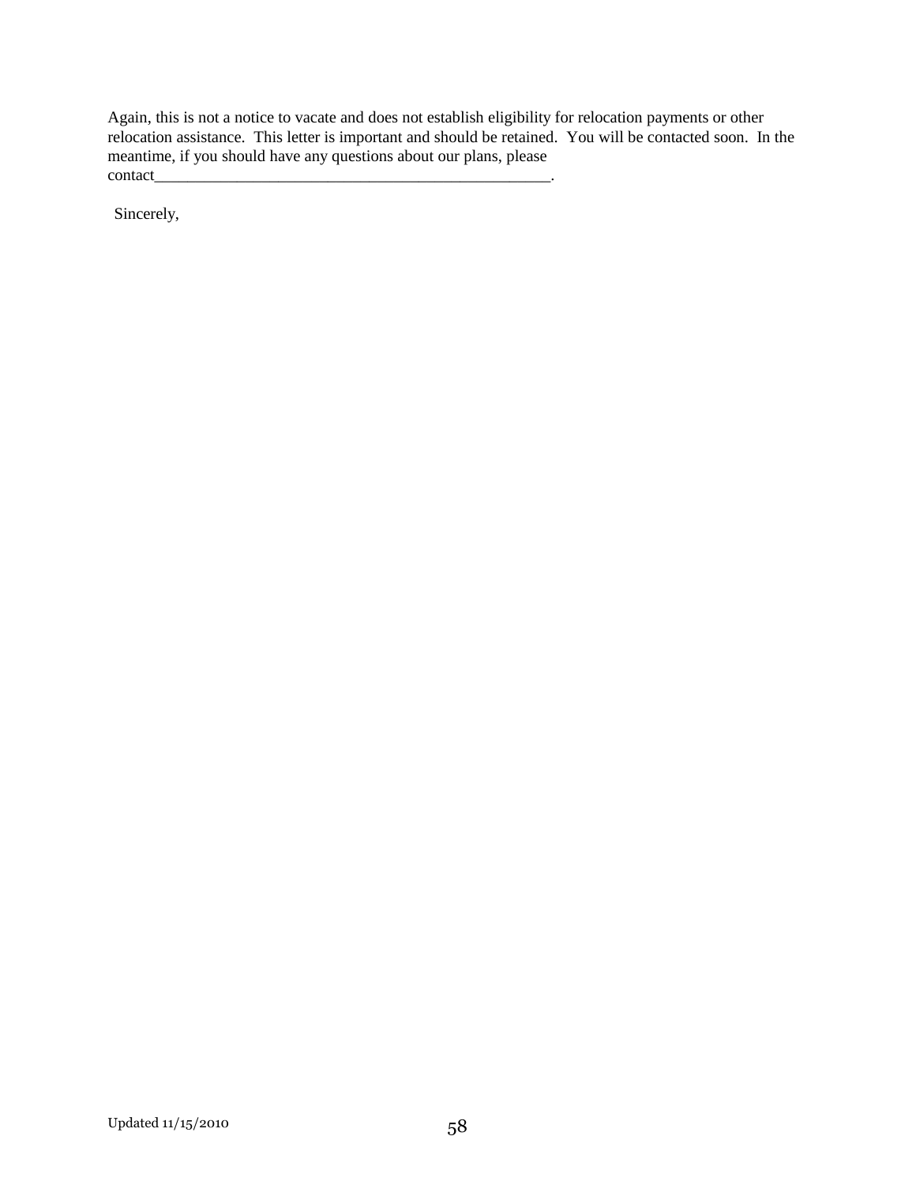Again, this is not a notice to vacate and does not establish eligibility for relocation payments or other relocation assistance. This letter is important and should be retained. You will be contacted soon. In the meantime, if you should have any questions about our plans, please contact__________________________________________________.

Sincerely,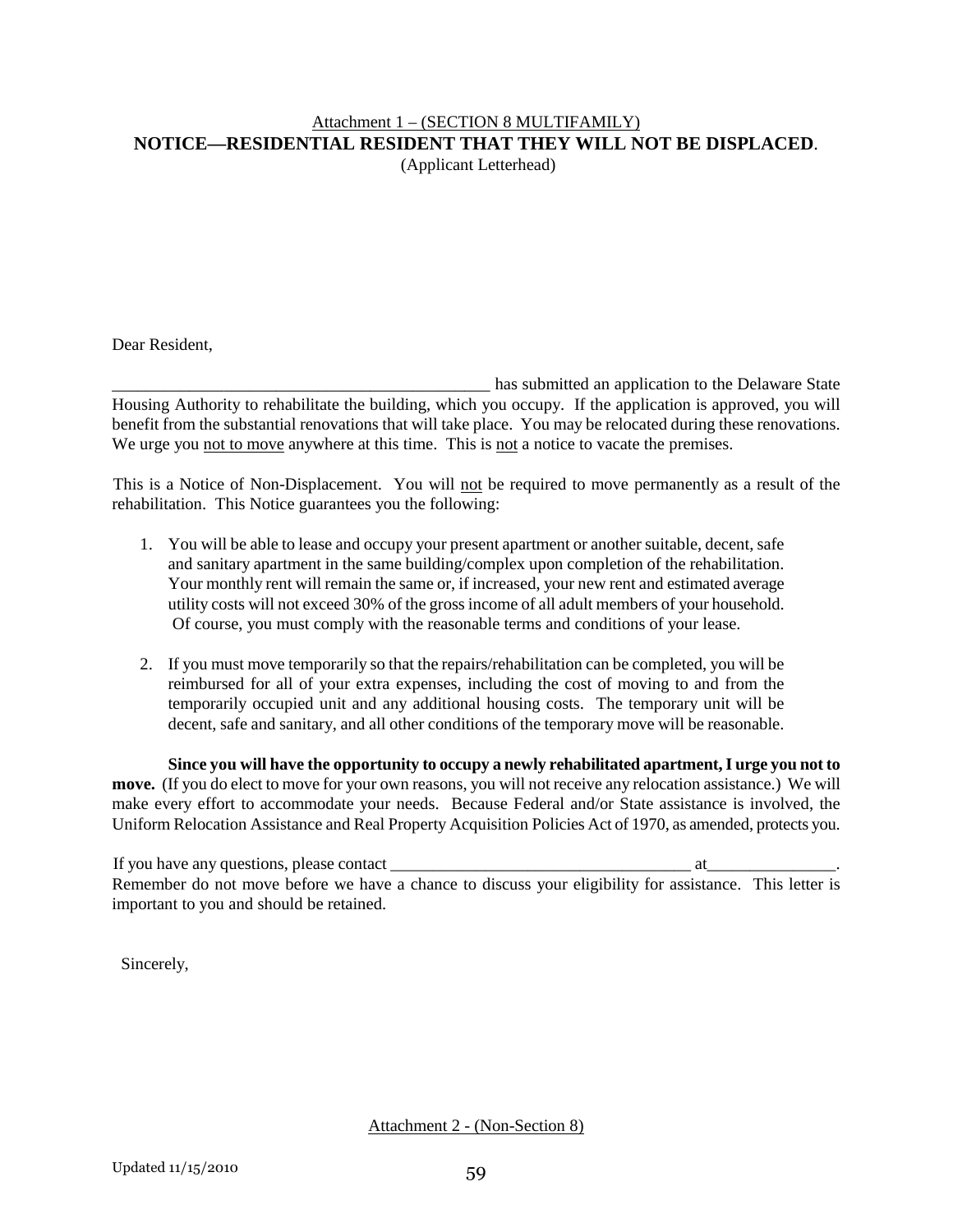Attachment 1 – (SECTION 8 MULTIFAMILY)

**NOTICE—RESIDENTIAL RESIDENT THAT THEY WILL NOT BE DISPLACED**.

(Applicant Letterhead)

Dear Resident,

_____________________________________________ has submitted an application to the Delaware State Housing Authority to rehabilitate the building, which you occupy. If the application is approved, you will benefit from the substantial renovations that will take place. You may be relocated during these renovations. We urge you not to move anywhere at this time. This is not a notice to vacate the premises.

This is a Notice of Non-Displacement. You will not be required to move permanently as a result of the rehabilitation. This Notice guarantees you the following:

1. You will be able to lease and occupy your present apartment or another suitable, decent, safe and sanitary apartment in the same building/complex upon completion of the rehabilitation. Your monthly rent will remain the same or, if increased, your new rent and estimated average utility costs will not exceed 30% of the gross income of all adult members of your household. Of course, you must comply with the reasonable terms and conditions of your lease.

2. If you must move temporarily so that the repairs/rehabilitation can be completed, you will be reimbursed for all of your extra expenses, including the cost of moving to and from the temporarily occupied unit and any additional housing costs. The temporary unit will be decent, safe and sanitary, and all other conditions of the temporary move will be reasonable.

**Since you will have the opportunity to occupy a newly rehabilitated apartment, I urge you not to move.** (If you do elect to move for your own reasons, you will not receive any relocation assistance.) We will make every effort to accommodate your needs. Because Federal and/or State assistance is involved, the Uniform Relocation Assistance and Real Property Acquisition Policies Act of 1970, as amended, protects you.

If you have any questions, please contact ___________________________________ at_______________. Remember do not move before we have a chance to discuss your eligibility for assistance. This letter is important to you and should be retained.

Sincerely,

Attachment 2 - (Non-Section 8)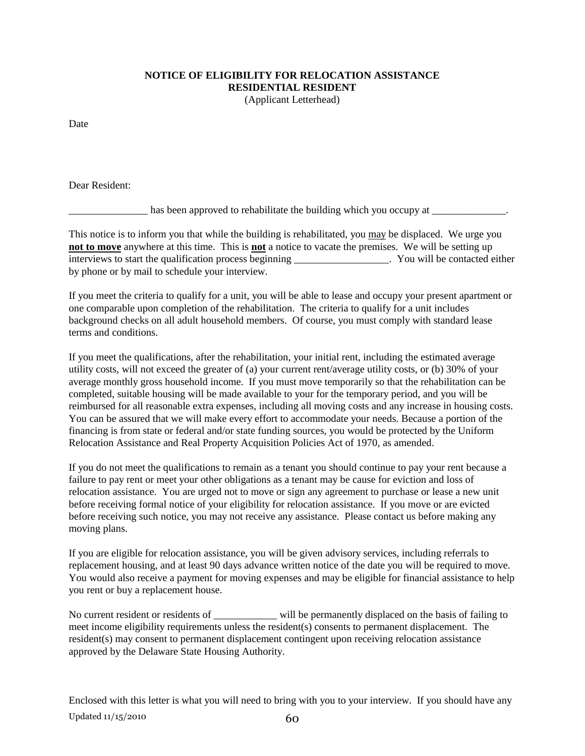**NOTICE OF ELIGIBILITY FOR RELOCATION ASSISTANCE**
**RESIDENTIAL RESIDENT**
(Applicant Letterhead)

Date

Dear Resident:

_______________ has been approved to rehabilitate the building which you occupy at ______________.

This notice is to inform you that while the building is rehabilitated, you <u>may</u> be displaced. We urge you **<u>not to move</u>** anywhere at this time. This is **<u>not</u>** a notice to vacate the premises. We will be setting up interviews to start the qualification process beginning __________________. You will be contacted either by phone or by mail to schedule your interview.

If you meet the criteria to qualify for a unit, you will be able to lease and occupy your present apartment or one comparable upon completion of the rehabilitation. The criteria to qualify for a unit includes background checks on all adult household members. Of course, you must comply with standard lease terms and conditions.

If you meet the qualifications, after the rehabilitation, your initial rent, including the estimated average utility costs, will not exceed the greater of (a) your current rent/average utility costs, or (b) 30% of your average monthly gross household income. If you must move temporarily so that the rehabilitation can be completed, suitable housing will be made available to your for the temporary period, and you will be reimbursed for all reasonable extra expenses, including all moving costs and any increase in housing costs. You can be assured that we will make every effort to accommodate your needs. Because a portion of the financing is from state or federal and/or state funding sources, you would be protected by the Uniform Relocation Assistance and Real Property Acquisition Policies Act of 1970, as amended.

If you do not meet the qualifications to remain as a tenant you should continue to pay your rent because a failure to pay rent or meet your other obligations as a tenant may be cause for eviction and loss of relocation assistance. You are urged not to move or sign any agreement to purchase or lease a new unit before receiving formal notice of your eligibility for relocation assistance. If you move or are evicted before receiving such notice, you may not receive any assistance. Please contact us before making any moving plans.

If you are eligible for relocation assistance, you will be given advisory services, including referrals to replacement housing, and at least 90 days advance written notice of the date you will be required to move. You would also receive a payment for moving expenses and may be eligible for financial assistance to help you rent or buy a replacement house.

No current resident or residents of ____________ will be permanently displaced on the basis of failing to meet income eligibility requirements unless the resident(s) consents to permanent displacement. The resident(s) may consent to permanent displacement contingent upon receiving relocation assistance approved by the Delaware State Housing Authority.

Enclosed with this letter is what you will need to bring with you to your interview. If you should have any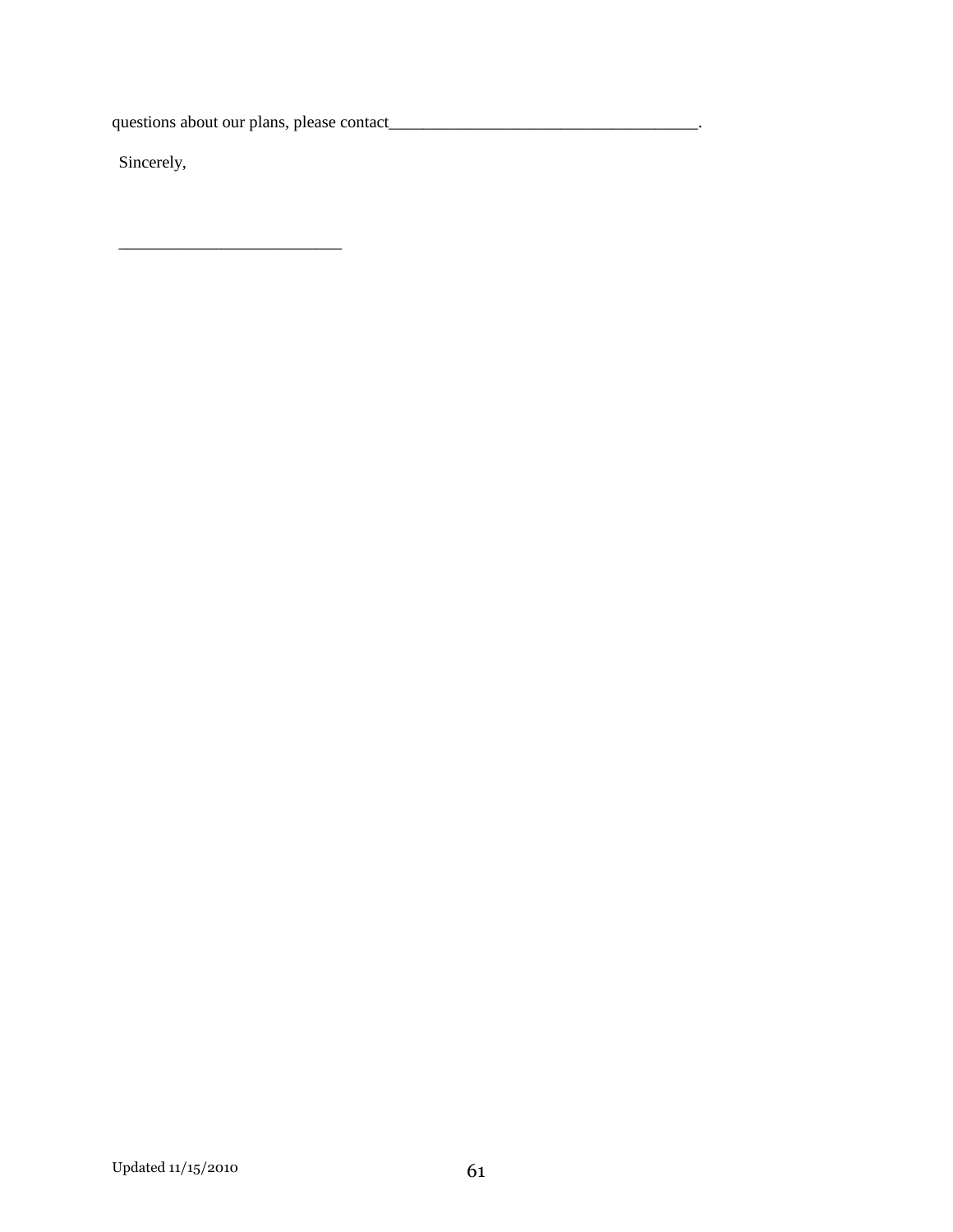questions about our plans, please contact_____________________________________.

Sincerely,

__________________________

Updated 11/15/2010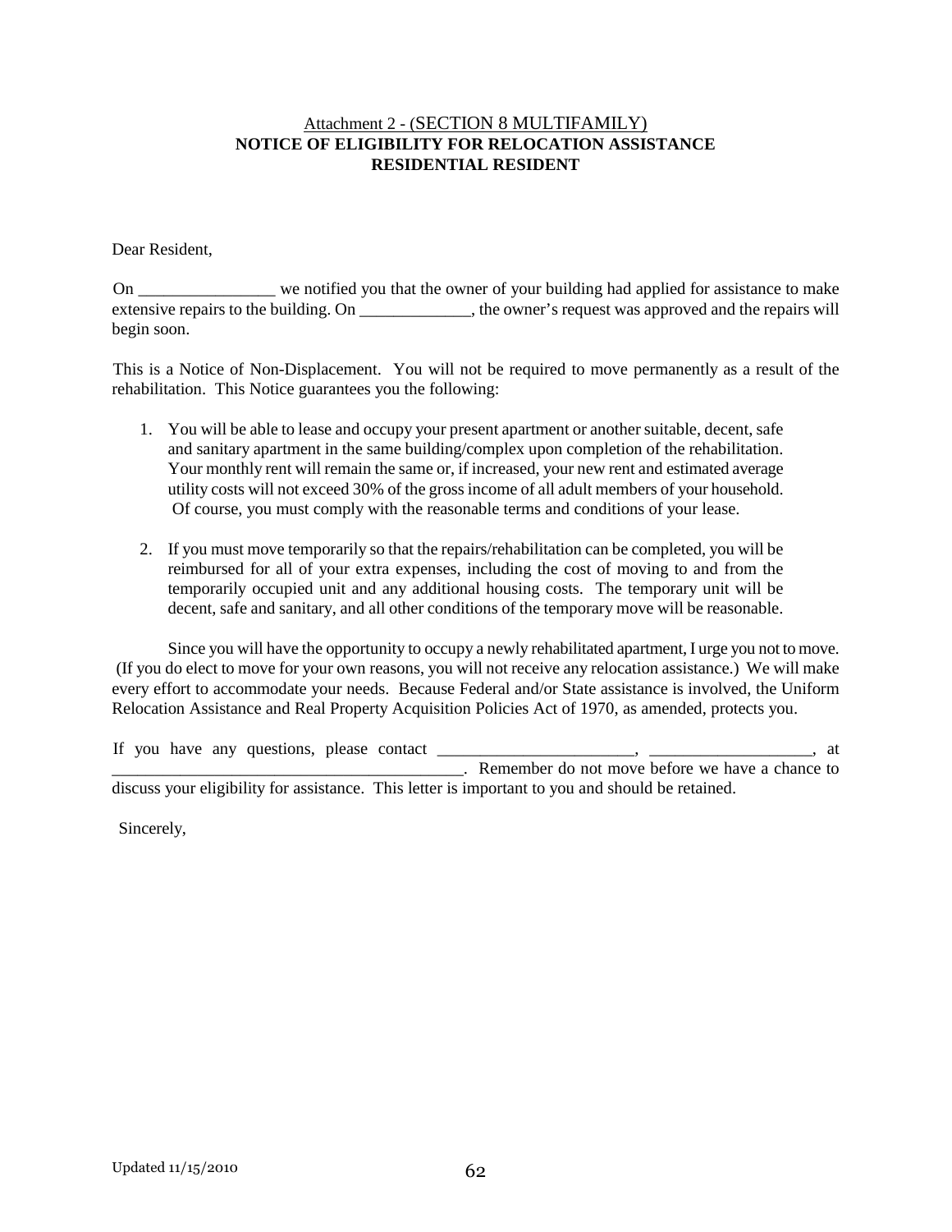Attachment 2 - (SECTION 8 MULTIFAMILY)

**NOTICE OF ELIGIBILITY FOR RELOCATION ASSISTANCE**
**RESIDENTIAL RESIDENT**

Dear Resident,

On ________________ we notified you that the owner of your building had applied for assistance to make extensive repairs to the building. On _____________, the owner's request was approved and the repairs will begin soon.

This is a Notice of Non-Displacement. You will not be required to move permanently as a result of the rehabilitation. This Notice guarantees you the following:

1. You will be able to lease and occupy your present apartment or another suitable, decent, safe and sanitary apartment in the same building/complex upon completion of the rehabilitation. Your monthly rent will remain the same or, if increased, your new rent and estimated average utility costs will not exceed 30% of the gross income of all adult members of your household. Of course, you must comply with the reasonable terms and conditions of your lease.

2. If you must move temporarily so that the repairs/rehabilitation can be completed, you will be reimbursed for all of your extra expenses, including the cost of moving to and from the temporarily occupied unit and any additional housing costs. The temporary unit will be decent, safe and sanitary, and all other conditions of the temporary move will be reasonable.

Since you will have the opportunity to occupy a newly rehabilitated apartment, I urge you not to move. (If you do elect to move for your own reasons, you will not receive any relocation assistance.) We will make every effort to accommodate your needs. Because Federal and/or State assistance is involved, the Uniform Relocation Assistance and Real Property Acquisition Policies Act of 1970, as amended, protects you.

If you have any questions, please contact _______________________, ___________________, at _________________________________________. Remember do not move before we have a chance to discuss your eligibility for assistance. This letter is important to you and should be retained.

Sincerely,

Updated 11/15/2010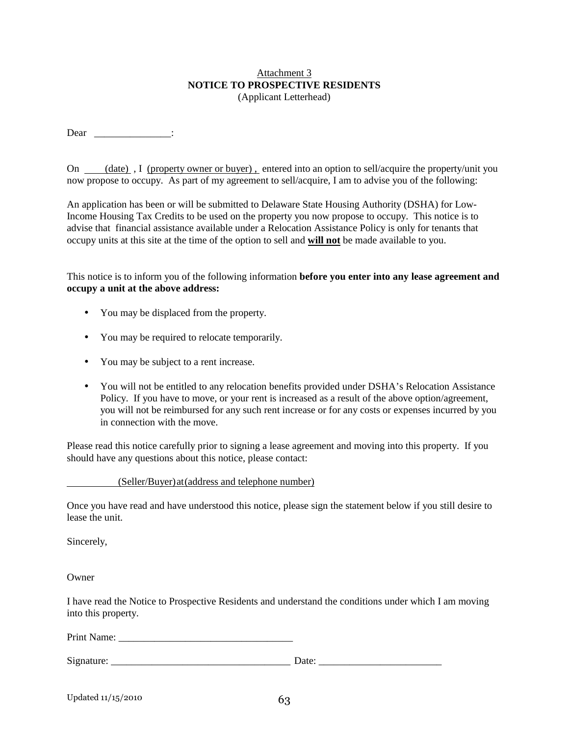Attachment 3

**NOTICE TO PROSPECTIVE RESIDENTS**

(Applicant Letterhead)

Dear _______________:

On (date) , I (property owner or buyer) , entered into an option to sell/acquire the property/unit you now propose to occupy. As part of my agreement to sell/acquire, I am to advise you of the following:

An application has been or will be submitted to Delaware State Housing Authority (DSHA) for Low-Income Housing Tax Credits to be used on the property you now propose to occupy. This notice is to advise that financial assistance available under a Relocation Assistance Policy is only for tenants that occupy units at this site at the time of the option to sell and **will not** be made available to you.

This notice is to inform you of the following information **before you enter into any lease agreement and occupy a unit at the above address:**

- You may be displaced from the property.
- You may be required to relocate temporarily.
- You may be subject to a rent increase.
- You will not be entitled to any relocation benefits provided under DSHA's Relocation Assistance Policy. If you have to move, or your rent is increased as a result of the above option/agreement, you will not be reimbursed for any such rent increase or for any costs or expenses incurred by you in connection with the move.

Please read this notice carefully prior to signing a lease agreement and moving into this property. If you should have any questions about this notice, please contact:

(Seller/Buyer) at (address and telephone number)

Once you have read and have understood this notice, please sign the statement below if you still desire to lease the unit.

Sincerely,

Owner

I have read the Notice to Prospective Residents and understand the conditions under which I am moving into this property.

Print Name: __________________________________

Signature: ___________________________________ Date: ________________________

Updated 11/15/2010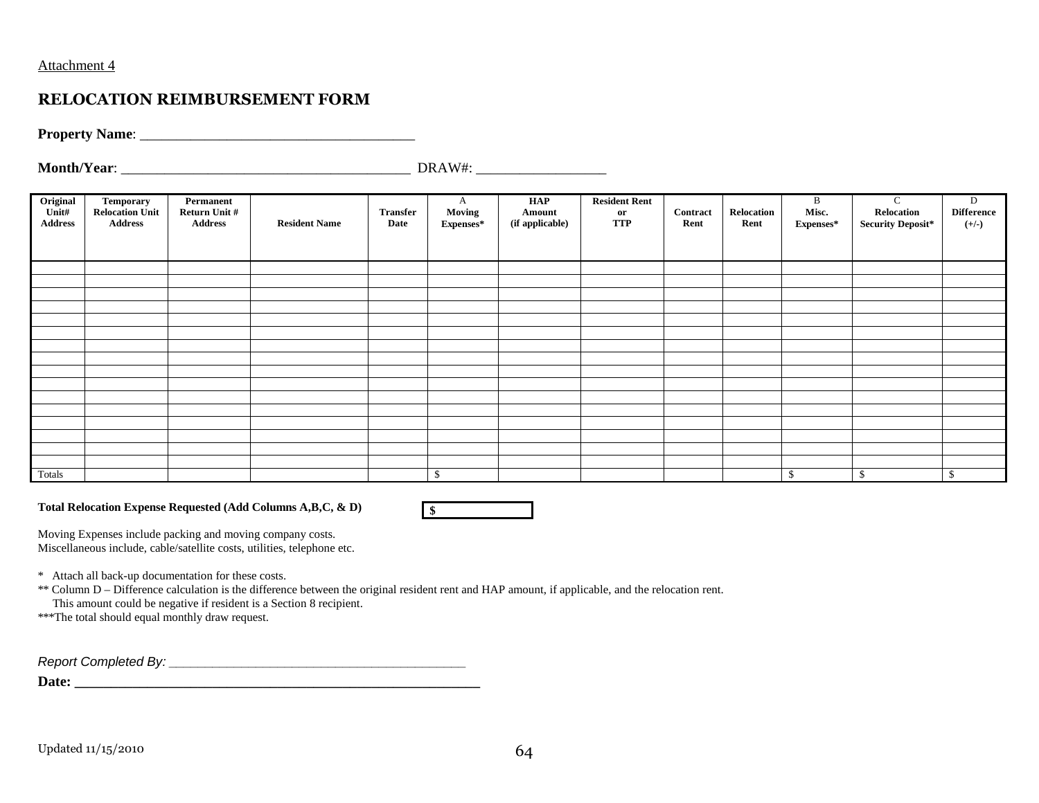Attachment 4

## RELOCATION REIMBURSEMENT FORM

**Property Name**: _______________________________________

**Month/Year**: ________________________________________ DRAW#: __________________

| Original Unit# Address | Temporary Relocation Unit Address | Permanent Return Unit # Address | Resident Name | Transfer Date | A Moving Expenses* | HAP Amount (if applicable) | Resident Rent or TTP | Contract Rent | Relocation Rent | B Misc. Expenses* | C Relocation Security Deposit* | D Difference (+/-) |
|---|---|---|---|---|---|---|---|---|---|---|---|---|
| | | | | | | | | | | | | |
| | | | | | | | | | | | | |
| | | | | | | | | | | | | |
| | | | | | | | | | | | | |
| | | | | | | | | | | | | |
| | | | | | | | | | | | | |
| | | | | | | | | | | | | |
| | | | | | | | | | | | | |
| | | | | | | | | | | | | |
| | | | | | | | | | | | | |
| | | | | | | | | | | | | |
| | | | | | | | | | | | | |
| | | | | | | | | | | | | |
| | | | | | | | | | | | | |
| | | | | | | | | | | | | |
| | | | | | | | | | | | | |
| Totals | | | | | $ | | | | | $ | $ | $ |

**Total Relocation Expense Requested (Add Columns A,B,C, & D)** **$** ____________

Moving Expenses include packing and moving company costs.
Miscellaneous include, cable/satellite costs, utilities, telephone etc.

\* Attach all back-up documentation for these costs.
\*\* Column D – Difference calculation is the difference between the original resident rent and HAP amount, if applicable, and the relocation rent. This amount could be negative if resident is a Section 8 recipient.
\*\*\*The total should equal monthly draw request.

*Report Completed By:* _____________________________________________

**Date:** __________________________________________________________

Updated 11/15/2010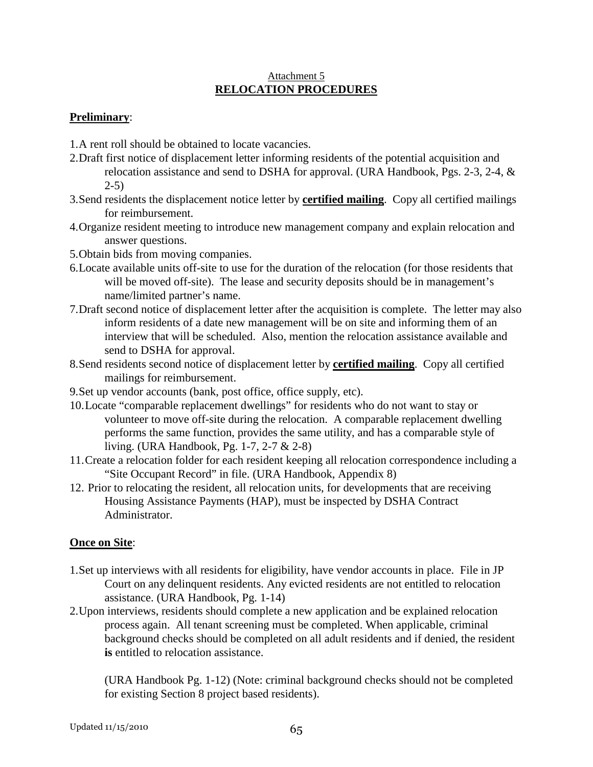Attachment 5

## RELOCATION PROCEDURES

**Preliminary**:

1. A rent roll should be obtained to locate vacancies.
2. Draft first notice of displacement letter informing residents of the potential acquisition and relocation assistance and send to DSHA for approval. (URA Handbook, Pgs. 2-3, 2-4, & 2-5)
3. Send residents the displacement notice letter by **certified mailing**. Copy all certified mailings for reimbursement.
4. Organize resident meeting to introduce new management company and explain relocation and answer questions.
5. Obtain bids from moving companies.
6. Locate available units off-site to use for the duration of the relocation (for those residents that will be moved off-site). The lease and security deposits should be in management's name/limited partner's name.
7. Draft second notice of displacement letter after the acquisition is complete. The letter may also inform residents of a date new management will be on site and informing them of an interview that will be scheduled. Also, mention the relocation assistance available and send to DSHA for approval.
8. Send residents second notice of displacement letter by **certified mailing**. Copy all certified mailings for reimbursement.
9. Set up vendor accounts (bank, post office, office supply, etc).
10. Locate "comparable replacement dwellings" for residents who do not want to stay or volunteer to move off-site during the relocation. A comparable replacement dwelling performs the same function, provides the same utility, and has a comparable style of living. (URA Handbook, Pg. 1-7, 2-7 & 2-8)
11. Create a relocation folder for each resident keeping all relocation correspondence including a "Site Occupant Record" in file. (URA Handbook, Appendix 8)
12. Prior to relocating the resident, all relocation units, for developments that are receiving Housing Assistance Payments (HAP), must be inspected by DSHA Contract Administrator.

**Once on Site**:

1. Set up interviews with all residents for eligibility, have vendor accounts in place. File in JP Court on any delinquent residents. Any evicted residents are not entitled to relocation assistance. (URA Handbook, Pg. 1-14)
2. Upon interviews, residents should complete a new application and be explained relocation process again. All tenant screening must be completed. When applicable, criminal background checks should be completed on all adult residents and if denied, the resident **is** entitled to relocation assistance.

   (URA Handbook Pg. 1-12) (Note: criminal background checks should not be completed for existing Section 8 project based residents).

Updated 11/15/2010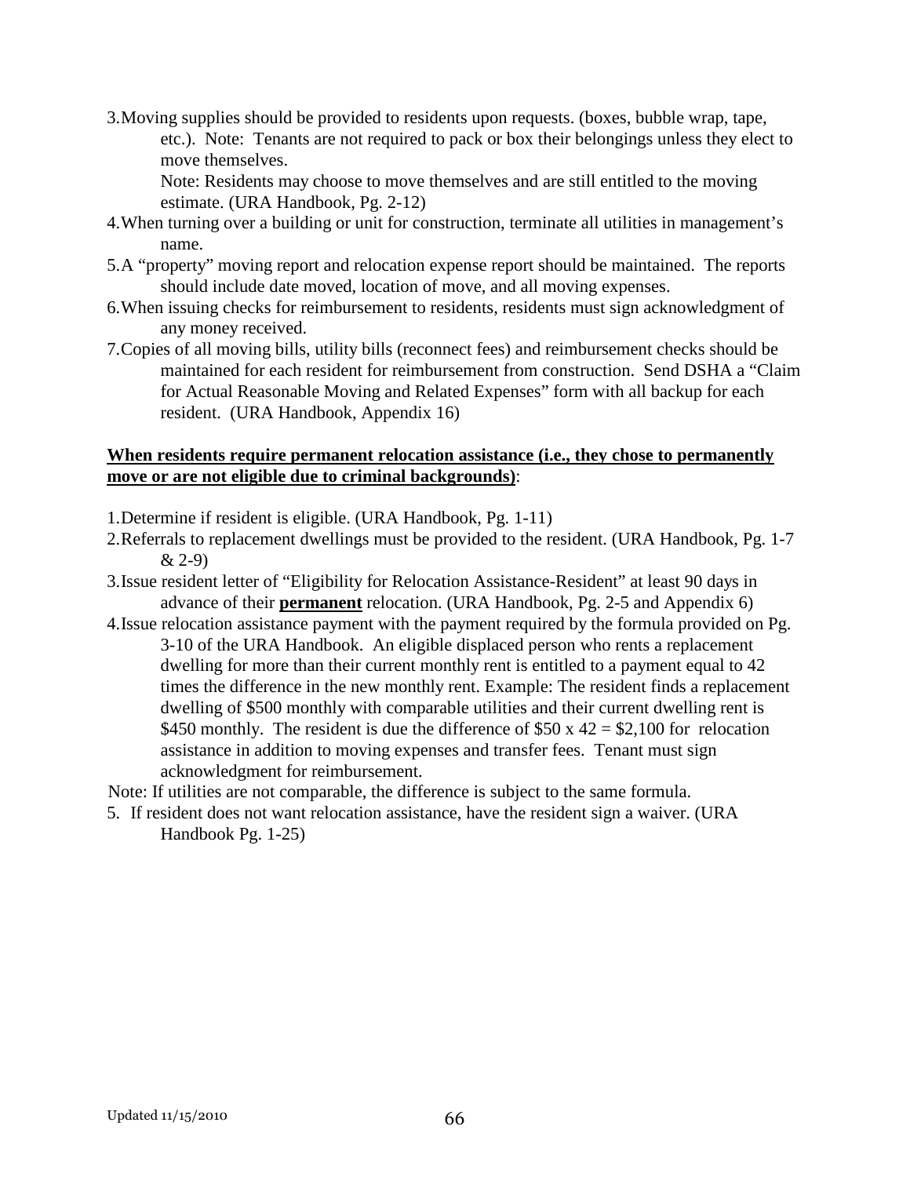3. Moving supplies should be provided to residents upon requests. (boxes, bubble wrap, tape, etc.). Note: Tenants are not required to pack or box their belongings unless they elect to move themselves.
   Note: Residents may choose to move themselves and are still entitled to the moving estimate. (URA Handbook, Pg. 2-12)
4. When turning over a building or unit for construction, terminate all utilities in management's name.
5. A "property" moving report and relocation expense report should be maintained. The reports should include date moved, location of move, and all moving expenses.
6. When issuing checks for reimbursement to residents, residents must sign acknowledgment of any money received.
7. Copies of all moving bills, utility bills (reconnect fees) and reimbursement checks should be maintained for each resident for reimbursement from construction. Send DSHA a "Claim for Actual Reasonable Moving and Related Expenses" form with all backup for each resident. (URA Handbook, Appendix 16)

**When residents require permanent relocation assistance (i.e., they chose to permanently move or are not eligible due to criminal backgrounds)**:

1. Determine if resident is eligible. (URA Handbook, Pg. 1-11)
2. Referrals to replacement dwellings must be provided to the resident. (URA Handbook, Pg. 1-7 & 2-9)
3. Issue resident letter of "Eligibility for Relocation Assistance-Resident" at least 90 days in advance of their **permanent** relocation. (URA Handbook, Pg. 2-5 and Appendix 6)
4. Issue relocation assistance payment with the payment required by the formula provided on Pg. 3-10 of the URA Handbook. An eligible displaced person who rents a replacement dwelling for more than their current monthly rent is entitled to a payment equal to 42 times the difference in the new monthly rent. Example: The resident finds a replacement dwelling of $500 monthly with comparable utilities and their current dwelling rent is $450 monthly. The resident is due the difference of $50 x 42 = $2,100 for relocation assistance in addition to moving expenses and transfer fees. Tenant must sign acknowledgment for reimbursement.

Note: If utilities are not comparable, the difference is subject to the same formula.

5. If resident does not want relocation assistance, have the resident sign a waiver. (URA Handbook Pg. 1-25)

Updated 11/15/2010